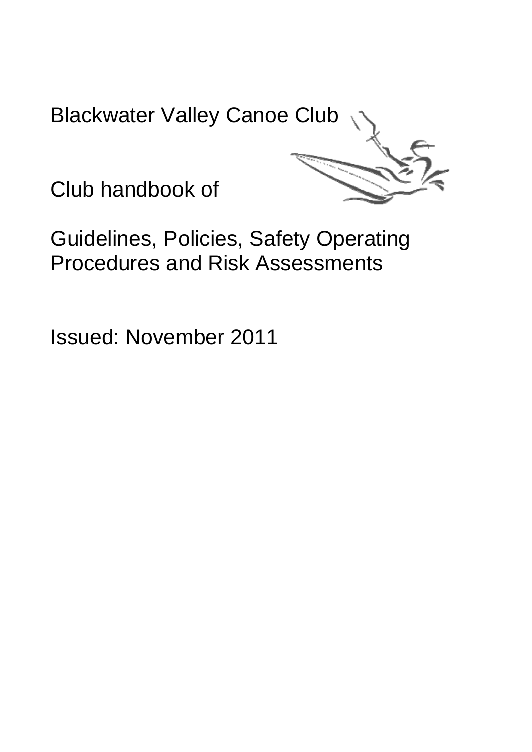# Blackwater Valley Canoe Club

Club handbook of

Guidelines, Policies, Safety Operating Procedures and Risk Assessments

Issued: November 2011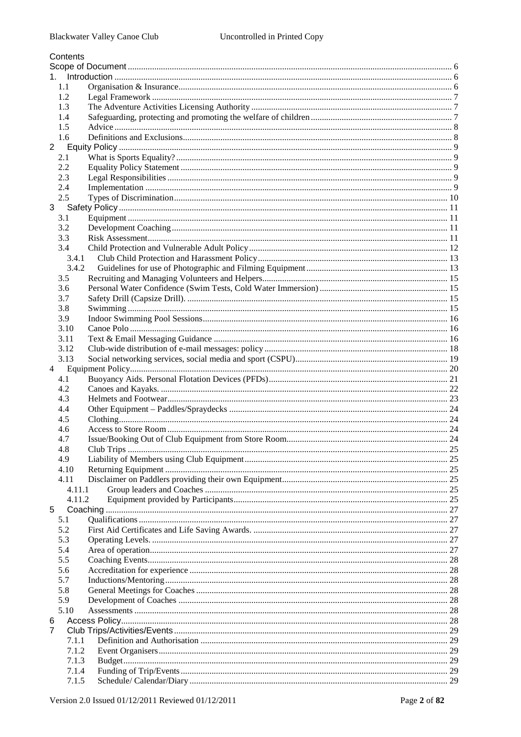Contents

Scope of Document ........................................................ 6

1. Introduction ........................................................ 6
   - 1.1 Organisation & Insurance ........................................................ 6
   - 1.2 Legal Framework ........................................................ 7
   - 1.3 The Adventure Activities Licensing Authority ........................................................ 7
   - 1.4 Safeguarding, protecting and promoting the welfare of children ........................................................ 7
   - 1.5 Advice ........................................................ 8
   - 1.6 Definitions and Exclusions ........................................................ 8
2. Equity Policy ........................................................ 9
   - 2.1 What is Sports Equality? ........................................................ 9
   - 2.2 Equality Policy Statement ........................................................ 9
   - 2.3 Legal Responsibilities ........................................................ 9
   - 2.4 Implementation ........................................................ 9
   - 2.5 Types of Discrimination ........................................................ 10
3. Safety Policy ........................................................ 11
   - 3.1 Equipment ........................................................ 11
   - 3.2 Development Coaching ........................................................ 11
   - 3.3 Risk Assessment ........................................................ 11
   - 3.4 Child Protection and Vulnerable Adult Policy ........................................................ 12
     - 3.4.1 Club Child Protection and Harassment Policy ........................................................ 13
     - 3.4.2 Guidelines for use of Photographic and Filming Equipment ........................................................ 13
   - 3.5 Recruiting and Managing Volunteers and Helpers ........................................................ 15
   - 3.6 Personal Water Confidence (Swim Tests, Cold Water Immersion) ........................................................ 15
   - 3.7 Safety Drill (Capsize Drill). ........................................................ 15
   - 3.8 Swimming ........................................................ 15
   - 3.9 Indoor Swimming Pool Sessions ........................................................ 16
   - 3.10 Canoe Polo ........................................................ 16
   - 3.11 Text & Email Messaging Guidance ........................................................ 16
   - 3.12 Club-wide distribution of e-mail messages: policy ........................................................ 18
   - 3.13 Social networking services, social media and sport (CSPU) ........................................................ 19
4. Equipment Policy ........................................................ 20
   - 4.1 Buoyancy Aids. Personal Flotation Devices (PFDs) ........................................................ 21
   - 4.2 Canoes and Kayaks. ........................................................ 22
   - 4.3 Helmets and Footwear ........................................................ 23
   - 4.4 Other Equipment – Paddles/Spraydecks ........................................................ 24
   - 4.5 Clothing ........................................................ 24
   - 4.6 Access to Store Room ........................................................ 24
   - 4.7 Issue/Booking Out of Club Equipment from Store Room ........................................................ 24
   - 4.8 Club Trips ........................................................ 25
   - 4.9 Liability of Members using Club Equipment ........................................................ 25
   - 4.10 Returning Equipment ........................................................ 25
   - 4.11 Disclaimer on Paddlers providing their own Equipment ........................................................ 25
     - 4.11.1 Group leaders and Coaches ........................................................ 25
     - 4.11.2 Equipment provided by Participants ........................................................ 25
5. Coaching ........................................................ 27
   - 5.1 Qualifications ........................................................ 27
   - 5.2 First Aid Certificates and Life Saving Awards. ........................................................ 27
   - 5.3 Operating Levels. ........................................................ 27
   - 5.4 Area of operation ........................................................ 27
   - 5.5 Coaching Events ........................................................ 28
   - 5.6 Accreditation for experience ........................................................ 28
   - 5.7 Inductions/Mentoring ........................................................ 28
   - 5.8 General Meetings for Coaches ........................................................ 28
   - 5.9 Development of Coaches ........................................................ 28
   - 5.10 Assessments ........................................................ 28
6. Access Policy ........................................................ 28
7. Club Trips/Activities/Events ........................................................ 29
   - 7.1.1 Definition and Authorisation ........................................................ 29
   - 7.1.2 Event Organisers ........................................................ 29
   - 7.1.3 Budget ........................................................ 29
   - 7.1.4 Funding of Trip/Events ........................................................ 29
   - 7.1.5 Schedule/ Calendar/Diary ........................................................ 29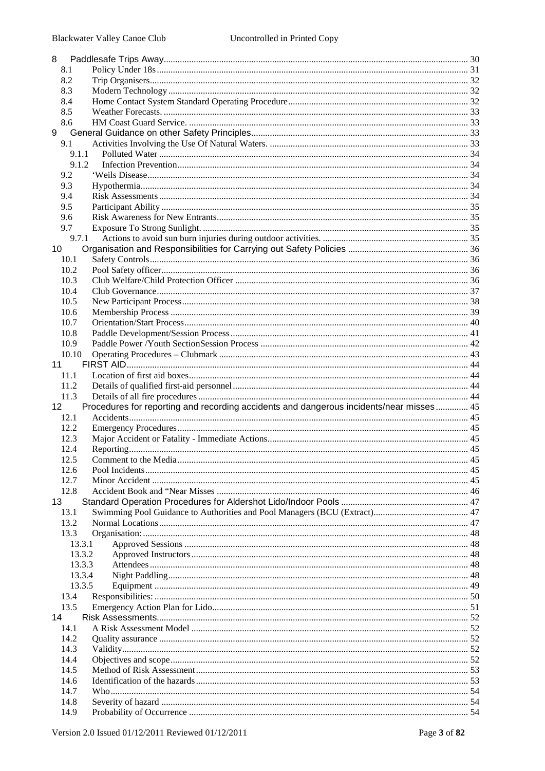8 Paddlesafe Trips Away .......... 30
- 8.1 Policy Under 18s .......... 31
- 8.2 Trip Organisers .......... 32
- 8.3 Modern Technology .......... 32
- 8.4 Home Contact System Standard Operating Procedure .......... 32
- 8.5 Weather Forecasts. .......... 33
- 8.6 HM Coast Guard Service. .......... 33

9 General Guidance on other Safety Principles .......... 33
- 9.1 Activities Involving the Use Of Natural Waters. .......... 33
  - 9.1.1 Polluted Water .......... 34
  - 9.1.2 Infection Prevention .......... 34
- 9.2 'Weils Disease .......... 34
- 9.3 Hypothermia .......... 34
- 9.4 Risk Assessments .......... 34
- 9.5 Participant Ability .......... 35
- 9.6 Risk Awareness for New Entrants .......... 35
- 9.7 Exposure To Strong Sunlight. .......... 35
  - 9.7.1 Actions to avoid sun burn injuries during outdoor activities. .......... 35

10 Organisation and Responsibilities for Carrying out Safety Policies .......... 36
- 10.1 Safety Controls .......... 36
- 10.2 Pool Safety officer .......... 36
- 10.3 Club Welfare/Child Protection Officer .......... 36
- 10.4 Club Governance .......... 37
- 10.5 New Participant Process .......... 38
- 10.6 Membership Process .......... 39
- 10.7 Orientation/Start Process .......... 40
- 10.8 Paddle Development/Session Process .......... 41
- 10.9 Paddle Power /Youth SectionSession Process .......... 42
- 10.10 Operating Procedures – Clubmark .......... 43

11 FIRST AID .......... 44
- 11.1 Location of first aid boxes .......... 44
- 11.2 Details of qualified first-aid personnel .......... 44
- 11.3 Details of all fire procedures .......... 44

12 Procedures for reporting and recording accidents and dangerous incidents/near misses .......... 45
- 12.1 Accidents .......... 45
- 12.2 Emergency Procedures .......... 45
- 12.3 Major Accident or Fatality - Immediate Actions .......... 45
- 12.4 Reporting .......... 45
- 12.5 Comment to the Media .......... 45
- 12.6 Pool Incidents .......... 45
- 12.7 Minor Accident .......... 45
- 12.8 Accident Book and "Near Misses .......... 46

13 Standard Operation Procedures for Aldershot Lido/Indoor Pools .......... 47
- 13.1 Swimming Pool Guidance to Authorities and Pool Managers (BCU (Extract) .......... 47
- 13.2 Normal Locations .......... 47
- 13.3 Organisation: .......... 48
  - 13.3.1 Approved Sessions .......... 48
  - 13.3.2 Approved Instructors .......... 48
  - 13.3.3 Attendees .......... 48
  - 13.3.4 Night Paddling .......... 48
  - 13.3.5 Equipment .......... 49
- 13.4 Responsibilities: .......... 50
- 13.5 Emergency Action Plan for Lido .......... 51

14 Risk Assessments .......... 52
- 14.1 A Risk Assessment Model .......... 52
- 14.2 Quality assurance .......... 52
- 14.3 Validity .......... 52
- 14.4 Objectives and scope .......... 52
- 14.5 Method of Risk Assessment .......... 53
- 14.6 Identification of the hazards .......... 53
- 14.7 Who .......... 54
- 14.8 Severity of hazard .......... 54
- 14.9 Probability of Occurrence .......... 54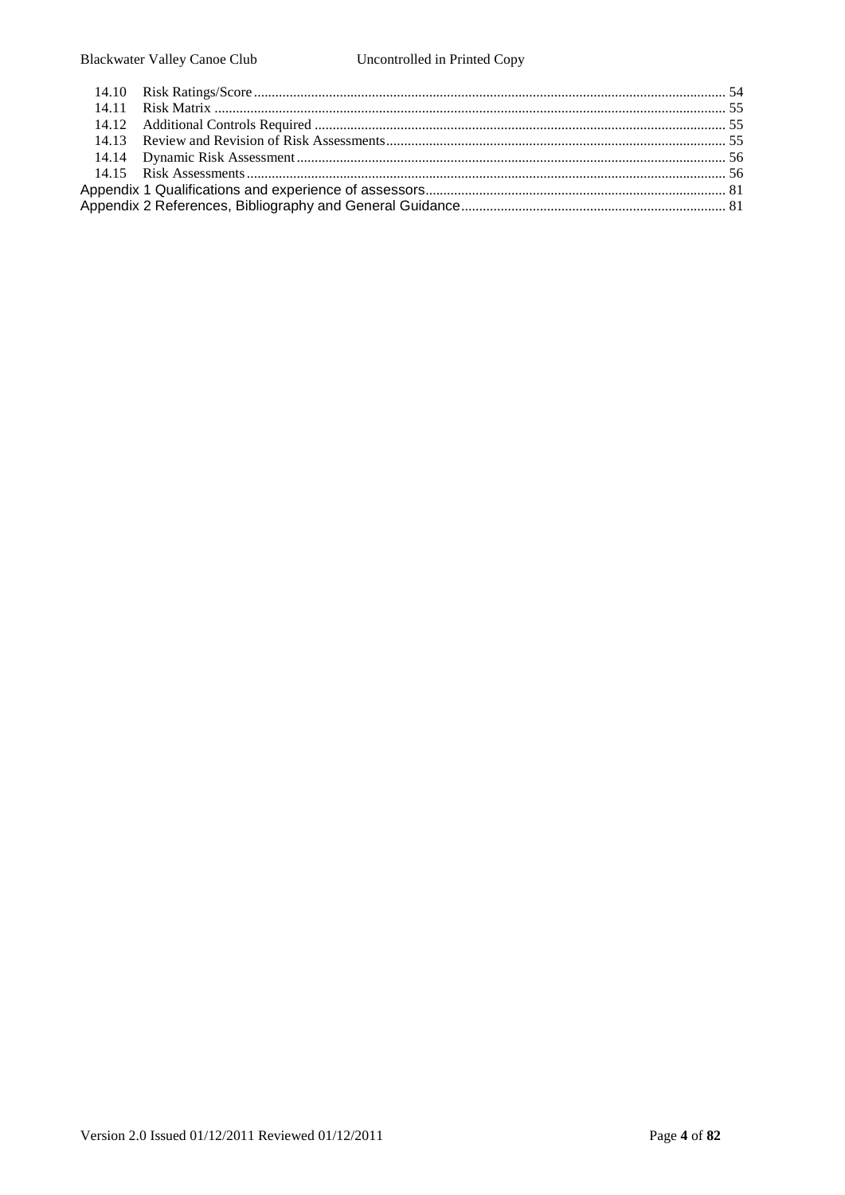14.10 Risk Ratings/Score ........................................................................................................................................ 54
14.11 Risk Matrix ................................................................................................................................................ 55
14.12 Additional Controls Required ................................................................................................................... 55
14.13 Review and Revision of Risk Assessments ............................................................................................... 55
14.14 Dynamic Risk Assessment ......................................................................................................................... 56
14.15 Risk Assessments ...................................................................................................................................... 56

Appendix 1 Qualifications and experience of assessors ......................................................................................... 81

Appendix 2 References, Bibliography and General Guidance ................................................................................ 81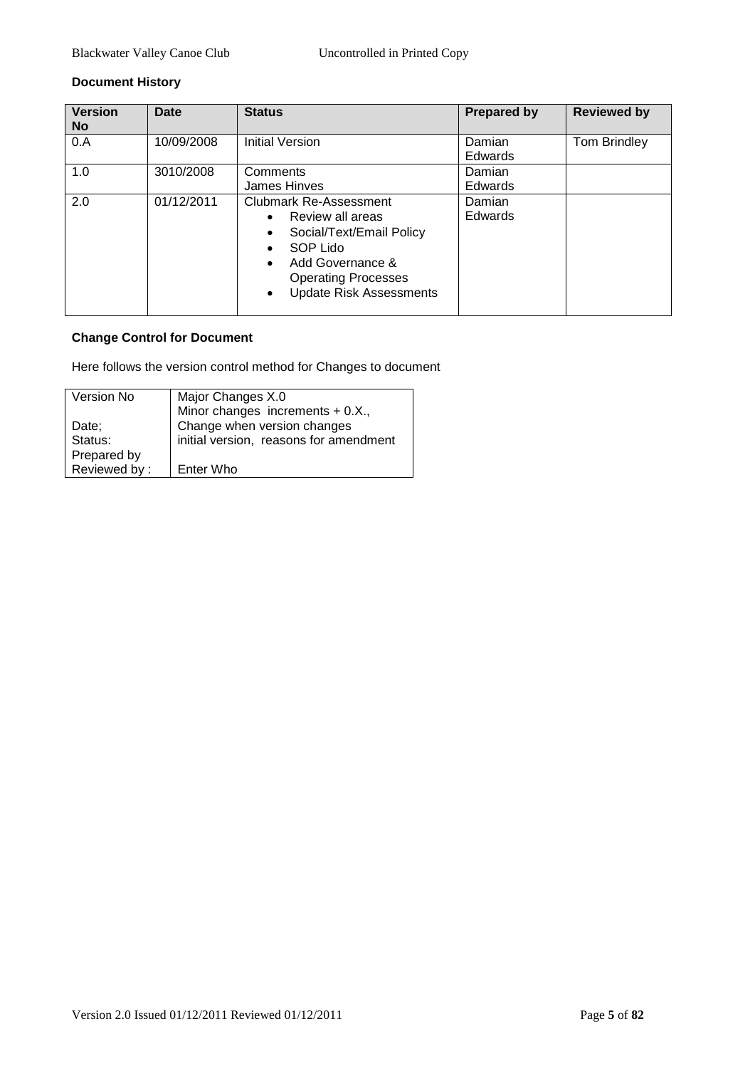### Document History

| Version No | Date | Status | Prepared by | Reviewed by |
|---|---|---|---|---|
| 0.A | 10/09/2008 | Initial Version | Damian Edwards | Tom Brindley |
| 1.0 | 3010/2008 | Comments James Hinves | Damian Edwards | |
| 2.0 | 01/12/2011 | Clubmark Re-Assessment<br>• Review all areas<br>• Social/Text/Email Policy<br>• SOP Lido<br>• Add Governance & Operating Processes<br>• Update Risk Assessments | Damian Edwards | |

### Change Control for Document

Here follows the version control method for Changes to document

| Version No | Major Changes X.0<br>Minor changes increments + 0.X., |
|---|---|
| Date; | Change when version changes |
| Status: | initial version, reasons for amendment |
| Prepared by | |
| Reviewed by : | Enter Who |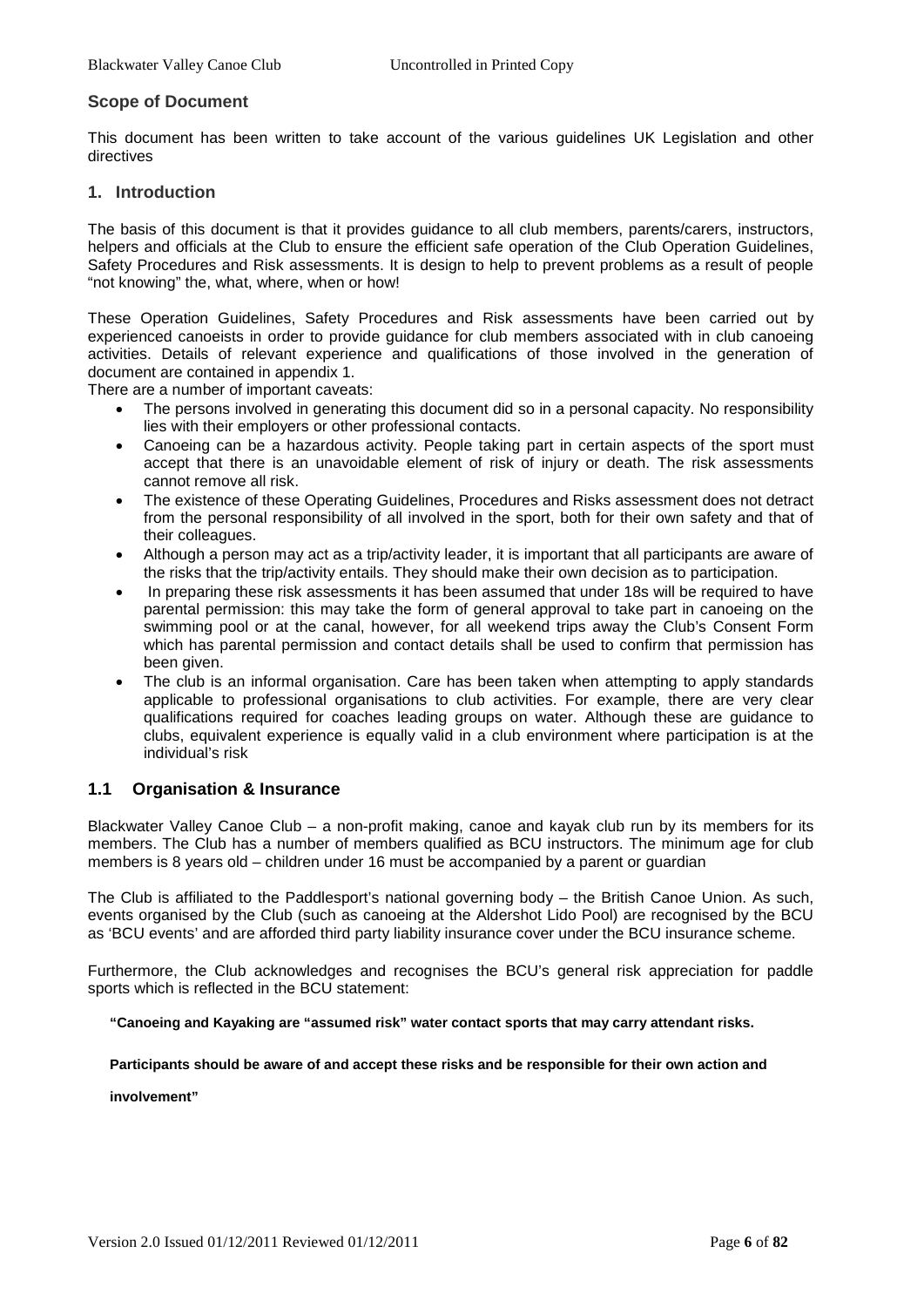## Scope of Document

This document has been written to take account of the various guidelines UK Legislation and other directives

## 1. Introduction

The basis of this document is that it provides guidance to all club members, parents/carers, instructors, helpers and officials at the Club to ensure the efficient safe operation of the Club Operation Guidelines, Safety Procedures and Risk assessments. It is design to help to prevent problems as a result of people "not knowing" the, what, where, when or how!

These Operation Guidelines, Safety Procedures and Risk assessments have been carried out by experienced canoeists in order to provide guidance for club members associated with in club canoeing activities. Details of relevant experience and qualifications of those involved in the generation of document are contained in appendix 1.

There are a number of important caveats:

- The persons involved in generating this document did so in a personal capacity. No responsibility lies with their employers or other professional contacts.
- Canoeing can be a hazardous activity. People taking part in certain aspects of the sport must accept that there is an unavoidable element of risk of injury or death. The risk assessments cannot remove all risk.
- The existence of these Operating Guidelines, Procedures and Risks assessment does not detract from the personal responsibility of all involved in the sport, both for their own safety and that of their colleagues.
- Although a person may act as a trip/activity leader, it is important that all participants are aware of the risks that the trip/activity entails. They should make their own decision as to participation.
- In preparing these risk assessments it has been assumed that under 18s will be required to have parental permission: this may take the form of general approval to take part in canoeing on the swimming pool or at the canal, however, for all weekend trips away the Club's Consent Form which has parental permission and contact details shall be used to confirm that permission has been given.
- The club is an informal organisation. Care has been taken when attempting to apply standards applicable to professional organisations to club activities. For example, there are very clear qualifications required for coaches leading groups on water. Although these are guidance to clubs, equivalent experience is equally valid in a club environment where participation is at the individual's risk

### 1.1 Organisation & Insurance

Blackwater Valley Canoe Club – a non-profit making, canoe and kayak club run by its members for its members. The Club has a number of members qualified as BCU instructors. The minimum age for club members is 8 years old – children under 16 must be accompanied by a parent or guardian

The Club is affiliated to the Paddlesport's national governing body – the British Canoe Union. As such, events organised by the Club (such as canoeing at the Aldershot Lido Pool) are recognised by the BCU as 'BCU events' and are afforded third party liability insurance cover under the BCU insurance scheme.

Furthermore, the Club acknowledges and recognises the BCU's general risk appreciation for paddle sports which is reflected in the BCU statement:

**"Canoeing and Kayaking are "assumed risk" water contact sports that may carry attendant risks.**

**Participants should be aware of and accept these risks and be responsible for their own action and involvement"**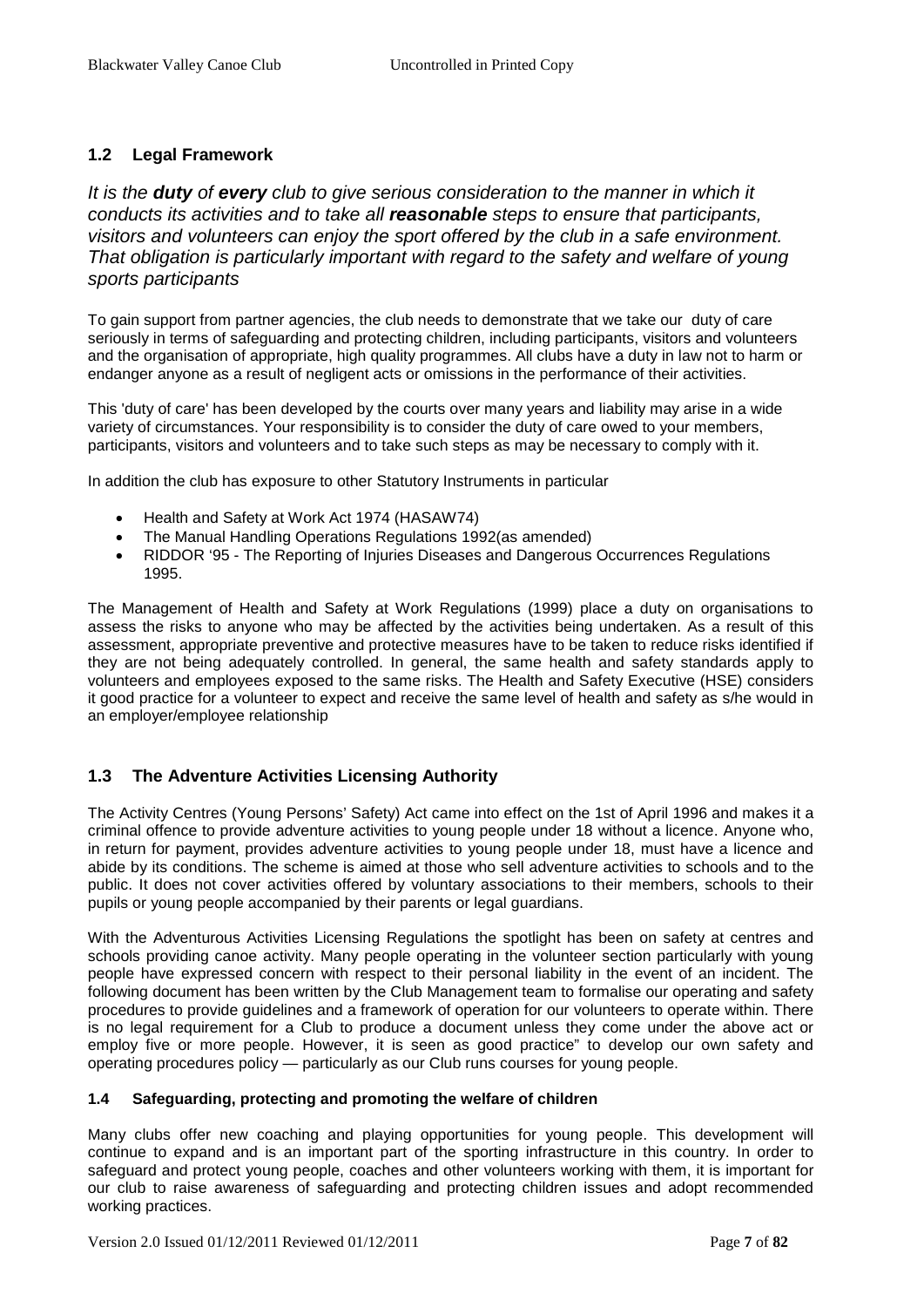## 1.2 Legal Framework

*It is the **duty** of **every** club to give serious consideration to the manner in which it conducts its activities and to take all **reasonable** steps to ensure that participants, visitors and volunteers can enjoy the sport offered by the club in a safe environment. That obligation is particularly important with regard to the safety and welfare of young sports participants*

To gain support from partner agencies, the club needs to demonstrate that we take our duty of care seriously in terms of safeguarding and protecting children, including participants, visitors and volunteers and the organisation of appropriate, high quality programmes. All clubs have a duty in law not to harm or endanger anyone as a result of negligent acts or omissions in the performance of their activities.

This 'duty of care' has been developed by the courts over many years and liability may arise in a wide variety of circumstances. Your responsibility is to consider the duty of care owed to your members, participants, visitors and volunteers and to take such steps as may be necessary to comply with it.

In addition the club has exposure to other Statutory Instruments in particular

- Health and Safety at Work Act 1974 (HASAW74)
- The Manual Handling Operations Regulations 1992(as amended)
- RIDDOR '95 - The Reporting of Injuries Diseases and Dangerous Occurrences Regulations 1995.

The Management of Health and Safety at Work Regulations (1999) place a duty on organisations to assess the risks to anyone who may be affected by the activities being undertaken. As a result of this assessment, appropriate preventive and protective measures have to be taken to reduce risks identified if they are not being adequately controlled. In general, the same health and safety standards apply to volunteers and employees exposed to the same risks. The Health and Safety Executive (HSE) considers it good practice for a volunteer to expect and receive the same level of health and safety as s/he would in an employer/employee relationship

## 1.3 The Adventure Activities Licensing Authority

The Activity Centres (Young Persons' Safety) Act came into effect on the 1st of April 1996 and makes it a criminal offence to provide adventure activities to young people under 18 without a licence. Anyone who, in return for payment, provides adventure activities to young people under 18, must have a licence and abide by its conditions. The scheme is aimed at those who sell adventure activities to schools and to the public. It does not cover activities offered by voluntary associations to their members, schools to their pupils or young people accompanied by their parents or legal guardians.

With the Adventurous Activities Licensing Regulations the spotlight has been on safety at centres and schools providing canoe activity. Many people operating in the volunteer section particularly with young people have expressed concern with respect to their personal liability in the event of an incident. The following document has been written by the Club Management team to formalise our operating and safety procedures to provide guidelines and a framework of operation for our volunteers to operate within. There is no legal requirement for a Club to produce a document unless they come under the above act or employ five or more people. However, it is seen as good practice" to develop our own safety and operating procedures policy — particularly as our Club runs courses for young people.

### 1.4 Safeguarding, protecting and promoting the welfare of children

Many clubs offer new coaching and playing opportunities for young people. This development will continue to expand and is an important part of the sporting infrastructure in this country. In order to safeguard and protect young people, coaches and other volunteers working with them, it is important for our club to raise awareness of safeguarding and protecting children issues and adopt recommended working practices.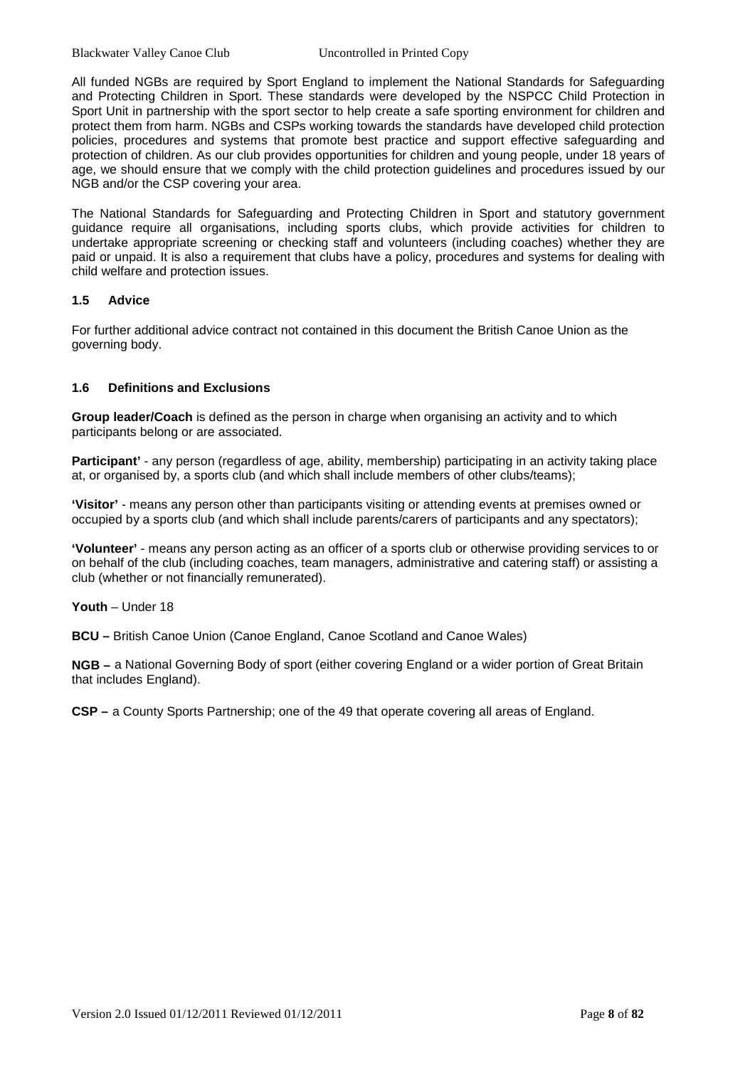All funded NGBs are required by Sport England to implement the National Standards for Safeguarding and Protecting Children in Sport. These standards were developed by the NSPCC Child Protection in Sport Unit in partnership with the sport sector to help create a safe sporting environment for children and protect them from harm. NGBs and CSPs working towards the standards have developed child protection policies, procedures and systems that promote best practice and support effective safeguarding and protection of children. As our club provides opportunities for children and young people, under 18 years of age, we should ensure that we comply with the child protection guidelines and procedures issued by our NGB and/or the CSP covering your area.

The National Standards for Safeguarding and Protecting Children in Sport and statutory government guidance require all organisations, including sports clubs, which provide activities for children to undertake appropriate screening or checking staff and volunteers (including coaches) whether they are paid or unpaid. It is also a requirement that clubs have a policy, procedures and systems for dealing with child welfare and protection issues.

### 1.5 Advice

For further additional advice contract not contained in this document the British Canoe Union as the governing body.

### 1.6 Definitions and Exclusions

**Group leader/Coach** is defined as the person in charge when organising an activity and to which participants belong or are associated.

**Participant'** - any person (regardless of age, ability, membership) participating in an activity taking place at, or organised by, a sports club (and which shall include members of other clubs/teams);

**'Visitor'** - means any person other than participants visiting or attending events at premises owned or occupied by a sports club (and which shall include parents/carers of participants and any spectators);

**'Volunteer'** - means any person acting as an officer of a sports club or otherwise providing services to or on behalf of the club (including coaches, team managers, administrative and catering staff) or assisting a club (whether or not financially remunerated).

**Youth** – Under 18

**BCU –** British Canoe Union (Canoe England, Canoe Scotland and Canoe Wales)

**NGB –** a National Governing Body of sport (either covering England or a wider portion of Great Britain that includes England).

**CSP –** a County Sports Partnership; one of the 49 that operate covering all areas of England.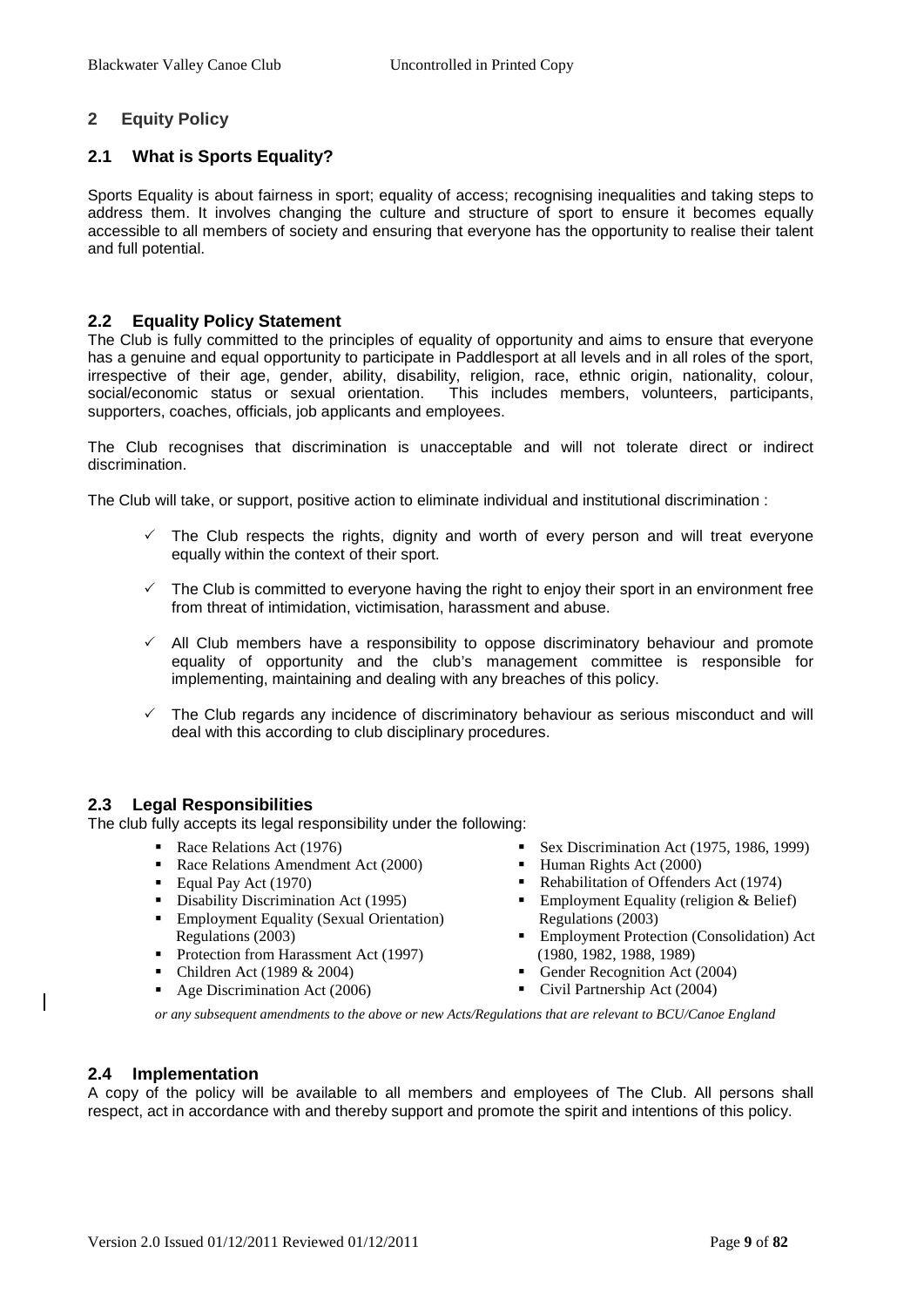## 2 Equity Policy

### 2.1 What is Sports Equality?

Sports Equality is about fairness in sport; equality of access; recognising inequalities and taking steps to address them. It involves changing the culture and structure of sport to ensure it becomes equally accessible to all members of society and ensuring that everyone has the opportunity to realise their talent and full potential.

### 2.2 Equality Policy Statement

The Club is fully committed to the principles of equality of opportunity and aims to ensure that everyone has a genuine and equal opportunity to participate in Paddlesport at all levels and in all roles of the sport, irrespective of their age, gender, ability, disability, religion, race, ethnic origin, nationality, colour, social/economic status or sexual orientation. This includes members, volunteers, participants, supporters, coaches, officials, job applicants and employees.

The Club recognises that discrimination is unacceptable and will not tolerate direct or indirect discrimination.

The Club will take, or support, positive action to eliminate individual and institutional discrimination :

- ✓ The Club respects the rights, dignity and worth of every person and will treat everyone equally within the context of their sport.
- ✓ The Club is committed to everyone having the right to enjoy their sport in an environment free from threat of intimidation, victimisation, harassment and abuse.
- ✓ All Club members have a responsibility to oppose discriminatory behaviour and promote equality of opportunity and the club's management committee is responsible for implementing, maintaining and dealing with any breaches of this policy.
- ✓ The Club regards any incidence of discriminatory behaviour as serious misconduct and will deal with this according to club disciplinary procedures.

### 2.3 Legal Responsibilities

The club fully accepts its legal responsibility under the following:

- Race Relations Act (1976)
- Race Relations Amendment Act (2000)
- Equal Pay Act (1970)
- Disability Discrimination Act (1995)
- Employment Equality (Sexual Orientation) Regulations (2003)
- Protection from Harassment Act (1997)
- Children Act (1989 & 2004)
- Age Discrimination Act (2006)
- Sex Discrimination Act (1975, 1986, 1999)
- Human Rights Act (2000)
- Rehabilitation of Offenders Act (1974)
- Employment Equality (religion & Belief) Regulations (2003)
- Employment Protection (Consolidation) Act (1980, 1982, 1988, 1989)
- Gender Recognition Act (2004)
- Civil Partnership Act (2004)

*or any subsequent amendments to the above or new Acts/Regulations that are relevant to BCU/Canoe England*

### 2.4 Implementation

A copy of the policy will be available to all members and employees of The Club. All persons shall respect, act in accordance with and thereby support and promote the spirit and intentions of this policy.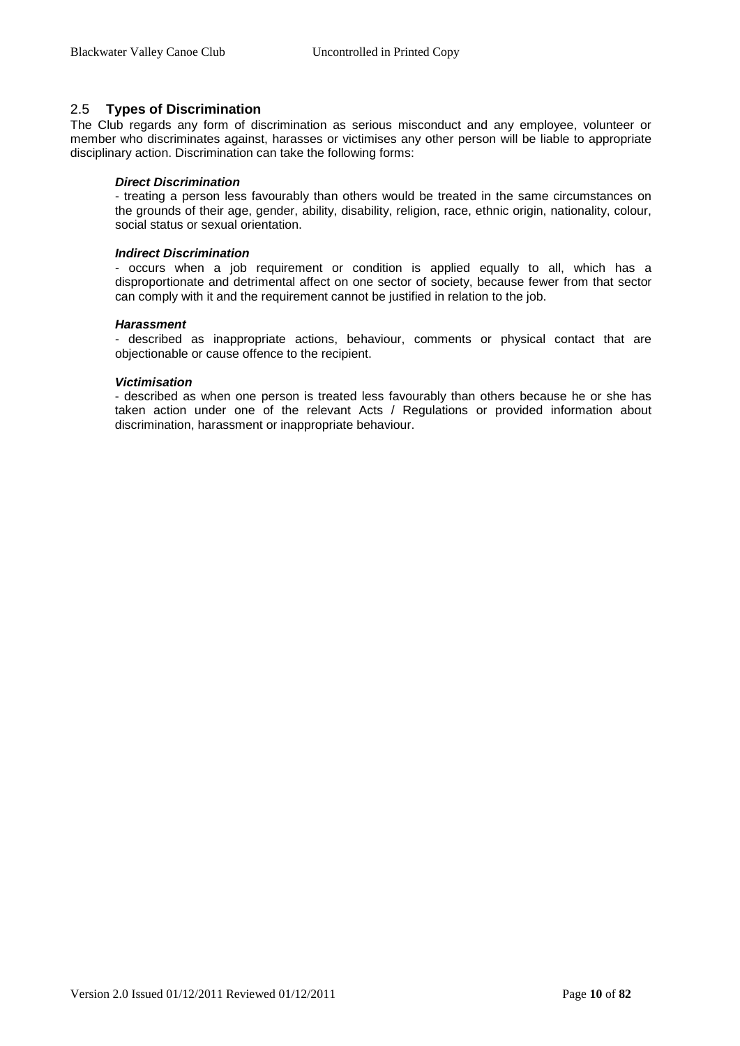## 2.5 Types of Discrimination

The Club regards any form of discrimination as serious misconduct and any employee, volunteer or member who discriminates against, harasses or victimises any other person will be liable to appropriate disciplinary action. Discrimination can take the following forms:

***Direct Discrimination***

- treating a person less favourably than others would be treated in the same circumstances on the grounds of their age, gender, ability, disability, religion, race, ethnic origin, nationality, colour, social status or sexual orientation.

***Indirect Discrimination***

- occurs when a job requirement or condition is applied equally to all, which has a disproportionate and detrimental affect on one sector of society, because fewer from that sector can comply with it and the requirement cannot be justified in relation to the job.

***Harassment***

- described as inappropriate actions, behaviour, comments or physical contact that are objectionable or cause offence to the recipient.

***Victimisation***

- described as when one person is treated less favourably than others because he or she has taken action under one of the relevant Acts / Regulations or provided information about discrimination, harassment or inappropriate behaviour.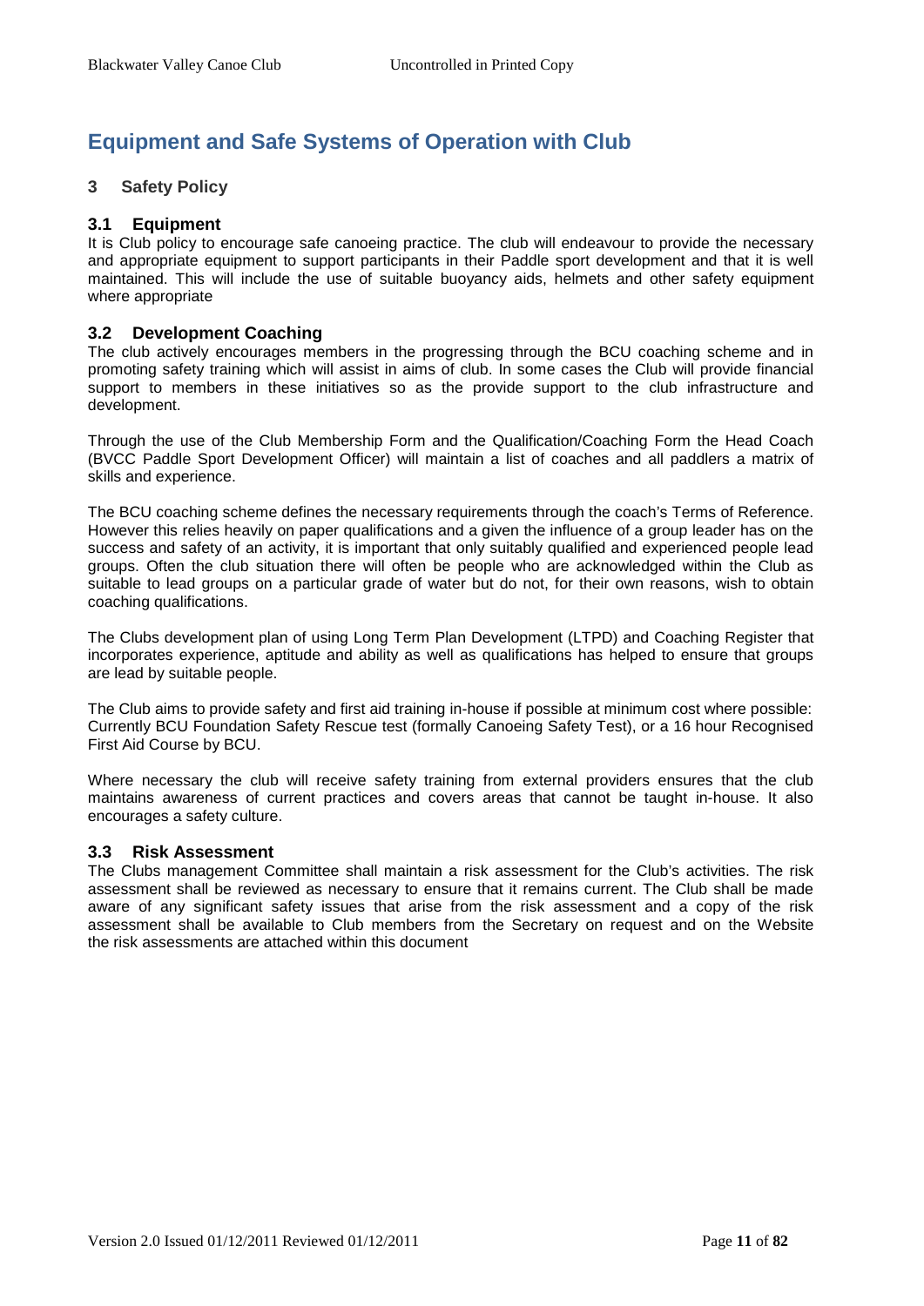# Equipment and Safe Systems of Operation with Club

## 3 Safety Policy

### 3.1 Equipment

It is Club policy to encourage safe canoeing practice. The club will endeavour to provide the necessary and appropriate equipment to support participants in their Paddle sport development and that it is well maintained. This will include the use of suitable buoyancy aids, helmets and other safety equipment where appropriate

### 3.2 Development Coaching

The club actively encourages members in the progressing through the BCU coaching scheme and in promoting safety training which will assist in aims of club. In some cases the Club will provide financial support to members in these initiatives so as the provide support to the club infrastructure and development.

Through the use of the Club Membership Form and the Qualification/Coaching Form the Head Coach (BVCC Paddle Sport Development Officer) will maintain a list of coaches and all paddlers a matrix of skills and experience.

The BCU coaching scheme defines the necessary requirements through the coach's Terms of Reference. However this relies heavily on paper qualifications and a given the influence of a group leader has on the success and safety of an activity, it is important that only suitably qualified and experienced people lead groups. Often the club situation there will often be people who are acknowledged within the Club as suitable to lead groups on a particular grade of water but do not, for their own reasons, wish to obtain coaching qualifications.

The Clubs development plan of using Long Term Plan Development (LTPD) and Coaching Register that incorporates experience, aptitude and ability as well as qualifications has helped to ensure that groups are lead by suitable people.

The Club aims to provide safety and first aid training in-house if possible at minimum cost where possible: Currently BCU Foundation Safety Rescue test (formally Canoeing Safety Test), or a 16 hour Recognised First Aid Course by BCU.

Where necessary the club will receive safety training from external providers ensures that the club maintains awareness of current practices and covers areas that cannot be taught in-house. It also encourages a safety culture.

### 3.3 Risk Assessment

The Clubs management Committee shall maintain a risk assessment for the Club's activities. The risk assessment shall be reviewed as necessary to ensure that it remains current. The Club shall be made aware of any significant safety issues that arise from the risk assessment and a copy of the risk assessment shall be available to Club members from the Secretary on request and on the Website the risk assessments are attached within this document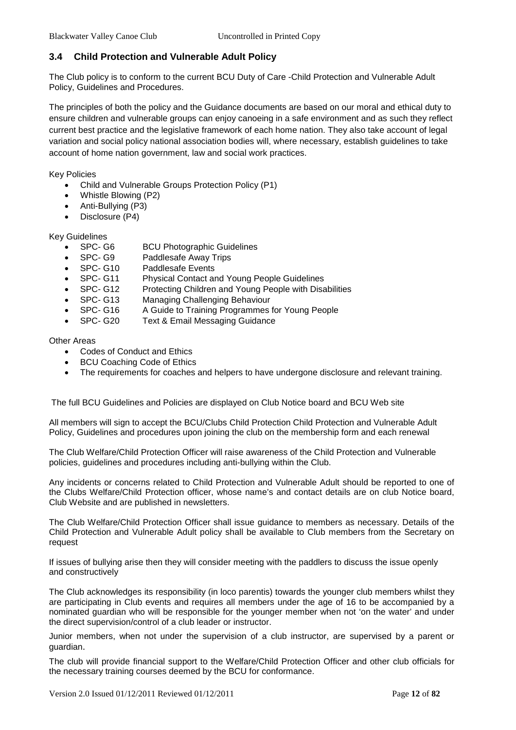## 3.4 Child Protection and Vulnerable Adult Policy

The Club policy is to conform to the current BCU Duty of Care -Child Protection and Vulnerable Adult Policy, Guidelines and Procedures.

The principles of both the policy and the Guidance documents are based on our moral and ethical duty to ensure children and vulnerable groups can enjoy canoeing in a safe environment and as such they reflect current best practice and the legislative framework of each home nation. They also take account of legal variation and social policy national association bodies will, where necessary, establish guidelines to take account of home nation government, law and social work practices.

Key Policies

- Child and Vulnerable Groups Protection Policy (P1)
- Whistle Blowing (P2)
- Anti-Bullying (P3)
- Disclosure (P4)

Key Guidelines

- SPC- G6 BCU Photographic Guidelines
- SPC- G9 Paddlesafe Away Trips
- SPC- G10 Paddlesafe Events
- SPC- G11 Physical Contact and Young People Guidelines
- SPC- G12 Protecting Children and Young People with Disabilities
- SPC- G13 Managing Challenging Behaviour
- SPC- G16 A Guide to Training Programmes for Young People
- SPC- G20 Text & Email Messaging Guidance

Other Areas

- Codes of Conduct and Ethics
- BCU Coaching Code of Ethics
- The requirements for coaches and helpers to have undergone disclosure and relevant training.

The full BCU Guidelines and Policies are displayed on Club Notice board and BCU Web site

All members will sign to accept the BCU/Clubs Child Protection Child Protection and Vulnerable Adult Policy, Guidelines and procedures upon joining the club on the membership form and each renewal

The Club Welfare/Child Protection Officer will raise awareness of the Child Protection and Vulnerable policies, guidelines and procedures including anti-bullying within the Club.

Any incidents or concerns related to Child Protection and Vulnerable Adult should be reported to one of the Clubs Welfare/Child Protection officer, whose name's and contact details are on club Notice board, Club Website and are published in newsletters.

The Club Welfare/Child Protection Officer shall issue guidance to members as necessary. Details of the Child Protection and Vulnerable Adult policy shall be available to Club members from the Secretary on request

If issues of bullying arise then they will consider meeting with the paddlers to discuss the issue openly and constructively

The Club acknowledges its responsibility (in loco parentis) towards the younger club members whilst they are participating in Club events and requires all members under the age of 16 to be accompanied by a nominated guardian who will be responsible for the younger member when not 'on the water' and under the direct supervision/control of a club leader or instructor.

Junior members, when not under the supervision of a club instructor, are supervised by a parent or guardian.

The club will provide financial support to the Welfare/Child Protection Officer and other club officials for the necessary training courses deemed by the BCU for conformance.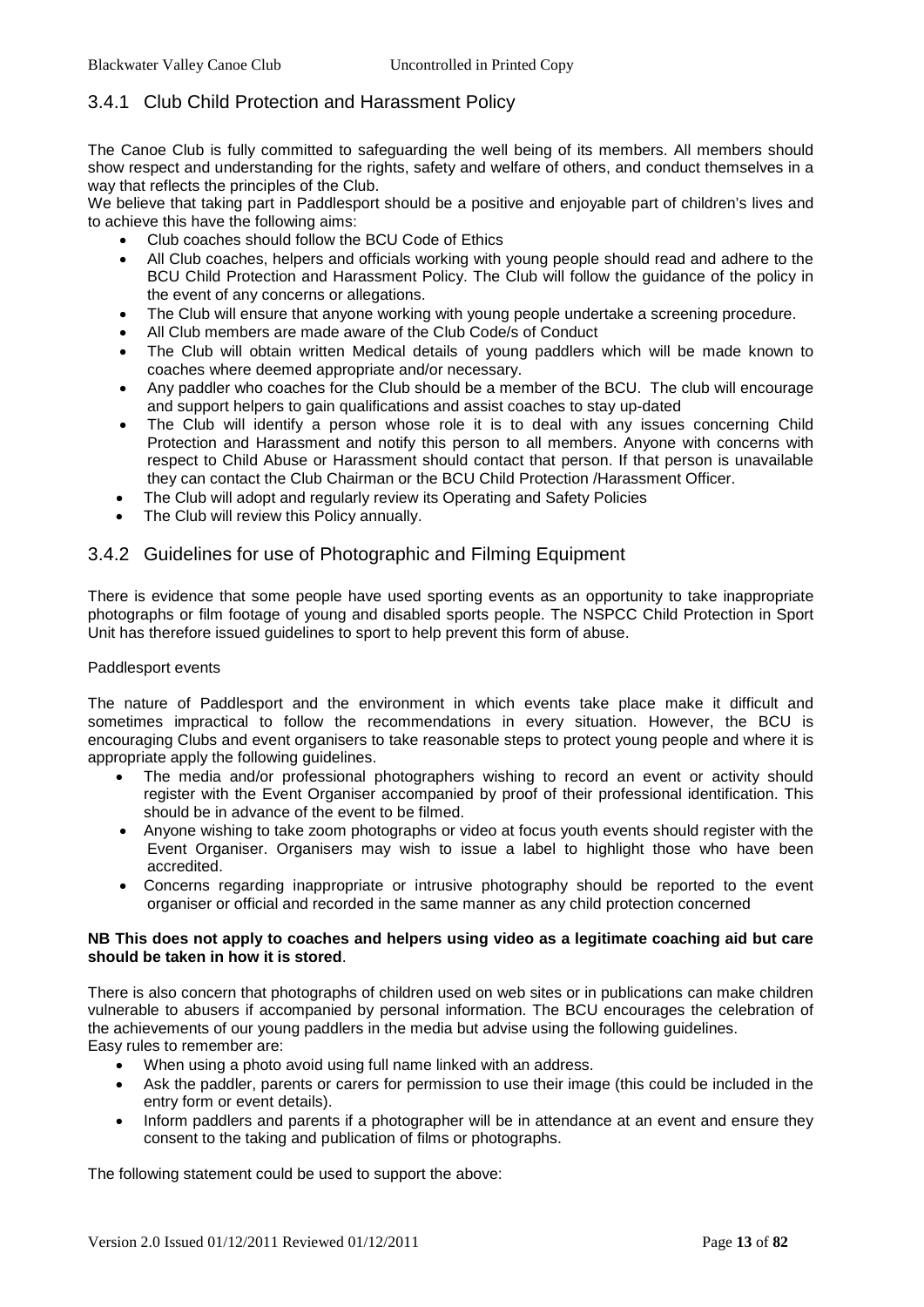## 3.4.1 Club Child Protection and Harassment Policy

The Canoe Club is fully committed to safeguarding the well being of its members. All members should show respect and understanding for the rights, safety and welfare of others, and conduct themselves in a way that reflects the principles of the Club.

We believe that taking part in Paddlesport should be a positive and enjoyable part of children's lives and to achieve this have the following aims:

- Club coaches should follow the BCU Code of Ethics
- All Club coaches, helpers and officials working with young people should read and adhere to the BCU Child Protection and Harassment Policy. The Club will follow the guidance of the policy in the event of any concerns or allegations.
- The Club will ensure that anyone working with young people undertake a screening procedure.
- All Club members are made aware of the Club Code/s of Conduct
- The Club will obtain written Medical details of young paddlers which will be made known to coaches where deemed appropriate and/or necessary.
- Any paddler who coaches for the Club should be a member of the BCU. The club will encourage and support helpers to gain qualifications and assist coaches to stay up-dated
- The Club will identify a person whose role it is to deal with any issues concerning Child Protection and Harassment and notify this person to all members. Anyone with concerns with respect to Child Abuse or Harassment should contact that person. If that person is unavailable they can contact the Club Chairman or the BCU Child Protection /Harassment Officer.
- The Club will adopt and regularly review its Operating and Safety Policies
- The Club will review this Policy annually.

## 3.4.2 Guidelines for use of Photographic and Filming Equipment

There is evidence that some people have used sporting events as an opportunity to take inappropriate photographs or film footage of young and disabled sports people. The NSPCC Child Protection in Sport Unit has therefore issued guidelines to sport to help prevent this form of abuse.

Paddlesport events

The nature of Paddlesport and the environment in which events take place make it difficult and sometimes impractical to follow the recommendations in every situation. However, the BCU is encouraging Clubs and event organisers to take reasonable steps to protect young people and where it is appropriate apply the following guidelines.

- The media and/or professional photographers wishing to record an event or activity should register with the Event Organiser accompanied by proof of their professional identification. This should be in advance of the event to be filmed.
- Anyone wishing to take zoom photographs or video at focus youth events should register with the Event Organiser. Organisers may wish to issue a label to highlight those who have been accredited.
- Concerns regarding inappropriate or intrusive photography should be reported to the event organiser or official and recorded in the same manner as any child protection concerned

**NB This does not apply to coaches and helpers using video as a legitimate coaching aid but care should be taken in how it is stored**.

There is also concern that photographs of children used on web sites or in publications can make children vulnerable to abusers if accompanied by personal information. The BCU encourages the celebration of the achievements of our young paddlers in the media but advise using the following guidelines.
Easy rules to remember are:

- When using a photo avoid using full name linked with an address.
- Ask the paddler, parents or carers for permission to use their image (this could be included in the entry form or event details).
- Inform paddlers and parents if a photographer will be in attendance at an event and ensure they consent to the taking and publication of films or photographs.

The following statement could be used to support the above: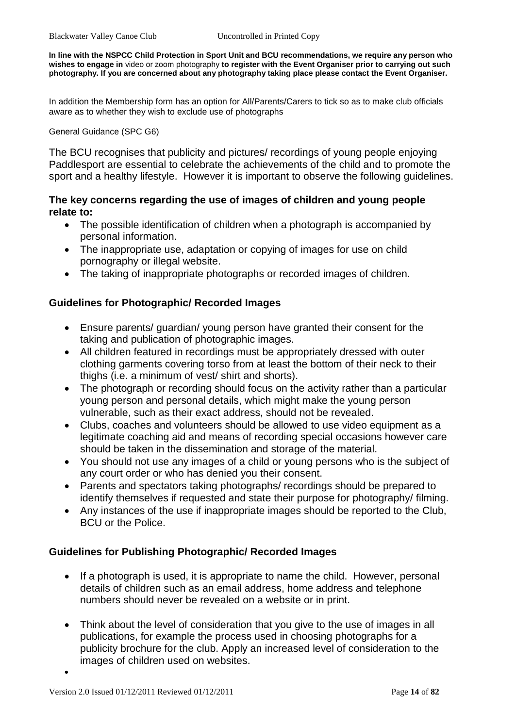**In line with the NSPCC Child Protection in Sport Unit and BCU recommendations, we require any person who wishes to engage in** video or zoom photography **to register with the Event Organiser prior to carrying out such photography. If you are concerned about any photography taking place please contact the Event Organiser.**

In addition the Membership form has an option for All/Parents/Carers to tick so as to make club officials aware as to whether they wish to exclude use of photographs

General Guidance (SPC G6)

The BCU recognises that publicity and pictures/ recordings of young people enjoying Paddlesport are essential to celebrate the achievements of the child and to promote the sport and a healthy lifestyle. However it is important to observe the following guidelines.

**The key concerns regarding the use of images of children and young people relate to:**

- The possible identification of children when a photograph is accompanied by personal information.
- The inappropriate use, adaptation or copying of images for use on child pornography or illegal website.
- The taking of inappropriate photographs or recorded images of children.

### Guidelines for Photographic/ Recorded Images

- Ensure parents/ guardian/ young person have granted their consent for the taking and publication of photographic images.
- All children featured in recordings must be appropriately dressed with outer clothing garments covering torso from at least the bottom of their neck to their thighs (i.e. a minimum of vest/ shirt and shorts).
- The photograph or recording should focus on the activity rather than a particular young person and personal details, which might make the young person vulnerable, such as their exact address, should not be revealed.
- Clubs, coaches and volunteers should be allowed to use video equipment as a legitimate coaching aid and means of recording special occasions however care should be taken in the dissemination and storage of the material.
- You should not use any images of a child or young persons who is the subject of any court order or who has denied you their consent.
- Parents and spectators taking photographs/ recordings should be prepared to identify themselves if requested and state their purpose for photography/ filming.
- Any instances of the use if inappropriate images should be reported to the Club, BCU or the Police.

### Guidelines for Publishing Photographic/ Recorded Images

- If a photograph is used, it is appropriate to name the child. However, personal details of children such as an email address, home address and telephone numbers should never be revealed on a website or in print.
- Think about the level of consideration that you give to the use of images in all publications, for example the process used in choosing photographs for a publicity brochure for the club. Apply an increased level of consideration to the images of children used on websites.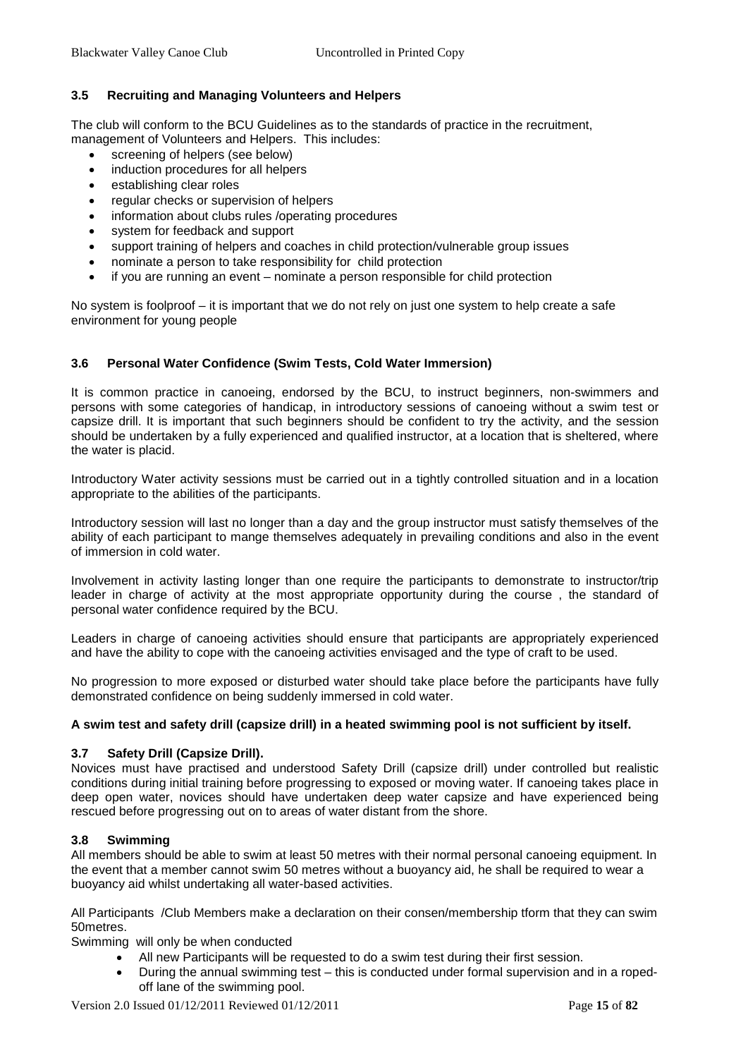### 3.5 Recruiting and Managing Volunteers and Helpers

The club will conform to the BCU Guidelines as to the standards of practice in the recruitment, management of Volunteers and Helpers. This includes:

- screening of helpers (see below)
- induction procedures for all helpers
- establishing clear roles
- regular checks or supervision of helpers
- information about clubs rules /operating procedures
- system for feedback and support
- support training of helpers and coaches in child protection/vulnerable group issues
- nominate a person to take responsibility for child protection
- if you are running an event – nominate a person responsible for child protection

No system is foolproof – it is important that we do not rely on just one system to help create a safe environment for young people

### 3.6 Personal Water Confidence (Swim Tests, Cold Water Immersion)

It is common practice in canoeing, endorsed by the BCU, to instruct beginners, non-swimmers and persons with some categories of handicap, in introductory sessions of canoeing without a swim test or capsize drill. It is important that such beginners should be confident to try the activity, and the session should be undertaken by a fully experienced and qualified instructor, at a location that is sheltered, where the water is placid.

Introductory Water activity sessions must be carried out in a tightly controlled situation and in a location appropriate to the abilities of the participants.

Introductory session will last no longer than a day and the group instructor must satisfy themselves of the ability of each participant to mange themselves adequately in prevailing conditions and also in the event of immersion in cold water.

Involvement in activity lasting longer than one require the participants to demonstrate to instructor/trip leader in charge of activity at the most appropriate opportunity during the course , the standard of personal water confidence required by the BCU.

Leaders in charge of canoeing activities should ensure that participants are appropriately experienced and have the ability to cope with the canoeing activities envisaged and the type of craft to be used.

No progression to more exposed or disturbed water should take place before the participants have fully demonstrated confidence on being suddenly immersed in cold water.

**A swim test and safety drill (capsize drill) in a heated swimming pool is not sufficient by itself.**

### 3.7 Safety Drill (Capsize Drill).

Novices must have practised and understood Safety Drill (capsize drill) under controlled but realistic conditions during initial training before progressing to exposed or moving water. If canoeing takes place in deep open water, novices should have undertaken deep water capsize and have experienced being rescued before progressing out on to areas of water distant from the shore.

### 3.8 Swimming

All members should be able to swim at least 50 metres with their normal personal canoeing equipment. In the event that a member cannot swim 50 metres without a buoyancy aid, he shall be required to wear a buoyancy aid whilst undertaking all water-based activities.

All Participants /Club Members make a declaration on their consen/membership tform that they can swim 50metres.

Swimming will only be when conducted

- All new Participants will be requested to do a swim test during their first session.
- During the annual swimming test – this is conducted under formal supervision and in a roped-off lane of the swimming pool.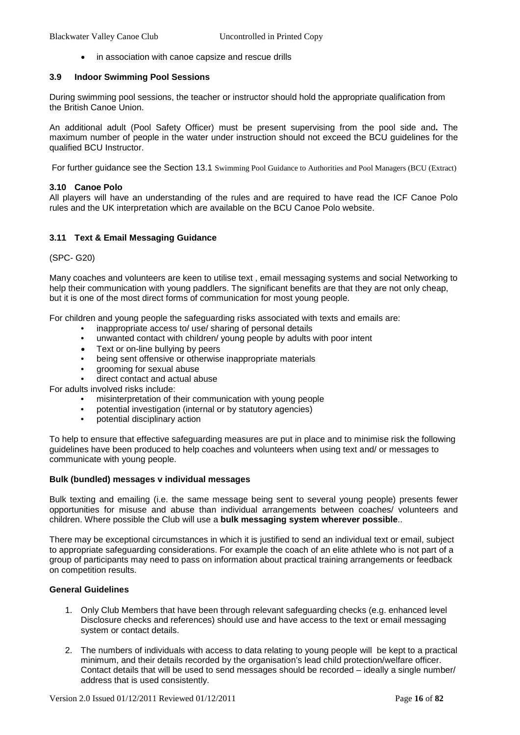- in association with canoe capsize and rescue drills

### 3.9 Indoor Swimming Pool Sessions

During swimming pool sessions, the teacher or instructor should hold the appropriate qualification from the British Canoe Union.

An additional adult (Pool Safety Officer) must be present supervising from the pool side and**.** The maximum number of people in the water under instruction should not exceed the BCU guidelines for the qualified BCU Instructor.

For further guidance see the Section 13.1 Swimming Pool Guidance to Authorities and Pool Managers (BCU (Extract)

### 3.10 Canoe Polo

All players will have an understanding of the rules and are required to have read the ICF Canoe Polo rules and the UK interpretation which are available on the BCU Canoe Polo website.

### 3.11 Text & Email Messaging Guidance

(SPC- G20)

Many coaches and volunteers are keen to utilise text , email messaging systems and social Networking to help their communication with young paddlers. The significant benefits are that they are not only cheap, but it is one of the most direct forms of communication for most young people.

For children and young people the safeguarding risks associated with texts and emails are:

- inappropriate access to/ use/ sharing of personal details
- unwanted contact with children/ young people by adults with poor intent
- Text or on-line bullying by peers
- being sent offensive or otherwise inappropriate materials
- grooming for sexual abuse
- direct contact and actual abuse

For adults involved risks include:

- misinterpretation of their communication with young people
- potential investigation (internal or by statutory agencies)
- potential disciplinary action

To help to ensure that effective safeguarding measures are put in place and to minimise risk the following guidelines have been produced to help coaches and volunteers when using text and/ or messages to communicate with young people.

**Bulk (bundled) messages v individual messages**

Bulk texting and emailing (i.e. the same message being sent to several young people) presents fewer opportunities for misuse and abuse than individual arrangements between coaches/ volunteers and children. Where possible the Club will use a **bulk messaging system wherever possible**..

There may be exceptional circumstances in which it is justified to send an individual text or email, subject to appropriate safeguarding considerations. For example the coach of an elite athlete who is not part of a group of participants may need to pass on information about practical training arrangements or feedback on competition results.

**General Guidelines**

1. Only Club Members that have been through relevant safeguarding checks (e.g. enhanced level Disclosure checks and references) should use and have access to the text or email messaging system or contact details.
2. The numbers of individuals with access to data relating to young people will be kept to a practical minimum, and their details recorded by the organisation's lead child protection/welfare officer. Contact details that will be used to send messages should be recorded – ideally a single number/ address that is used consistently.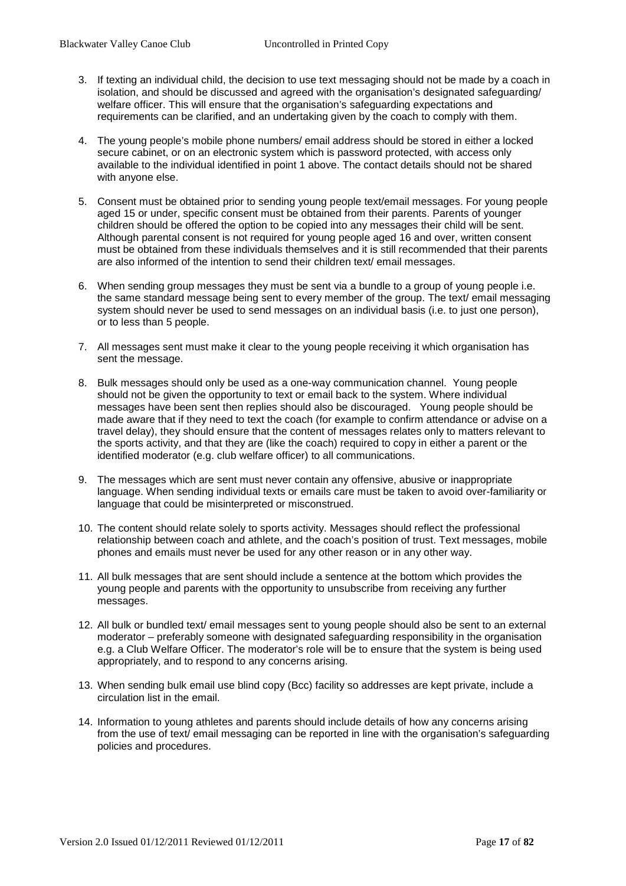3. If texting an individual child, the decision to use text messaging should not be made by a coach in isolation, and should be discussed and agreed with the organisation's designated safeguarding/ welfare officer. This will ensure that the organisation's safeguarding expectations and requirements can be clarified, and an undertaking given by the coach to comply with them.

4. The young people's mobile phone numbers/ email address should be stored in either a locked secure cabinet, or on an electronic system which is password protected, with access only available to the individual identified in point 1 above. The contact details should not be shared with anyone else.

5. Consent must be obtained prior to sending young people text/email messages. For young people aged 15 or under, specific consent must be obtained from their parents. Parents of younger children should be offered the option to be copied into any messages their child will be sent. Although parental consent is not required for young people aged 16 and over, written consent must be obtained from these individuals themselves and it is still recommended that their parents are also informed of the intention to send their children text/ email messages.

6. When sending group messages they must be sent via a bundle to a group of young people i.e. the same standard message being sent to every member of the group. The text/ email messaging system should never be used to send messages on an individual basis (i.e. to just one person), or to less than 5 people.

7. All messages sent must make it clear to the young people receiving it which organisation has sent the message.

8. Bulk messages should only be used as a one-way communication channel. Young people should not be given the opportunity to text or email back to the system. Where individual messages have been sent then replies should also be discouraged. Young people should be made aware that if they need to text the coach (for example to confirm attendance or advise on a travel delay), they should ensure that the content of messages relates only to matters relevant to the sports activity, and that they are (like the coach) required to copy in either a parent or the identified moderator (e.g. club welfare officer) to all communications.

9. The messages which are sent must never contain any offensive, abusive or inappropriate language. When sending individual texts or emails care must be taken to avoid over-familiarity or language that could be misinterpreted or misconstrued.

10. The content should relate solely to sports activity. Messages should reflect the professional relationship between coach and athlete, and the coach's position of trust. Text messages, mobile phones and emails must never be used for any other reason or in any other way.

11. All bulk messages that are sent should include a sentence at the bottom which provides the young people and parents with the opportunity to unsubscribe from receiving any further messages.

12. All bulk or bundled text/ email messages sent to young people should also be sent to an external moderator – preferably someone with designated safeguarding responsibility in the organisation e.g. a Club Welfare Officer. The moderator's role will be to ensure that the system is being used appropriately, and to respond to any concerns arising.

13. When sending bulk email use blind copy (Bcc) facility so addresses are kept private, include a circulation list in the email.

14. Information to young athletes and parents should include details of how any concerns arising from the use of text/ email messaging can be reported in line with the organisation's safeguarding policies and procedures.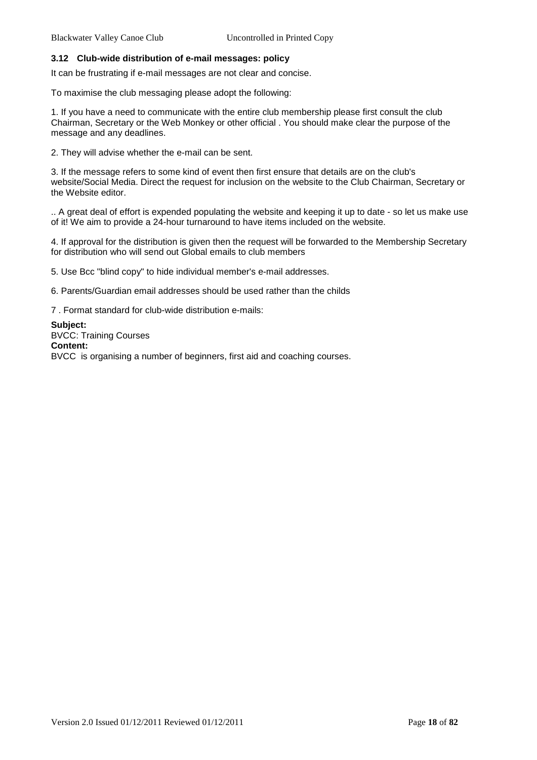### 3.12 Club-wide distribution of e-mail messages: policy

It can be frustrating if e-mail messages are not clear and concise.

To maximise the club messaging please adopt the following:

1. If you have a need to communicate with the entire club membership please first consult the club Chairman, Secretary or the Web Monkey or other official . You should make clear the purpose of the message and any deadlines.

2. They will advise whether the e-mail can be sent.

3. If the message refers to some kind of event then first ensure that details are on the club's website/Social Media. Direct the request for inclusion on the website to the Club Chairman, Secretary or the Website editor.

.. A great deal of effort is expended populating the website and keeping it up to date - so let us make use of it! We aim to provide a 24-hour turnaround to have items included on the website.

4. If approval for the distribution is given then the request will be forwarded to the Membership Secretary for distribution who will send out Global emails to club members

5. Use Bcc "blind copy" to hide individual member's e-mail addresses.

6. Parents/Guardian email addresses should be used rather than the childs

7 . Format standard for club-wide distribution e-mails:

**Subject:**
BVCC: Training Courses
**Content:**
BVCC is organising a number of beginners, first aid and coaching courses.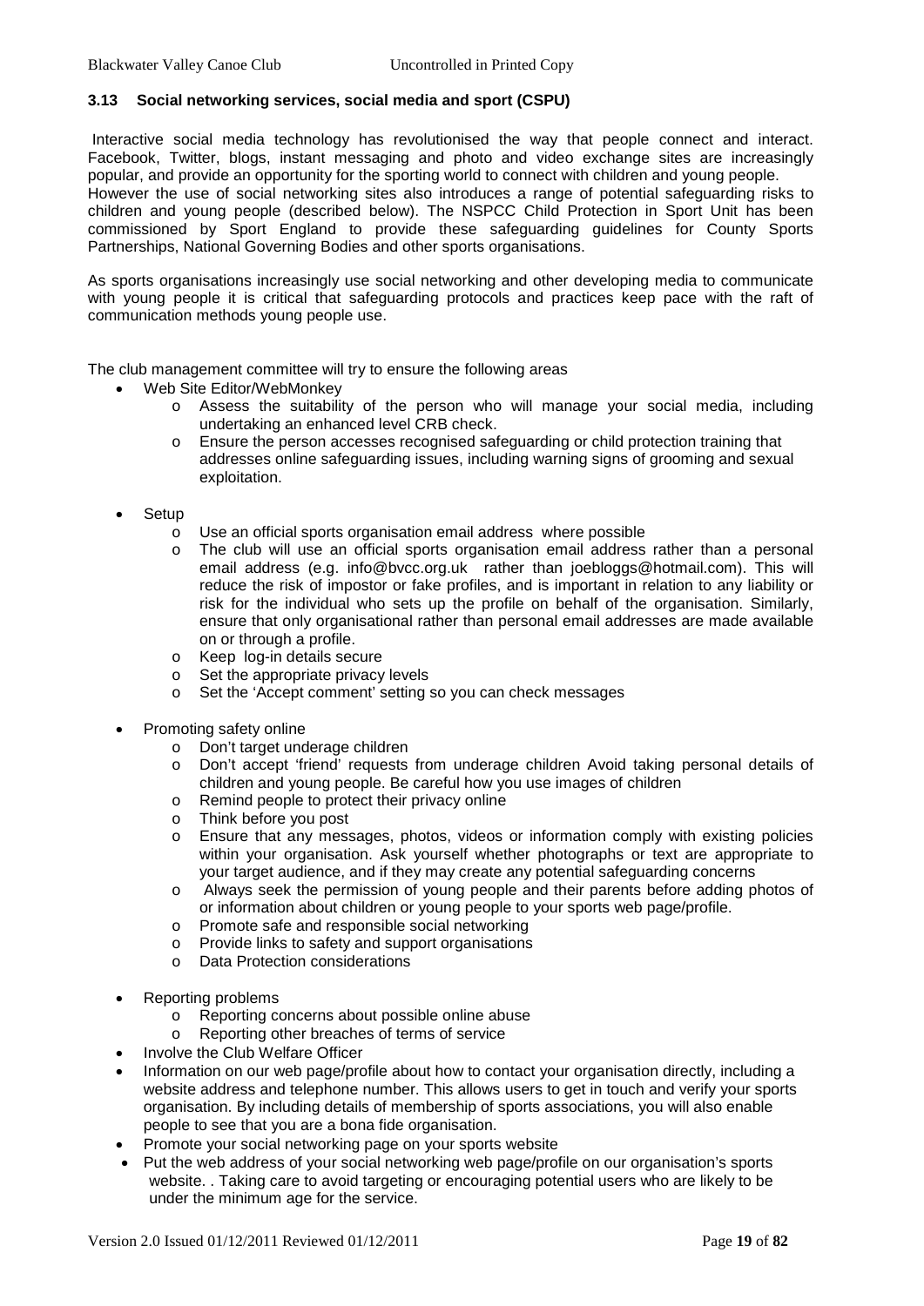### 3.13 Social networking services, social media and sport (CSPU)

Interactive social media technology has revolutionised the way that people connect and interact. Facebook, Twitter, blogs, instant messaging and photo and video exchange sites are increasingly popular, and provide an opportunity for the sporting world to connect with children and young people. However the use of social networking sites also introduces a range of potential safeguarding risks to children and young people (described below). The NSPCC Child Protection in Sport Unit has been commissioned by Sport England to provide these safeguarding guidelines for County Sports Partnerships, National Governing Bodies and other sports organisations.

As sports organisations increasingly use social networking and other developing media to communicate with young people it is critical that safeguarding protocols and practices keep pace with the raft of communication methods young people use.

The club management committee will try to ensure the following areas

- Web Site Editor/WebMonkey
  - Assess the suitability of the person who will manage your social media, including undertaking an enhanced level CRB check.
  - Ensure the person accesses recognised safeguarding or child protection training that addresses online safeguarding issues, including warning signs of grooming and sexual exploitation.
- Setup
  - Use an official sports organisation email address where possible
  - The club will use an official sports organisation email address rather than a personal email address (e.g. info@bvcc.org.uk rather than joebloggs@hotmail.com). This will reduce the risk of impostor or fake profiles, and is important in relation to any liability or risk for the individual who sets up the profile on behalf of the organisation. Similarly, ensure that only organisational rather than personal email addresses are made available on or through a profile.
  - Keep log-in details secure
  - Set the appropriate privacy levels
  - Set the 'Accept comment' setting so you can check messages
- Promoting safety online
  - Don't target underage children
  - Don't accept 'friend' requests from underage children Avoid taking personal details of children and young people. Be careful how you use images of children
  - Remind people to protect their privacy online
  - Think before you post
  - Ensure that any messages, photos, videos or information comply with existing policies within your organisation. Ask yourself whether photographs or text are appropriate to your target audience, and if they may create any potential safeguarding concerns
  - Always seek the permission of young people and their parents before adding photos of or information about children or young people to your sports web page/profile.
  - Promote safe and responsible social networking
  - Provide links to safety and support organisations
  - Data Protection considerations
- Reporting problems
  - Reporting concerns about possible online abuse
  - Reporting other breaches of terms of service
- Involve the Club Welfare Officer
- Information on our web page/profile about how to contact your organisation directly, including a website address and telephone number. This allows users to get in touch and verify your sports organisation. By including details of membership of sports associations, you will also enable people to see that you are a bona fide organisation.
- Promote your social networking page on your sports website
- Put the web address of your social networking web page/profile on our organisation's sports website. . Taking care to avoid targeting or encouraging potential users who are likely to be under the minimum age for the service.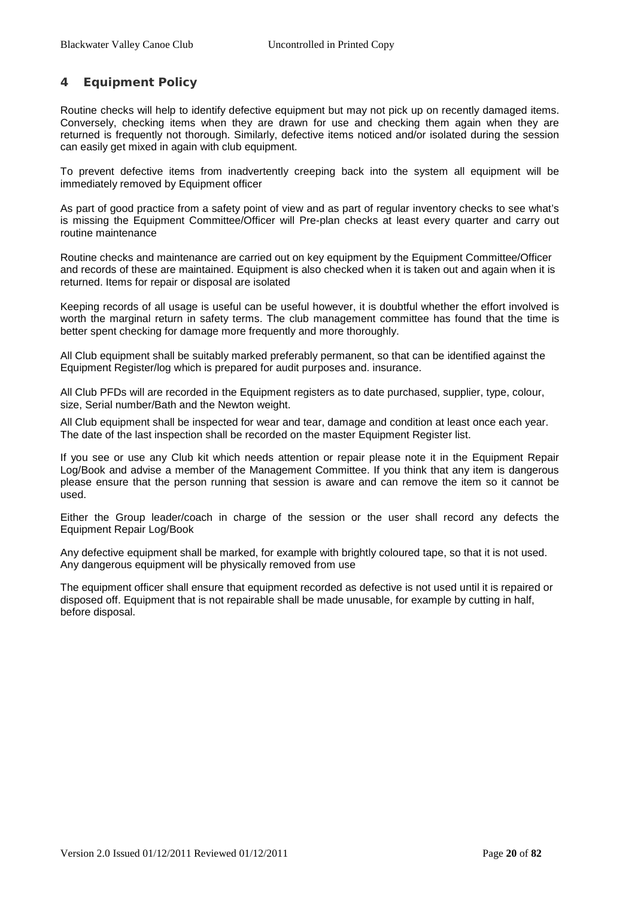# 4 Equipment Policy

Routine checks will help to identify defective equipment but may not pick up on recently damaged items. Conversely, checking items when they are drawn for use and checking them again when they are returned is frequently not thorough. Similarly, defective items noticed and/or isolated during the session can easily get mixed in again with club equipment.

To prevent defective items from inadvertently creeping back into the system all equipment will be immediately removed by Equipment officer

As part of good practice from a safety point of view and as part of regular inventory checks to see what's is missing the Equipment Committee/Officer will Pre-plan checks at least every quarter and carry out routine maintenance

Routine checks and maintenance are carried out on key equipment by the Equipment Committee/Officer and records of these are maintained. Equipment is also checked when it is taken out and again when it is returned. Items for repair or disposal are isolated

Keeping records of all usage is useful can be useful however, it is doubtful whether the effort involved is worth the marginal return in safety terms. The club management committee has found that the time is better spent checking for damage more frequently and more thoroughly.

All Club equipment shall be suitably marked preferably permanent, so that can be identified against the Equipment Register/log which is prepared for audit purposes and. insurance.

All Club PFDs will are recorded in the Equipment registers as to date purchased, supplier, type, colour, size, Serial number/Bath and the Newton weight.

All Club equipment shall be inspected for wear and tear, damage and condition at least once each year. The date of the last inspection shall be recorded on the master Equipment Register list.

If you see or use any Club kit which needs attention or repair please note it in the Equipment Repair Log/Book and advise a member of the Management Committee. If you think that any item is dangerous please ensure that the person running that session is aware and can remove the item so it cannot be used.

Either the Group leader/coach in charge of the session or the user shall record any defects the Equipment Repair Log/Book

Any defective equipment shall be marked, for example with brightly coloured tape, so that it is not used. Any dangerous equipment will be physically removed from use

The equipment officer shall ensure that equipment recorded as defective is not used until it is repaired or disposed off. Equipment that is not repairable shall be made unusable, for example by cutting in half, before disposal.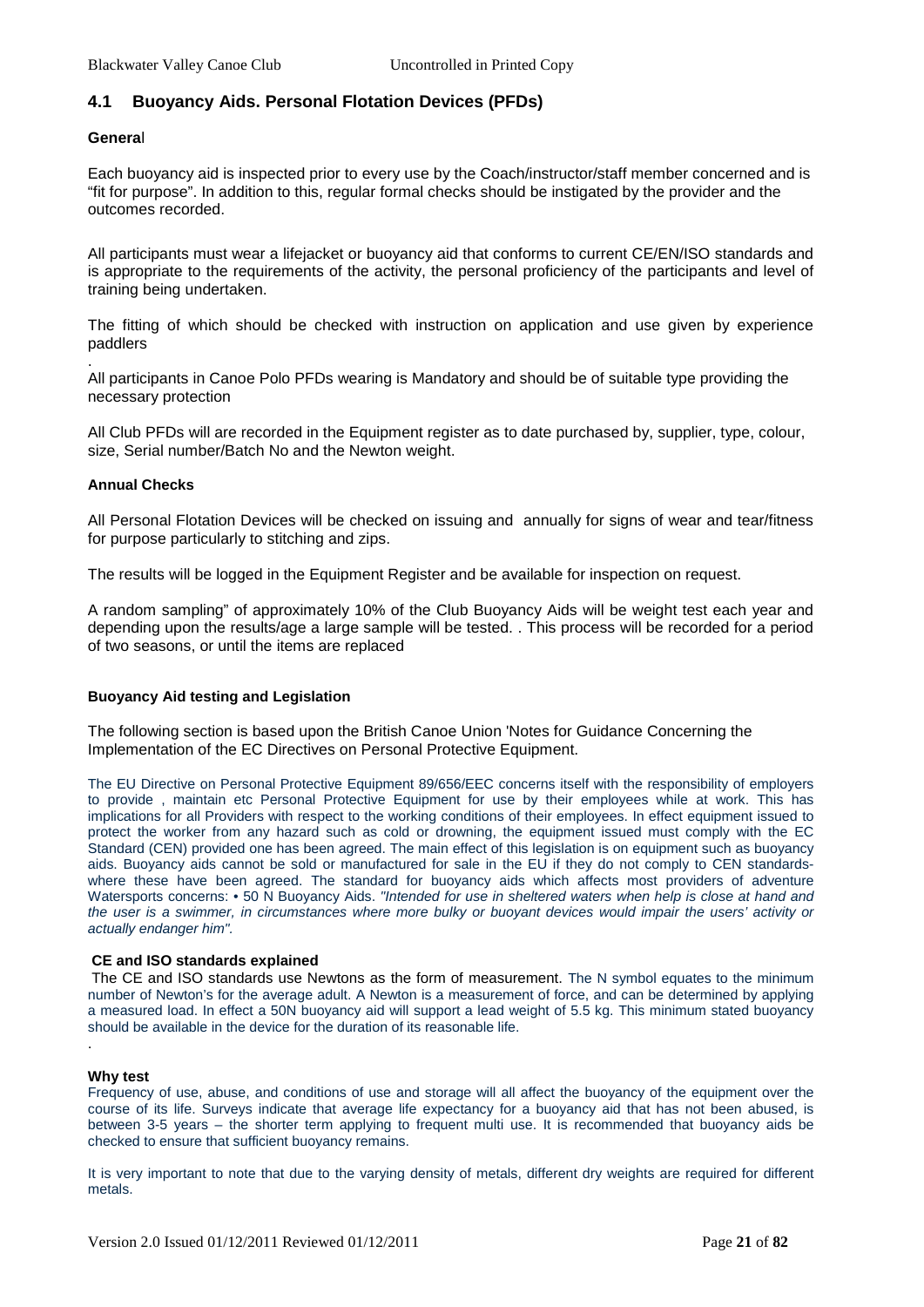## 4.1 Buoyancy Aids. Personal Flotation Devices (PFDs)

**General**

Each buoyancy aid is inspected prior to every use by the Coach/instructor/staff member concerned and is "fit for purpose". In addition to this, regular formal checks should be instigated by the provider and the outcomes recorded.

All participants must wear a lifejacket or buoyancy aid that conforms to current CE/EN/ISO standards and is appropriate to the requirements of the activity, the personal proficiency of the participants and level of training being undertaken.

The fitting of which should be checked with instruction on application and use given by experience paddlers

.
All participants in Canoe Polo PFDs wearing is Mandatory and should be of suitable type providing the necessary protection

All Club PFDs will are recorded in the Equipment register as to date purchased by, supplier, type, colour, size, Serial number/Batch No and the Newton weight.

**Annual Checks**

All Personal Flotation Devices will be checked on issuing and annually for signs of wear and tear/fitness for purpose particularly to stitching and zips.

The results will be logged in the Equipment Register and be available for inspection on request.

A random sampling" of approximately 10% of the Club Buoyancy Aids will be weight test each year and depending upon the results/age a large sample will be tested. . This process will be recorded for a period of two seasons, or until the items are replaced

**Buoyancy Aid testing and Legislation**

The following section is based upon the British Canoe Union 'Notes for Guidance Concerning the Implementation of the EC Directives on Personal Protective Equipment.

The EU Directive on Personal Protective Equipment 89/656/EEC concerns itself with the responsibility of employers to provide , maintain etc Personal Protective Equipment for use by their employees while at work. This has implications for all Providers with respect to the working conditions of their employees. In effect equipment issued to protect the worker from any hazard such as cold or drowning, the equipment issued must comply with the EC Standard (CEN) provided one has been agreed. The main effect of this legislation is on equipment such as buoyancy aids. Buoyancy aids cannot be sold or manufactured for sale in the EU if they do not comply to CEN standards- where these have been agreed. The standard for buoyancy aids which affects most providers of adventure Watersports concerns: • 50 N Buoyancy Aids. *"Intended for use in sheltered waters when help is close at hand and the user is a swimmer, in circumstances where more bulky or buoyant devices would impair the users' activity or actually endanger him".*

**CE and ISO standards explained**

The CE and ISO standards use Newtons as the form of measurement. The N symbol equates to the minimum number of Newton's for the average adult. A Newton is a measurement of force, and can be determined by applying a measured load. In effect a 50N buoyancy aid will support a lead weight of 5.5 kg. This minimum stated buoyancy should be available in the device for the duration of its reasonable life.

.

**Why test**

Frequency of use, abuse, and conditions of use and storage will all affect the buoyancy of the equipment over the course of its life. Surveys indicate that average life expectancy for a buoyancy aid that has not been abused, is between 3-5 years – the shorter term applying to frequent multi use. It is recommended that buoyancy aids be checked to ensure that sufficient buoyancy remains.

It is very important to note that due to the varying density of metals, different dry weights are required for different metals.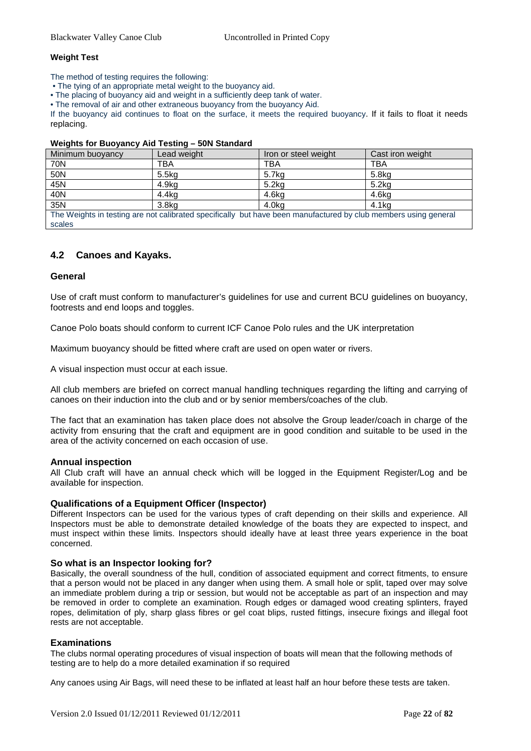**Weight Test**

The method of testing requires the following:

- The tying of an appropriate metal weight to the buoyancy aid.
- The placing of buoyancy aid and weight in a sufficiently deep tank of water.
- The removal of air and other extraneous buoyancy from the buoyancy Aid.

If the buoyancy aid continues to float on the surface, it meets the required buoyancy. If it fails to float it needs replacing.

**Weights for Buoyancy Aid Testing – 50N Standard**

| Minimum buoyancy | Lead weight | Iron or steel weight | Cast iron weight |
|---|---|---|---|
| 70N | TBA | TBA | TBA |
| 50N | 5.5kg | 5.7kg | 5.8kg |
| 45N | 4.9kg | 5.2kg | 5.2kg |
| 40N | 4.4kg | 4.6kg | 4.6kg |
| 35N | 3.8kg | 4.0kg | 4.1kg |
| The Weights in testing are not calibrated specifically but have been manufactured by club members using general scales | | | |

## 4.2 Canoes and Kayaks.

### General

Use of craft must conform to manufacturer's guidelines for use and current BCU guidelines on buoyancy, footrests and end loops and toggles.

Canoe Polo boats should conform to current ICF Canoe Polo rules and the UK interpretation

Maximum buoyancy should be fitted where craft are used on open water or rivers.

A visual inspection must occur at each issue.

All club members are briefed on correct manual handling techniques regarding the lifting and carrying of canoes on their induction into the club and or by senior members/coaches of the club.

The fact that an examination has taken place does not absolve the Group leader/coach in charge of the activity from ensuring that the craft and equipment are in good condition and suitable to be used in the area of the activity concerned on each occasion of use.

### Annual inspection

All Club craft will have an annual check which will be logged in the Equipment Register/Log and be available for inspection.

### Qualifications of a Equipment Officer (Inspector)

Different Inspectors can be used for the various types of craft depending on their skills and experience. All Inspectors must be able to demonstrate detailed knowledge of the boats they are expected to inspect, and must inspect within these limits. Inspectors should ideally have at least three years experience in the boat concerned.

### So what is an Inspector looking for?

Basically, the overall soundness of the hull, condition of associated equipment and correct fitments, to ensure that a person would not be placed in any danger when using them. A small hole or split, taped over may solve an immediate problem during a trip or session, but would not be acceptable as part of an inspection and may be removed in order to complete an examination. Rough edges or damaged wood creating splinters, frayed ropes, delimitation of ply, sharp glass fibres or gel coat blips, rusted fittings, insecure fixings and illegal foot rests are not acceptable.

### Examinations

The clubs normal operating procedures of visual inspection of boats will mean that the following methods of testing are to help do a more detailed examination if so required

Any canoes using Air Bags, will need these to be inflated at least half an hour before these tests are taken.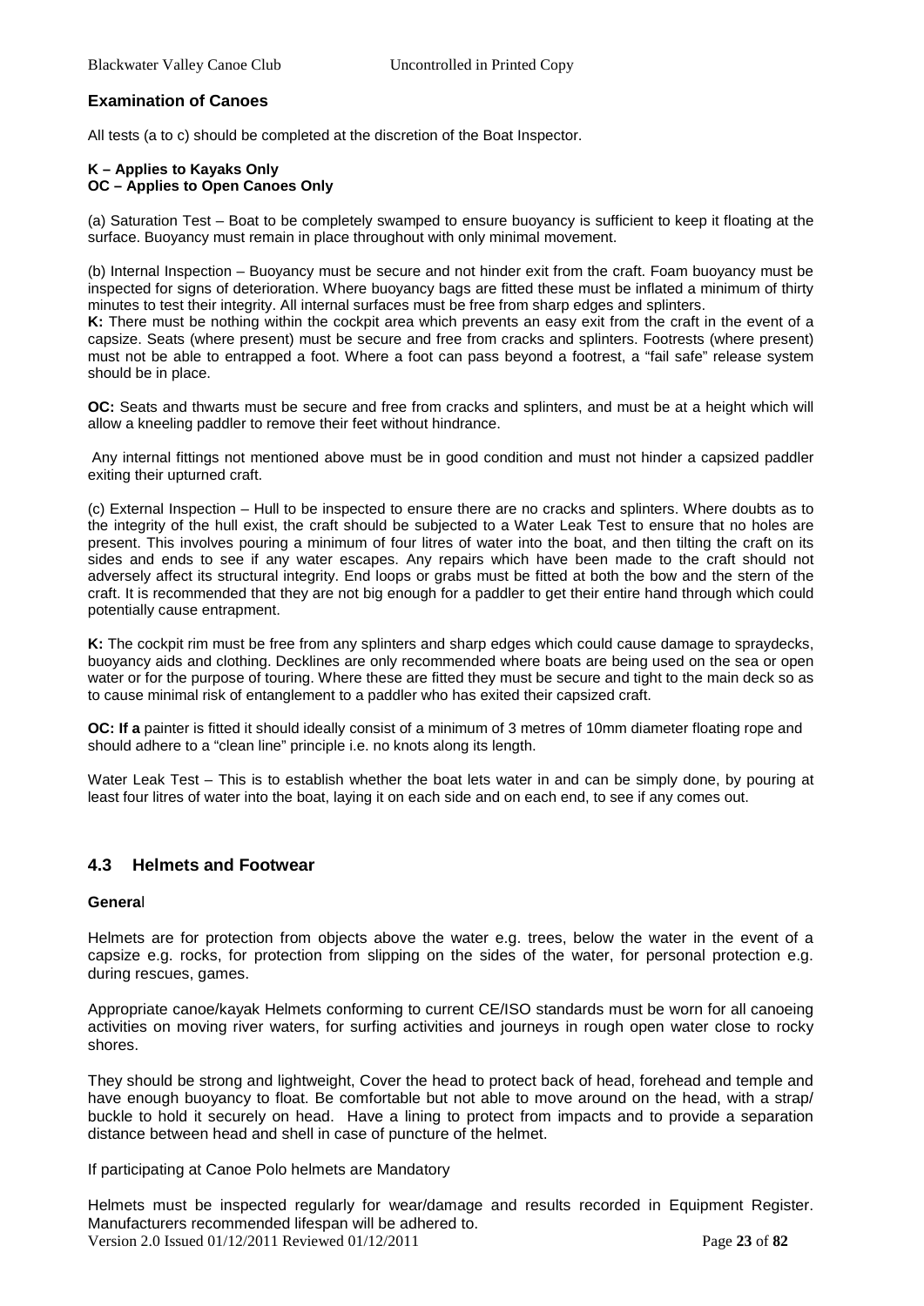### Examination of Canoes

All tests (a to c) should be completed at the discretion of the Boat Inspector.

**K – Applies to Kayaks Only**
**OC – Applies to Open Canoes Only**

(a) Saturation Test – Boat to be completely swamped to ensure buoyancy is sufficient to keep it floating at the surface. Buoyancy must remain in place throughout with only minimal movement.

(b) Internal Inspection – Buoyancy must be secure and not hinder exit from the craft. Foam buoyancy must be inspected for signs of deterioration. Where buoyancy bags are fitted these must be inflated a minimum of thirty minutes to test their integrity. All internal surfaces must be free from sharp edges and splinters.
**K:** There must be nothing within the cockpit area which prevents an easy exit from the craft in the event of a capsize. Seats (where present) must be secure and free from cracks and splinters. Footrests (where present) must not be able to entrapped a foot. Where a foot can pass beyond a footrest, a "fail safe" release system should be in place.

**OC:** Seats and thwarts must be secure and free from cracks and splinters, and must be at a height which will allow a kneeling paddler to remove their feet without hindrance.

Any internal fittings not mentioned above must be in good condition and must not hinder a capsized paddler exiting their upturned craft.

(c) External Inspection – Hull to be inspected to ensure there are no cracks and splinters. Where doubts as to the integrity of the hull exist, the craft should be subjected to a Water Leak Test to ensure that no holes are present. This involves pouring a minimum of four litres of water into the boat, and then tilting the craft on its sides and ends to see if any water escapes. Any repairs which have been made to the craft should not adversely affect its structural integrity. End loops or grabs must be fitted at both the bow and the stern of the craft. It is recommended that they are not big enough for a paddler to get their entire hand through which could potentially cause entrapment.

**K:** The cockpit rim must be free from any splinters and sharp edges which could cause damage to spraydecks, buoyancy aids and clothing. Decklines are only recommended where boats are being used on the sea or open water or for the purpose of touring. Where these are fitted they must be secure and tight to the main deck so as to cause minimal risk of entanglement to a paddler who has exited their capsized craft.

**OC: If a** painter is fitted it should ideally consist of a minimum of 3 metres of 10mm diameter floating rope and should adhere to a "clean line" principle i.e. no knots along its length.

Water Leak Test – This is to establish whether the boat lets water in and can be simply done, by pouring at least four litres of water into the boat, laying it on each side and on each end, to see if any comes out.

## 4.3 Helmets and Footwear

**General**

Helmets are for protection from objects above the water e.g. trees, below the water in the event of a capsize e.g. rocks, for protection from slipping on the sides of the water, for personal protection e.g. during rescues, games.

Appropriate canoe/kayak Helmets conforming to current CE/ISO standards must be worn for all canoeing activities on moving river waters, for surfing activities and journeys in rough open water close to rocky shores.

They should be strong and lightweight, Cover the head to protect back of head, forehead and temple and have enough buoyancy to float. Be comfortable but not able to move around on the head, with a strap/ buckle to hold it securely on head. Have a lining to protect from impacts and to provide a separation distance between head and shell in case of puncture of the helmet.

If participating at Canoe Polo helmets are Mandatory

Helmets must be inspected regularly for wear/damage and results recorded in Equipment Register. Manufacturers recommended lifespan will be adhered to.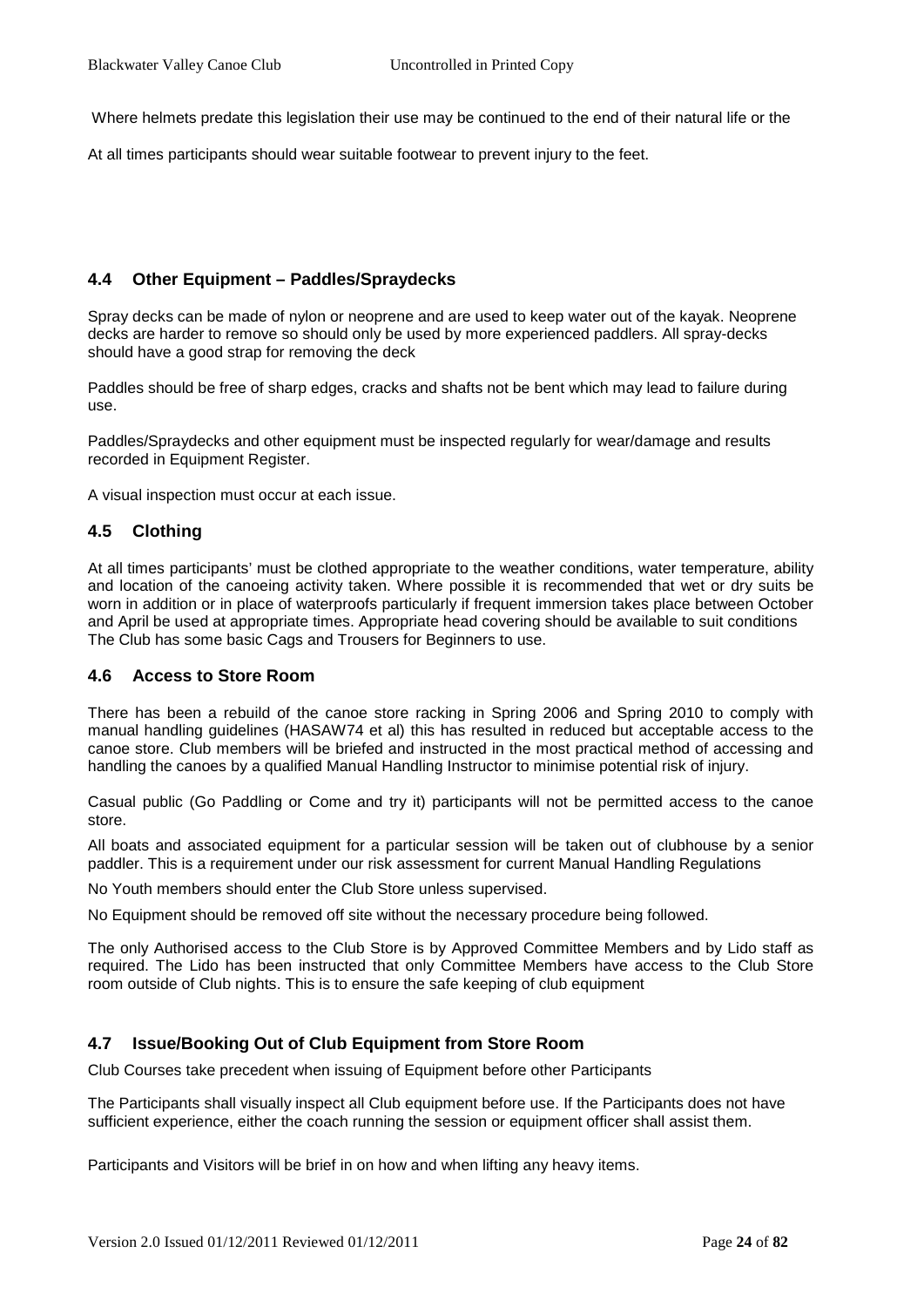Where helmets predate this legislation their use may be continued to the end of their natural life or the

At all times participants should wear suitable footwear to prevent injury to the feet.

## 4.4 Other Equipment – Paddles/Spraydecks

Spray decks can be made of nylon or neoprene and are used to keep water out of the kayak. Neoprene decks are harder to remove so should only be used by more experienced paddlers. All spray-decks should have a good strap for removing the deck

Paddles should be free of sharp edges, cracks and shafts not be bent which may lead to failure during use.

Paddles/Spraydecks and other equipment must be inspected regularly for wear/damage and results recorded in Equipment Register.

A visual inspection must occur at each issue.

## 4.5 Clothing

At all times participants' must be clothed appropriate to the weather conditions, water temperature, ability and location of the canoeing activity taken. Where possible it is recommended that wet or dry suits be worn in addition or in place of waterproofs particularly if frequent immersion takes place between October and April be used at appropriate times. Appropriate head covering should be available to suit conditions The Club has some basic Cags and Trousers for Beginners to use.

## 4.6 Access to Store Room

There has been a rebuild of the canoe store racking in Spring 2006 and Spring 2010 to comply with manual handling guidelines (HASAW74 et al) this has resulted in reduced but acceptable access to the canoe store. Club members will be briefed and instructed in the most practical method of accessing and handling the canoes by a qualified Manual Handling Instructor to minimise potential risk of injury.

Casual public (Go Paddling or Come and try it) participants will not be permitted access to the canoe store.

All boats and associated equipment for a particular session will be taken out of clubhouse by a senior paddler. This is a requirement under our risk assessment for current Manual Handling Regulations

No Youth members should enter the Club Store unless supervised.

No Equipment should be removed off site without the necessary procedure being followed.

The only Authorised access to the Club Store is by Approved Committee Members and by Lido staff as required. The Lido has been instructed that only Committee Members have access to the Club Store room outside of Club nights. This is to ensure the safe keeping of club equipment

## 4.7 Issue/Booking Out of Club Equipment from Store Room

Club Courses take precedent when issuing of Equipment before other Participants

The Participants shall visually inspect all Club equipment before use. If the Participants does not have sufficient experience, either the coach running the session or equipment officer shall assist them.

Participants and Visitors will be brief in on how and when lifting any heavy items.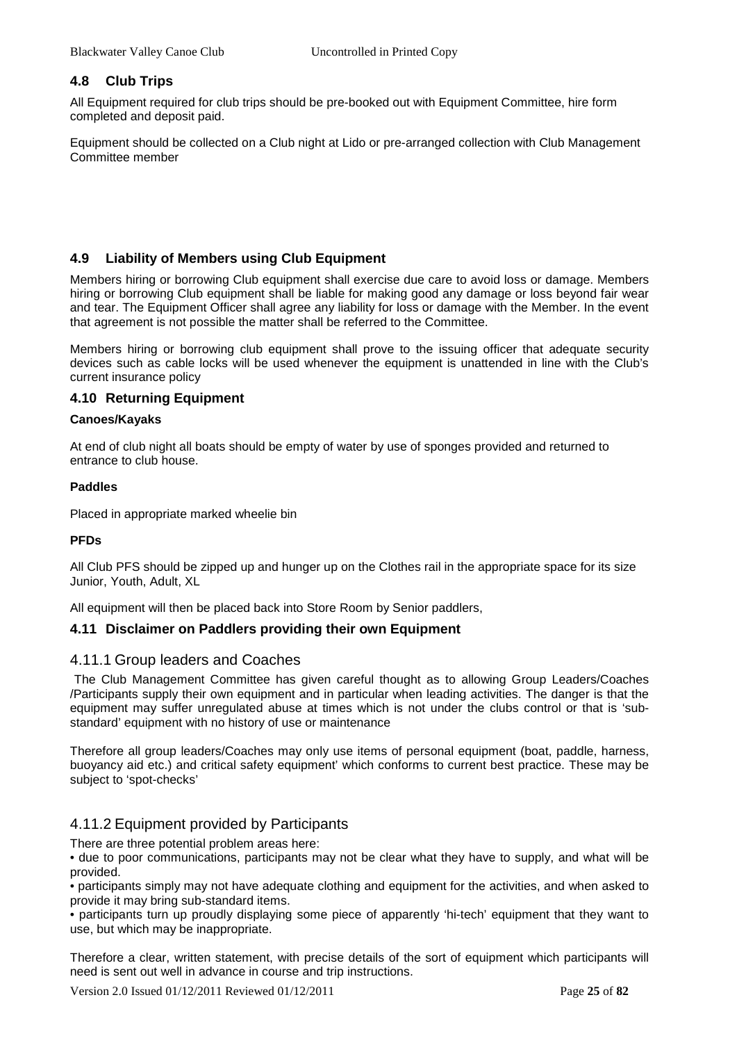## 4.8 Club Trips

All Equipment required for club trips should be pre-booked out with Equipment Committee, hire form completed and deposit paid.

Equipment should be collected on a Club night at Lido or pre-arranged collection with Club Management Committee member

## 4.9 Liability of Members using Club Equipment

Members hiring or borrowing Club equipment shall exercise due care to avoid loss or damage. Members hiring or borrowing Club equipment shall be liable for making good any damage or loss beyond fair wear and tear. The Equipment Officer shall agree any liability for loss or damage with the Member. In the event that agreement is not possible the matter shall be referred to the Committee.

Members hiring or borrowing club equipment shall prove to the issuing officer that adequate security devices such as cable locks will be used whenever the equipment is unattended in line with the Club's current insurance policy

## 4.10 Returning Equipment

**Canoes/Kayaks**

At end of club night all boats should be empty of water by use of sponges provided and returned to entrance to club house.

**Paddles**

Placed in appropriate marked wheelie bin

**PFDs**

All Club PFS should be zipped up and hunger up on the Clothes rail in the appropriate space for its size Junior, Youth, Adult, XL

All equipment will then be placed back into Store Room by Senior paddlers,

## 4.11 Disclaimer on Paddlers providing their own Equipment

### 4.11.1 Group leaders and Coaches

The Club Management Committee has given careful thought as to allowing Group Leaders/Coaches /Participants supply their own equipment and in particular when leading activities. The danger is that the equipment may suffer unregulated abuse at times which is not under the clubs control or that is 'sub-standard' equipment with no history of use or maintenance

Therefore all group leaders/Coaches may only use items of personal equipment (boat, paddle, harness, buoyancy aid etc.) and critical safety equipment' which conforms to current best practice. These may be subject to 'spot-checks'

### 4.11.2 Equipment provided by Participants

There are three potential problem areas here:

- due to poor communications, participants may not be clear what they have to supply, and what will be provided.
- participants simply may not have adequate clothing and equipment for the activities, and when asked to provide it may bring sub-standard items.
- participants turn up proudly displaying some piece of apparently 'hi-tech' equipment that they want to use, but which may be inappropriate.

Therefore a clear, written statement, with precise details of the sort of equipment which participants will need is sent out well in advance in course and trip instructions.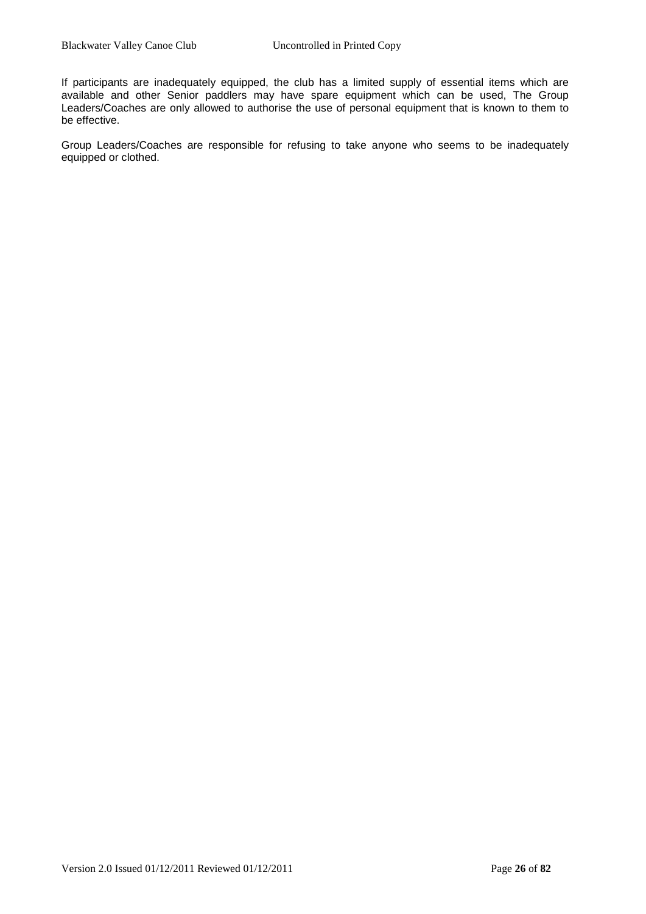If participants are inadequately equipped, the club has a limited supply of essential items which are available and other Senior paddlers may have spare equipment which can be used, The Group Leaders/Coaches are only allowed to authorise the use of personal equipment that is known to them to be effective.

Group Leaders/Coaches are responsible for refusing to take anyone who seems to be inadequately equipped or clothed.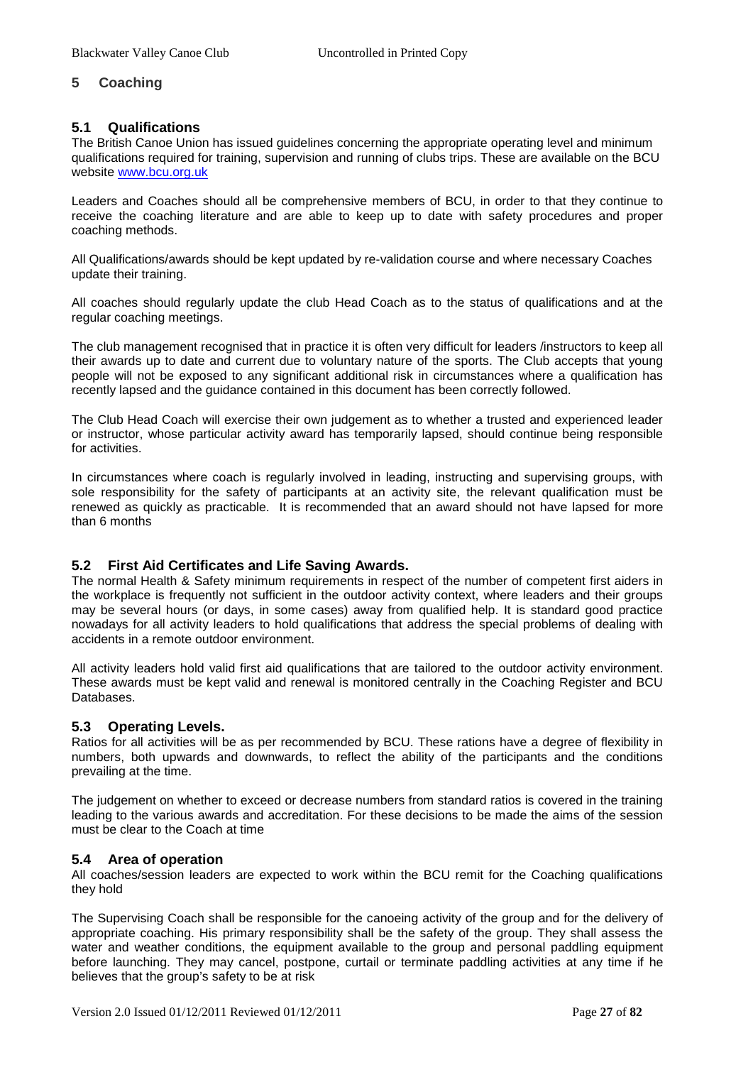## 5 Coaching

### 5.1 Qualifications

The British Canoe Union has issued guidelines concerning the appropriate operating level and minimum qualifications required for training, supervision and running of clubs trips. These are available on the BCU website www.bcu.org.uk

Leaders and Coaches should all be comprehensive members of BCU, in order to that they continue to receive the coaching literature and are able to keep up to date with safety procedures and proper coaching methods.

All Qualifications/awards should be kept updated by re-validation course and where necessary Coaches update their training.

All coaches should regularly update the club Head Coach as to the status of qualifications and at the regular coaching meetings.

The club management recognised that in practice it is often very difficult for leaders /instructors to keep all their awards up to date and current due to voluntary nature of the sports. The Club accepts that young people will not be exposed to any significant additional risk in circumstances where a qualification has recently lapsed and the guidance contained in this document has been correctly followed.

The Club Head Coach will exercise their own judgement as to whether a trusted and experienced leader or instructor, whose particular activity award has temporarily lapsed, should continue being responsible for activities.

In circumstances where coach is regularly involved in leading, instructing and supervising groups, with sole responsibility for the safety of participants at an activity site, the relevant qualification must be renewed as quickly as practicable. It is recommended that an award should not have lapsed for more than 6 months

### 5.2 First Aid Certificates and Life Saving Awards.

The normal Health & Safety minimum requirements in respect of the number of competent first aiders in the workplace is frequently not sufficient in the outdoor activity context, where leaders and their groups may be several hours (or days, in some cases) away from qualified help. It is standard good practice nowadays for all activity leaders to hold qualifications that address the special problems of dealing with accidents in a remote outdoor environment.

All activity leaders hold valid first aid qualifications that are tailored to the outdoor activity environment. These awards must be kept valid and renewal is monitored centrally in the Coaching Register and BCU Databases.

### 5.3 Operating Levels.

Ratios for all activities will be as per recommended by BCU. These rations have a degree of flexibility in numbers, both upwards and downwards, to reflect the ability of the participants and the conditions prevailing at the time.

The judgement on whether to exceed or decrease numbers from standard ratios is covered in the training leading to the various awards and accreditation. For these decisions to be made the aims of the session must be clear to the Coach at time

### 5.4 Area of operation

All coaches/session leaders are expected to work within the BCU remit for the Coaching qualifications they hold

The Supervising Coach shall be responsible for the canoeing activity of the group and for the delivery of appropriate coaching. His primary responsibility shall be the safety of the group. They shall assess the water and weather conditions, the equipment available to the group and personal paddling equipment before launching. They may cancel, postpone, curtail or terminate paddling activities at any time if he believes that the group's safety to be at risk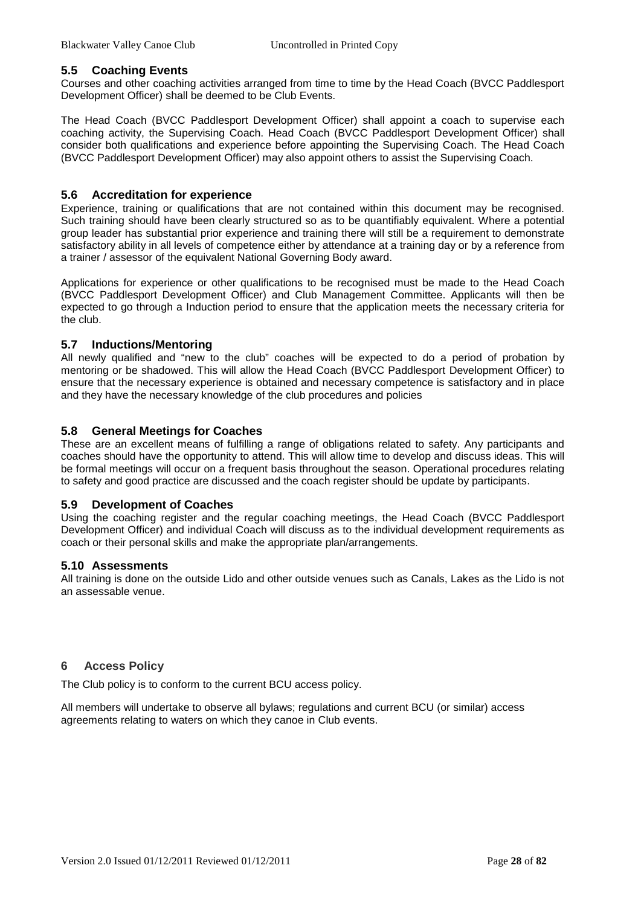## 5.5 Coaching Events

Courses and other coaching activities arranged from time to time by the Head Coach (BVCC Paddlesport Development Officer) shall be deemed to be Club Events.

The Head Coach (BVCC Paddlesport Development Officer) shall appoint a coach to supervise each coaching activity, the Supervising Coach. Head Coach (BVCC Paddlesport Development Officer) shall consider both qualifications and experience before appointing the Supervising Coach. The Head Coach (BVCC Paddlesport Development Officer) may also appoint others to assist the Supervising Coach.

## 5.6 Accreditation for experience

Experience, training or qualifications that are not contained within this document may be recognised. Such training should have been clearly structured so as to be quantifiably equivalent. Where a potential group leader has substantial prior experience and training there will still be a requirement to demonstrate satisfactory ability in all levels of competence either by attendance at a training day or by a reference from a trainer / assessor of the equivalent National Governing Body award.

Applications for experience or other qualifications to be recognised must be made to the Head Coach (BVCC Paddlesport Development Officer) and Club Management Committee. Applicants will then be expected to go through a Induction period to ensure that the application meets the necessary criteria for the club.

## 5.7 Inductions/Mentoring

All newly qualified and "new to the club" coaches will be expected to do a period of probation by mentoring or be shadowed. This will allow the Head Coach (BVCC Paddlesport Development Officer) to ensure that the necessary experience is obtained and necessary competence is satisfactory and in place and they have the necessary knowledge of the club procedures and policies

## 5.8 General Meetings for Coaches

These are an excellent means of fulfilling a range of obligations related to safety. Any participants and coaches should have the opportunity to attend. This will allow time to develop and discuss ideas. This will be formal meetings will occur on a frequent basis throughout the season. Operational procedures relating to safety and good practice are discussed and the coach register should be update by participants.

## 5.9 Development of Coaches

Using the coaching register and the regular coaching meetings, the Head Coach (BVCC Paddlesport Development Officer) and individual Coach will discuss as to the individual development requirements as coach or their personal skills and make the appropriate plan/arrangements.

## 5.10 Assessments

All training is done on the outside Lido and other outside venues such as Canals, Lakes as the Lido is not an assessable venue.

# 6 Access Policy

The Club policy is to conform to the current BCU access policy.

All members will undertake to observe all bylaws; regulations and current BCU (or similar) access agreements relating to waters on which they canoe in Club events.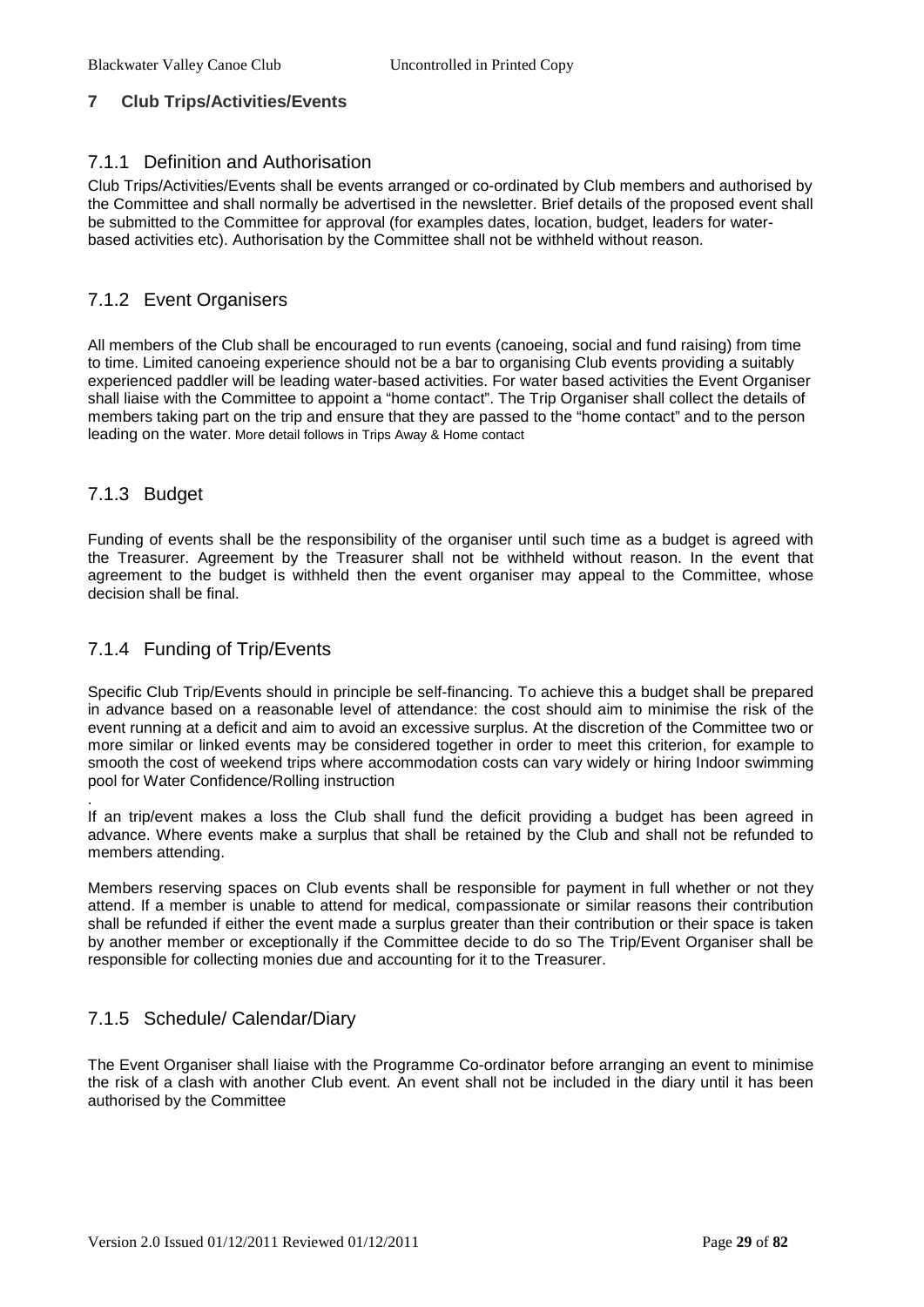## 7 Club Trips/Activities/Events

### 7.1.1 Definition and Authorisation

Club Trips/Activities/Events shall be events arranged or co-ordinated by Club members and authorised by the Committee and shall normally be advertised in the newsletter. Brief details of the proposed event shall be submitted to the Committee for approval (for examples dates, location, budget, leaders for water-based activities etc). Authorisation by the Committee shall not be withheld without reason.

### 7.1.2 Event Organisers

All members of the Club shall be encouraged to run events (canoeing, social and fund raising) from time to time. Limited canoeing experience should not be a bar to organising Club events providing a suitably experienced paddler will be leading water-based activities. For water based activities the Event Organiser shall liaise with the Committee to appoint a "home contact". The Trip Organiser shall collect the details of members taking part on the trip and ensure that they are passed to the "home contact" and to the person leading on the water. More detail follows in Trips Away & Home contact

### 7.1.3 Budget

Funding of events shall be the responsibility of the organiser until such time as a budget is agreed with the Treasurer. Agreement by the Treasurer shall not be withheld without reason. In the event that agreement to the budget is withheld then the event organiser may appeal to the Committee, whose decision shall be final.

### 7.1.4 Funding of Trip/Events

Specific Club Trip/Events should in principle be self-financing. To achieve this a budget shall be prepared in advance based on a reasonable level of attendance: the cost should aim to minimise the risk of the event running at a deficit and aim to avoid an excessive surplus. At the discretion of the Committee two or more similar or linked events may be considered together in order to meet this criterion, for example to smooth the cost of weekend trips where accommodation costs can vary widely or hiring Indoor swimming pool for Water Confidence/Rolling instruction

.
If an trip/event makes a loss the Club shall fund the deficit providing a budget has been agreed in advance. Where events make a surplus that shall be retained by the Club and shall not be refunded to members attending.

Members reserving spaces on Club events shall be responsible for payment in full whether or not they attend. If a member is unable to attend for medical, compassionate or similar reasons their contribution shall be refunded if either the event made a surplus greater than their contribution or their space is taken by another member or exceptionally if the Committee decide to do so The Trip/Event Organiser shall be responsible for collecting monies due and accounting for it to the Treasurer.

### 7.1.5 Schedule/ Calendar/Diary

The Event Organiser shall liaise with the Programme Co-ordinator before arranging an event to minimise the risk of a clash with another Club event. An event shall not be included in the diary until it has been authorised by the Committee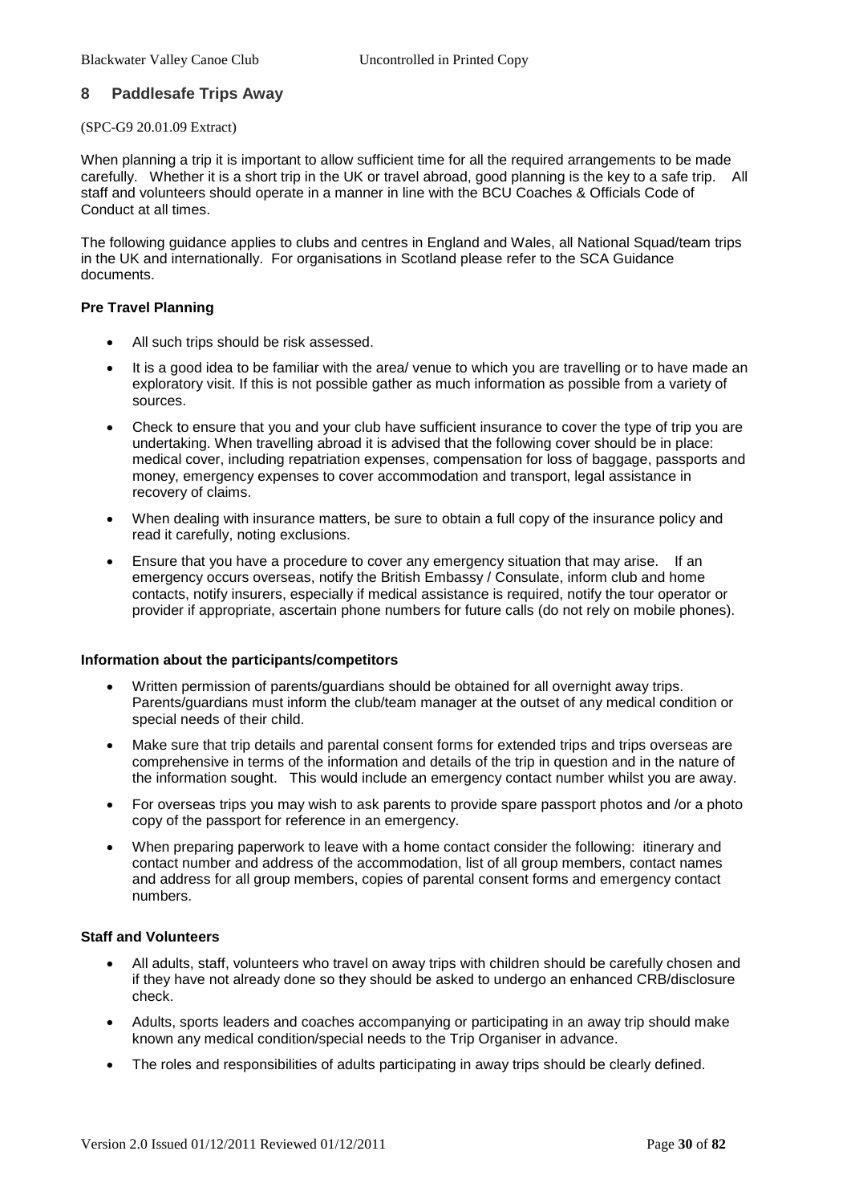## 8 Paddlesafe Trips Away

(SPC-G9 20.01.09 Extract)

When planning a trip it is important to allow sufficient time for all the required arrangements to be made carefully. Whether it is a short trip in the UK or travel abroad, good planning is the key to a safe trip. All staff and volunteers should operate in a manner in line with the BCU Coaches & Officials Code of Conduct at all times.

The following guidance applies to clubs and centres in England and Wales, all National Squad/team trips in the UK and internationally. For organisations in Scotland please refer to the SCA Guidance documents.

**Pre Travel Planning**

- All such trips should be risk assessed.
- It is a good idea to be familiar with the area/ venue to which you are travelling or to have made an exploratory visit. If this is not possible gather as much information as possible from a variety of sources.
- Check to ensure that you and your club have sufficient insurance to cover the type of trip you are undertaking. When travelling abroad it is advised that the following cover should be in place: medical cover, including repatriation expenses, compensation for loss of baggage, passports and money, emergency expenses to cover accommodation and transport, legal assistance in recovery of claims.
- When dealing with insurance matters, be sure to obtain a full copy of the insurance policy and read it carefully, noting exclusions.
- Ensure that you have a procedure to cover any emergency situation that may arise. If an emergency occurs overseas, notify the British Embassy / Consulate, inform club and home contacts, notify insurers, especially if medical assistance is required, notify the tour operator or provider if appropriate, ascertain phone numbers for future calls (do not rely on mobile phones).

**Information about the participants/competitors**

- Written permission of parents/guardians should be obtained for all overnight away trips. Parents/guardians must inform the club/team manager at the outset of any medical condition or special needs of their child.
- Make sure that trip details and parental consent forms for extended trips and trips overseas are comprehensive in terms of the information and details of the trip in question and in the nature of the information sought. This would include an emergency contact number whilst you are away.
- For overseas trips you may wish to ask parents to provide spare passport photos and /or a photo copy of the passport for reference in an emergency.
- When preparing paperwork to leave with a home contact consider the following: itinerary and contact number and address of the accommodation, list of all group members, contact names and address for all group members, copies of parental consent forms and emergency contact numbers.

**Staff and Volunteers**

- All adults, staff, volunteers who travel on away trips with children should be carefully chosen and if they have not already done so they should be asked to undergo an enhanced CRB/disclosure check.
- Adults, sports leaders and coaches accompanying or participating in an away trip should make known any medical condition/special needs to the Trip Organiser in advance.
- The roles and responsibilities of adults participating in away trips should be clearly defined.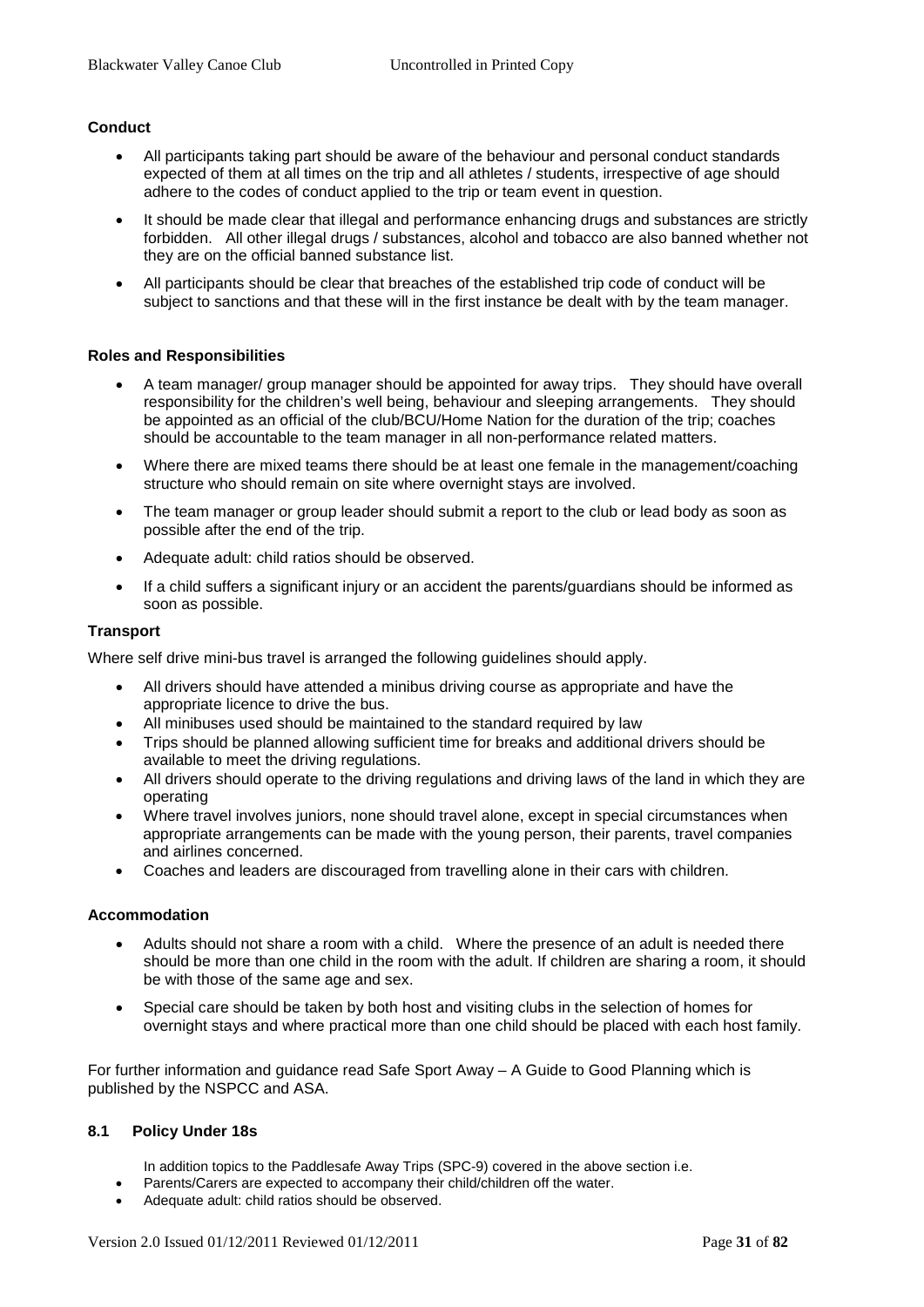**Conduct**

- All participants taking part should be aware of the behaviour and personal conduct standards expected of them at all times on the trip and all athletes / students, irrespective of age should adhere to the codes of conduct applied to the trip or team event in question.
- It should be made clear that illegal and performance enhancing drugs and substances are strictly forbidden. All other illegal drugs / substances, alcohol and tobacco are also banned whether not they are on the official banned substance list.
- All participants should be clear that breaches of the established trip code of conduct will be subject to sanctions and that these will in the first instance be dealt with by the team manager.

**Roles and Responsibilities**

- A team manager/ group manager should be appointed for away trips. They should have overall responsibility for the children's well being, behaviour and sleeping arrangements. They should be appointed as an official of the club/BCU/Home Nation for the duration of the trip; coaches should be accountable to the team manager in all non-performance related matters.
- Where there are mixed teams there should be at least one female in the management/coaching structure who should remain on site where overnight stays are involved.
- The team manager or group leader should submit a report to the club or lead body as soon as possible after the end of the trip.
- Adequate adult: child ratios should be observed.
- If a child suffers a significant injury or an accident the parents/guardians should be informed as soon as possible.

**Transport**

Where self drive mini-bus travel is arranged the following guidelines should apply.

- All drivers should have attended a minibus driving course as appropriate and have the appropriate licence to drive the bus.
- All minibuses used should be maintained to the standard required by law
- Trips should be planned allowing sufficient time for breaks and additional drivers should be available to meet the driving regulations.
- All drivers should operate to the driving regulations and driving laws of the land in which they are operating
- Where travel involves juniors, none should travel alone, except in special circumstances when appropriate arrangements can be made with the young person, their parents, travel companies and airlines concerned.
- Coaches and leaders are discouraged from travelling alone in their cars with children.

**Accommodation**

- Adults should not share a room with a child. Where the presence of an adult is needed there should be more than one child in the room with the adult. If children are sharing a room, it should be with those of the same age and sex.
- Special care should be taken by both host and visiting clubs in the selection of homes for overnight stays and where practical more than one child should be placed with each host family.

For further information and guidance read Safe Sport Away – A Guide to Good Planning which is published by the NSPCC and ASA.

### 8.1 Policy Under 18s

In addition topics to the Paddlesafe Away Trips (SPC-9) covered in the above section i.e.

- Parents/Carers are expected to accompany their child/children off the water.
- Adequate adult: child ratios should be observed.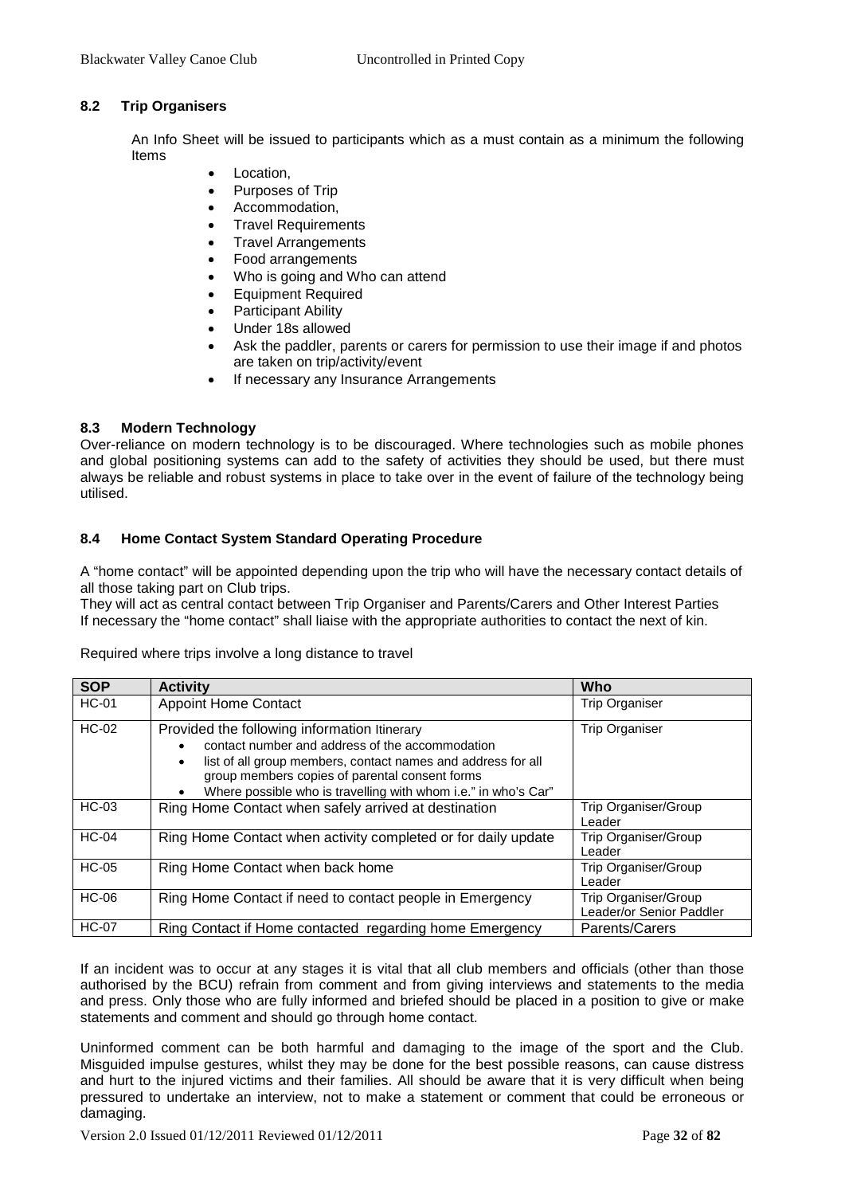### 8.2 Trip Organisers

An Info Sheet will be issued to participants which as a must contain as a minimum the following Items

- Location,
- Purposes of Trip
- Accommodation,
- Travel Requirements
- Travel Arrangements
- Food arrangements
- Who is going and Who can attend
- Equipment Required
- Participant Ability
- Under 18s allowed
- Ask the paddler, parents or carers for permission to use their image if and photos are taken on trip/activity/event
- If necessary any Insurance Arrangements

### 8.3 Modern Technology

Over-reliance on modern technology is to be discouraged. Where technologies such as mobile phones and global positioning systems can add to the safety of activities they should be used, but there must always be reliable and robust systems in place to take over in the event of failure of the technology being utilised.

### 8.4 Home Contact System Standard Operating Procedure

A "home contact" will be appointed depending upon the trip who will have the necessary contact details of all those taking part on Club trips.
They will act as central contact between Trip Organiser and Parents/Carers and Other Interest Parties
If necessary the "home contact" shall liaise with the appropriate authorities to contact the next of kin.

Required where trips involve a long distance to travel

| SOP | Activity | Who |
|---|---|---|
| HC-01 | Appoint Home Contact | Trip Organiser |
| HC-02 | Provided the following information Itinerary<br>• contact number and address of the accommodation<br>• list of all group members, contact names and address for all group members copies of parental consent forms<br>• Where possible who is travelling with whom i.e." in who's Car" | Trip Organiser |
| HC-03 | Ring Home Contact when safely arrived at destination | Trip Organiser/Group Leader |
| HC-04 | Ring Home Contact when activity completed or for daily update | Trip Organiser/Group Leader |
| HC-05 | Ring Home Contact when back home | Trip Organiser/Group Leader |
| HC-06 | Ring Home Contact if need to contact people in Emergency | Trip Organiser/Group Leader/or Senior Paddler |
| HC-07 | Ring Contact if Home contacted regarding home Emergency | Parents/Carers |

If an incident was to occur at any stages it is vital that all club members and officials (other than those authorised by the BCU) refrain from comment and from giving interviews and statements to the media and press. Only those who are fully informed and briefed should be placed in a position to give or make statements and comment and should go through home contact.

Uninformed comment can be both harmful and damaging to the image of the sport and the Club. Misguided impulse gestures, whilst they may be done for the best possible reasons, can cause distress and hurt to the injured victims and their families. All should be aware that it is very difficult when being pressured to undertake an interview, not to make a statement or comment that could be erroneous or damaging.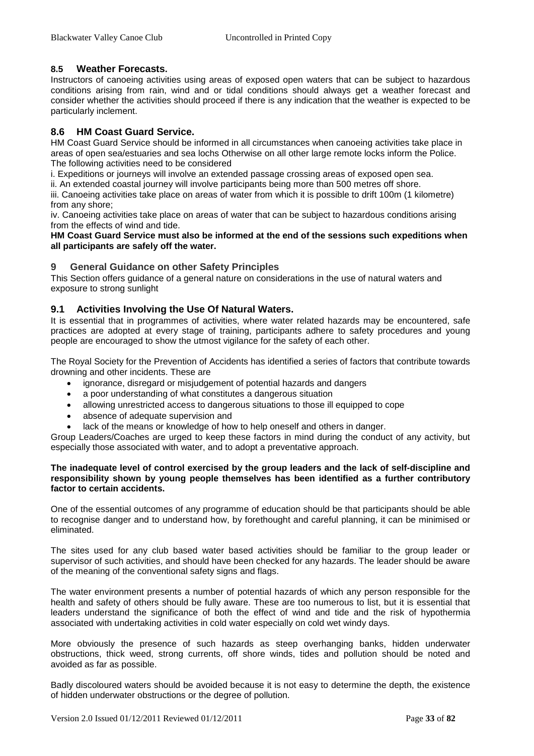### 8.5 Weather Forecasts.

Instructors of canoeing activities using areas of exposed open waters that can be subject to hazardous conditions arising from rain, wind and or tidal conditions should always get a weather forecast and consider whether the activities should proceed if there is any indication that the weather is expected to be particularly inclement.

### 8.6 HM Coast Guard Service.

HM Coast Guard Service should be informed in all circumstances when canoeing activities take place in areas of open sea/estuaries and sea lochs Otherwise on all other large remote locks inform the Police. The following activities need to be considered

i. Expeditions or journeys will involve an extended passage crossing areas of exposed open sea.

ii. An extended coastal journey will involve participants being more than 500 metres off shore.

iii. Canoeing activities take place on areas of water from which it is possible to drift 100m (1 kilometre) from any shore;

iv. Canoeing activities take place on areas of water that can be subject to hazardous conditions arising from the effects of wind and tide.

**HM Coast Guard Service must also be informed at the end of the sessions such expeditions when all participants are safely off the water.**

## 9 General Guidance on other Safety Principles

This Section offers guidance of a general nature on considerations in the use of natural waters and exposure to strong sunlight

### 9.1 Activities Involving the Use Of Natural Waters.

It is essential that in programmes of activities, where water related hazards may be encountered, safe practices are adopted at every stage of training, participants adhere to safety procedures and young people are encouraged to show the utmost vigilance for the safety of each other.

The Royal Society for the Prevention of Accidents has identified a series of factors that contribute towards drowning and other incidents. These are

- ignorance, disregard or misjudgement of potential hazards and dangers
- a poor understanding of what constitutes a dangerous situation
- allowing unrestricted access to dangerous situations to those ill equipped to cope
- absence of adequate supervision and
- lack of the means or knowledge of how to help oneself and others in danger.

Group Leaders/Coaches are urged to keep these factors in mind during the conduct of any activity, but especially those associated with water, and to adopt a preventative approach.

**The inadequate level of control exercised by the group leaders and the lack of self-discipline and responsibility shown by young people themselves has been identified as a further contributory factor to certain accidents.**

One of the essential outcomes of any programme of education should be that participants should be able to recognise danger and to understand how, by forethought and careful planning, it can be minimised or eliminated.

The sites used for any club based water based activities should be familiar to the group leader or supervisor of such activities, and should have been checked for any hazards. The leader should be aware of the meaning of the conventional safety signs and flags.

The water environment presents a number of potential hazards of which any person responsible for the health and safety of others should be fully aware. These are too numerous to list, but it is essential that leaders understand the significance of both the effect of wind and tide and the risk of hypothermia associated with undertaking activities in cold water especially on cold wet windy days.

More obviously the presence of such hazards as steep overhanging banks, hidden underwater obstructions, thick weed, strong currents, off shore winds, tides and pollution should be noted and avoided as far as possible.

Badly discoloured waters should be avoided because it is not easy to determine the depth, the existence of hidden underwater obstructions or the degree of pollution.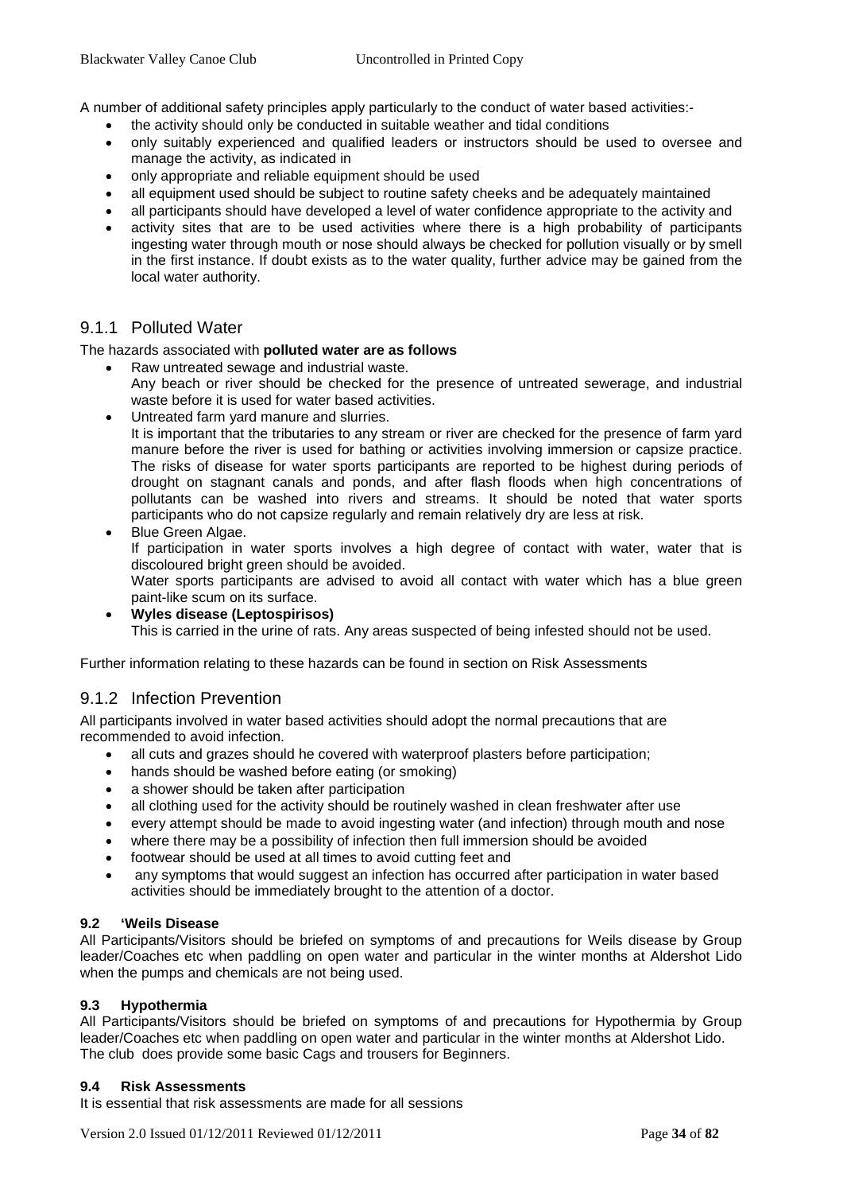A number of additional safety principles apply particularly to the conduct of water based activities:-

- the activity should only be conducted in suitable weather and tidal conditions
- only suitably experienced and qualified leaders or instructors should be used to oversee and manage the activity, as indicated in
- only appropriate and reliable equipment should be used
- all equipment used should be subject to routine safety cheeks and be adequately maintained
- all participants should have developed a level of water confidence appropriate to the activity and
- activity sites that are to be used activities where there is a high probability of participants ingesting water through mouth or nose should always be checked for pollution visually or by smell in the first instance. If doubt exists as to the water quality, further advice may be gained from the local water authority.

## 9.1.1 Polluted Water

The hazards associated with **polluted water are as follows**

- Raw untreated sewage and industrial waste.
  Any beach or river should be checked for the presence of untreated sewerage, and industrial waste before it is used for water based activities.
- Untreated farm yard manure and slurries.
  It is important that the tributaries to any stream or river are checked for the presence of farm yard manure before the river is used for bathing or activities involving immersion or capsize practice. The risks of disease for water sports participants are reported to be highest during periods of drought on stagnant canals and ponds, and after flash floods when high concentrations of pollutants can be washed into rivers and streams. It should be noted that water sports participants who do not capsize regularly and remain relatively dry are less at risk.
- Blue Green Algae.
  If participation in water sports involves a high degree of contact with water, water that is discoloured bright green should be avoided.
  Water sports participants are advised to avoid all contact with water which has a blue green paint-like scum on its surface.
- **Wyles disease (Leptospirisos)**
  This is carried in the urine of rats. Any areas suspected of being infested should not be used.

Further information relating to these hazards can be found in section on Risk Assessments

## 9.1.2 Infection Prevention

All participants involved in water based activities should adopt the normal precautions that are recommended to avoid infection.

- all cuts and grazes should he covered with waterproof plasters before participation;
- hands should be washed before eating (or smoking)
- a shower should be taken after participation
- all clothing used for the activity should be routinely washed in clean freshwater after use
- every attempt should be made to avoid ingesting water (and infection) through mouth and nose
- where there may be a possibility of infection then full immersion should be avoided
- footwear should be used at all times to avoid cutting feet and
- any symptoms that would suggest an infection has occurred after participation in water based activities should be immediately brought to the attention of a doctor.

### 9.2 'Weils Disease

All Participants/Visitors should be briefed on symptoms of and precautions for Weils disease by Group leader/Coaches etc when paddling on open water and particular in the winter months at Aldershot Lido when the pumps and chemicals are not being used.

### 9.3 Hypothermia

All Participants/Visitors should be briefed on symptoms of and precautions for Hypothermia by Group leader/Coaches etc when paddling on open water and particular in the winter months at Aldershot Lido. The club does provide some basic Cags and trousers for Beginners.

### 9.4 Risk Assessments

It is essential that risk assessments are made for all sessions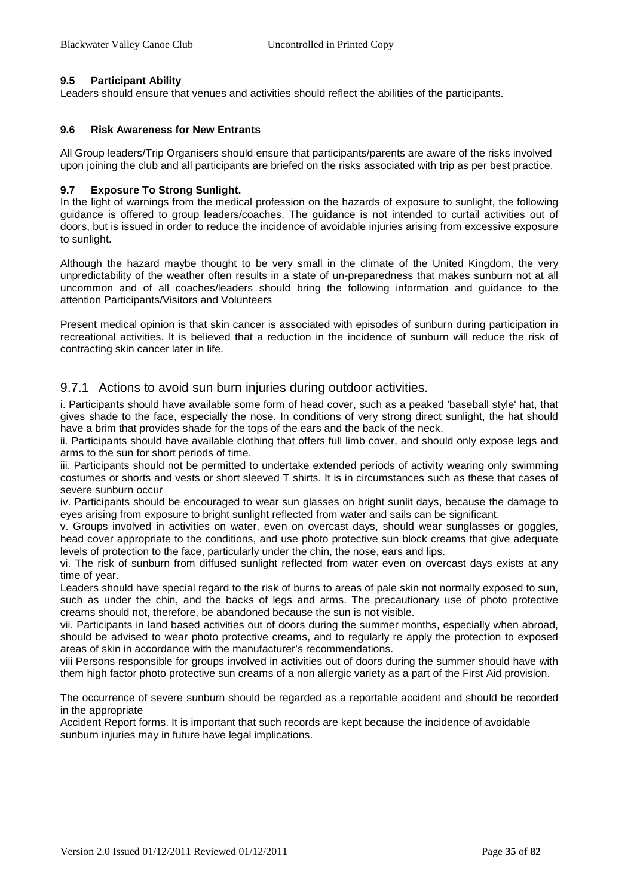### 9.5 Participant Ability

Leaders should ensure that venues and activities should reflect the abilities of the participants.

### 9.6 Risk Awareness for New Entrants

All Group leaders/Trip Organisers should ensure that participants/parents are aware of the risks involved upon joining the club and all participants are briefed on the risks associated with trip as per best practice.

### 9.7 Exposure To Strong Sunlight.

In the light of warnings from the medical profession on the hazards of exposure to sunlight, the following guidance is offered to group leaders/coaches. The guidance is not intended to curtail activities out of doors, but is issued in order to reduce the incidence of avoidable injuries arising from excessive exposure to sunlight.

Although the hazard maybe thought to be very small in the climate of the United Kingdom, the very unpredictability of the weather often results in a state of un-preparedness that makes sunburn not at all uncommon and of all coaches/leaders should bring the following information and guidance to the attention Participants/Visitors and Volunteers

Present medical opinion is that skin cancer is associated with episodes of sunburn during participation in recreational activities. It is believed that a reduction in the incidence of sunburn will reduce the risk of contracting skin cancer later in life.

#### 9.7.1 Actions to avoid sun burn injuries during outdoor activities.

i. Participants should have available some form of head cover, such as a peaked 'baseball style' hat, that gives shade to the face, especially the nose. In conditions of very strong direct sunlight, the hat should have a brim that provides shade for the tops of the ears and the back of the neck.

ii. Participants should have available clothing that offers full limb cover, and should only expose legs and arms to the sun for short periods of time.

iii. Participants should not be permitted to undertake extended periods of activity wearing only swimming costumes or shorts and vests or short sleeved T shirts. It is in circumstances such as these that cases of severe sunburn occur

iv. Participants should be encouraged to wear sun glasses on bright sunlit days, because the damage to eyes arising from exposure to bright sunlight reflected from water and sails can be significant.

v. Groups involved in activities on water, even on overcast days, should wear sunglasses or goggles, head cover appropriate to the conditions, and use photo protective sun block creams that give adequate levels of protection to the face, particularly under the chin, the nose, ears and lips.

vi. The risk of sunburn from diffused sunlight reflected from water even on overcast days exists at any time of year.

Leaders should have special regard to the risk of burns to areas of pale skin not normally exposed to sun, such as under the chin, and the backs of legs and arms. The precautionary use of photo protective creams should not, therefore, be abandoned because the sun is not visible.

vii. Participants in land based activities out of doors during the summer months, especially when abroad, should be advised to wear photo protective creams, and to regularly re apply the protection to exposed areas of skin in accordance with the manufacturer's recommendations.

viii Persons responsible for groups involved in activities out of doors during the summer should have with them high factor photo protective sun creams of a non allergic variety as a part of the First Aid provision.

The occurrence of severe sunburn should be regarded as a reportable accident and should be recorded in the appropriate

Accident Report forms. It is important that such records are kept because the incidence of avoidable sunburn injuries may in future have legal implications.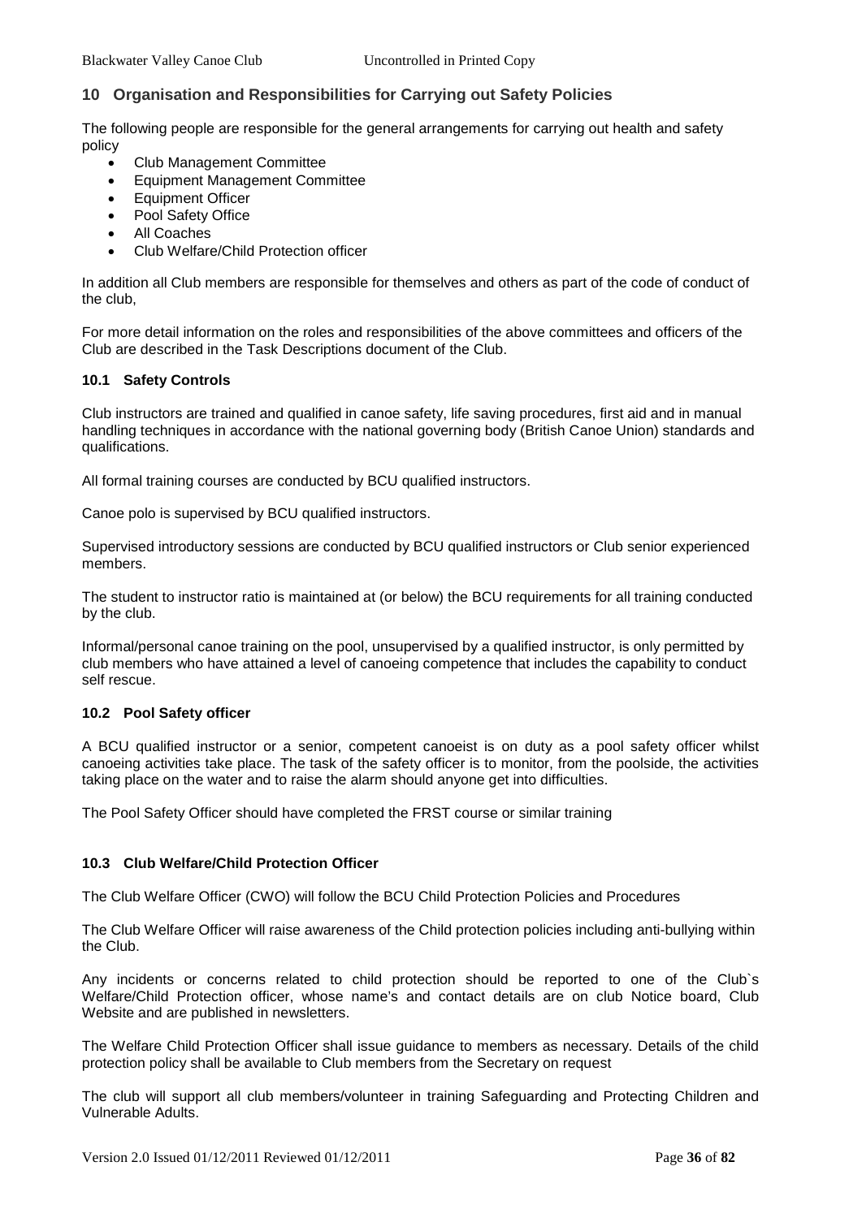## 10 Organisation and Responsibilities for Carrying out Safety Policies

The following people are responsible for the general arrangements for carrying out health and safety policy

- Club Management Committee
- Equipment Management Committee
- Equipment Officer
- Pool Safety Office
- All Coaches
- Club Welfare/Child Protection officer

In addition all Club members are responsible for themselves and others as part of the code of conduct of the club,

For more detail information on the roles and responsibilities of the above committees and officers of the Club are described in the Task Descriptions document of the Club.

### 10.1 Safety Controls

Club instructors are trained and qualified in canoe safety, life saving procedures, first aid and in manual handling techniques in accordance with the national governing body (British Canoe Union) standards and qualifications.

All formal training courses are conducted by BCU qualified instructors.

Canoe polo is supervised by BCU qualified instructors.

Supervised introductory sessions are conducted by BCU qualified instructors or Club senior experienced members.

The student to instructor ratio is maintained at (or below) the BCU requirements for all training conducted by the club.

Informal/personal canoe training on the pool, unsupervised by a qualified instructor, is only permitted by club members who have attained a level of canoeing competence that includes the capability to conduct self rescue.

### 10.2 Pool Safety officer

A BCU qualified instructor or a senior, competent canoeist is on duty as a pool safety officer whilst canoeing activities take place. The task of the safety officer is to monitor, from the poolside, the activities taking place on the water and to raise the alarm should anyone get into difficulties.

The Pool Safety Officer should have completed the FRST course or similar training

### 10.3 Club Welfare/Child Protection Officer

The Club Welfare Officer (CWO) will follow the BCU Child Protection Policies and Procedures

The Club Welfare Officer will raise awareness of the Child protection policies including anti-bullying within the Club.

Any incidents or concerns related to child protection should be reported to one of the Club`s Welfare/Child Protection officer, whose name's and contact details are on club Notice board, Club Website and are published in newsletters.

The Welfare Child Protection Officer shall issue guidance to members as necessary. Details of the child protection policy shall be available to Club members from the Secretary on request

The club will support all club members/volunteer in training Safeguarding and Protecting Children and Vulnerable Adults.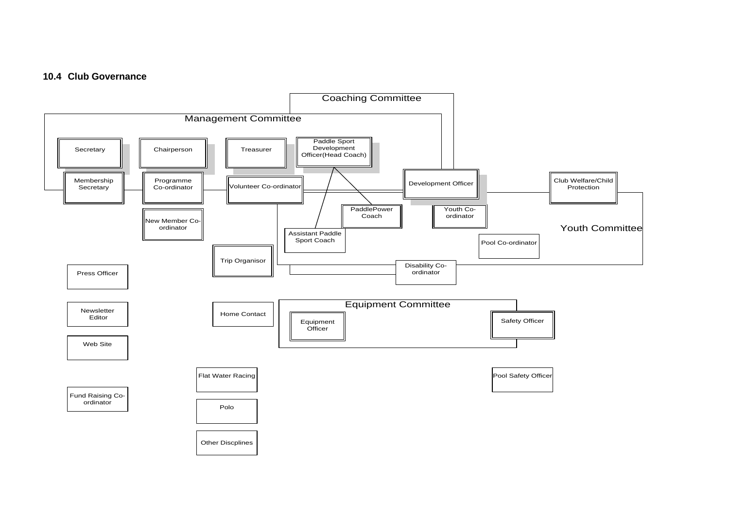### 10.4 Club Governance

Coaching Committee

Management Committee

Secretary

Chairperson

Treasurer

Paddle Sport Development Officer(Head Coach)

Membership Secretary

Programme Co-ordinator

Volunteer Co-ordinator

Development Officer

Club Welfare/Child Protection

New Member Co-ordinator

PaddlePower Coach

Youth Co-ordinator

Assistant Paddle Sport Coach

Youth Committee

Pool Co-ordinator

Trip Organisor

Disability Co-ordinator

Press Officer

Equipment Committee

Newsletter Editor

Home Contact

Equipment Officer

Safety Officer

Web Site

Flat Water Racing

Pool Safety Officer

Fund Raising Co-ordinator

Polo

Other Discplines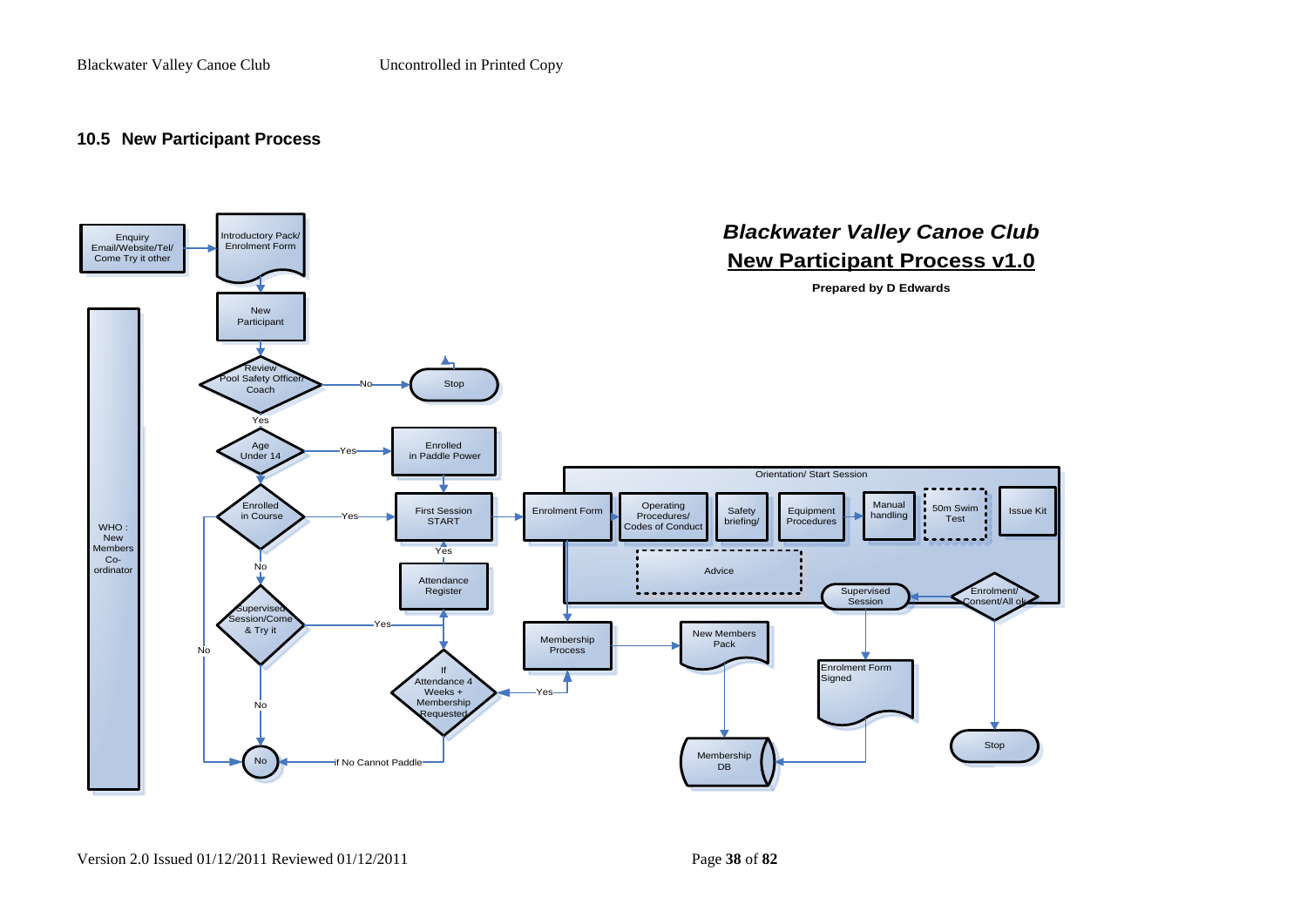## 10.5 New Participant Process

***Blackwater Valley Canoe Club***

**New Participant Process v1.0**

**Prepared by D Edwards**

Enquiry Email/Website/Tel/ Come Try it other

Introductory Pack/ Enrolment Form

New Participant

Review Pool Safety Officer/ Coach

No

Stop

Yes

Age Under 14

Yes

Enrolled in Paddle Power

Enrolled in Course

Yes

First Session START

No

Yes

Attendance Register

Supervised Session/Come & Try it

Yes

No

No

If Attendance 4 Weeks + Membership Requested

Yes

No

If No Cannot Paddle

WHO : New Members Co-ordinator

Orientation/ Start Session

Enrolment Form

Operating Procedures/ Codes of Conduct

Safety briefing/

Equipment Procedures

Manual handling

50m Swim Test

Issue Kit

Advice

Supervised Session

Enrolment/ Consent/All ok

Membership Process

New Members Pack

Enrolment Form Signed

Stop

Membership DB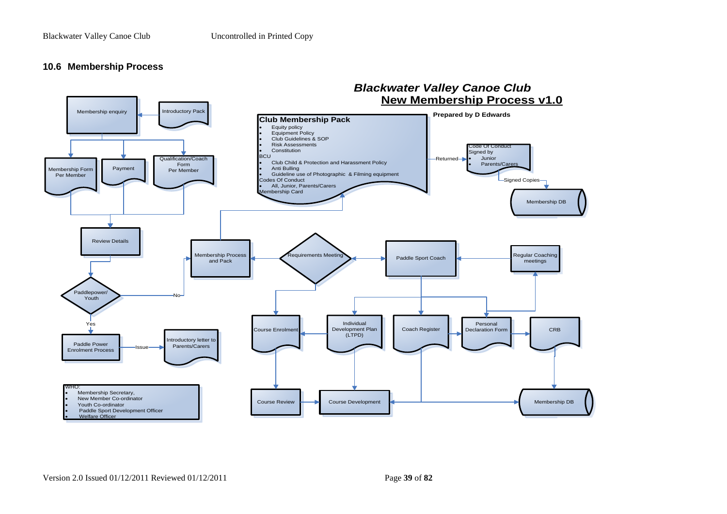### 10.6 Membership Process

**_Blackwater Valley Canoe Club_**

**New Membership Process v1.0**

**Prepared by D Edwards**

Membership enquiry

Introductory Pack

Membership Form Per Member

Payment

Qualification/Coach Form Per Member

Review Details

Paddlepower/ Youth

No

Yes

Paddle Power Enrolment Process

Issue

Introductory letter to Parents/Carers

WHO:
- Membership Secretary,
- New Member Co-ordinator
- Youth Co-ordinator
- Paddle Sport Development Officer
- Welfare Officer

**Club Membership Pack**
- Equity policy
- Equipment Policy
- Club Guidelines & SOP
- Risk Assessments
- Constitution

BCU
- Club Child & Protection and Harassment Policy
- Anti Bulling
- Guideline use of Photographic & Filming equipment

Codes Of Conduct
- All, Junior, Parents/Carers

Membership Card

Returned

Code Of Conduct Signed by
- Junior
- Parents/Carers

Signed Copies

Membership DB

Membership Process and Pack

Requirements Meeting

Paddle Sport Coach

Regular Coaching meetings

Course Enrolment

Individual Development Plan (LTPD)

Coach Register

Personal Declaration Form

CRB

Course Review

Course Development

Membership DB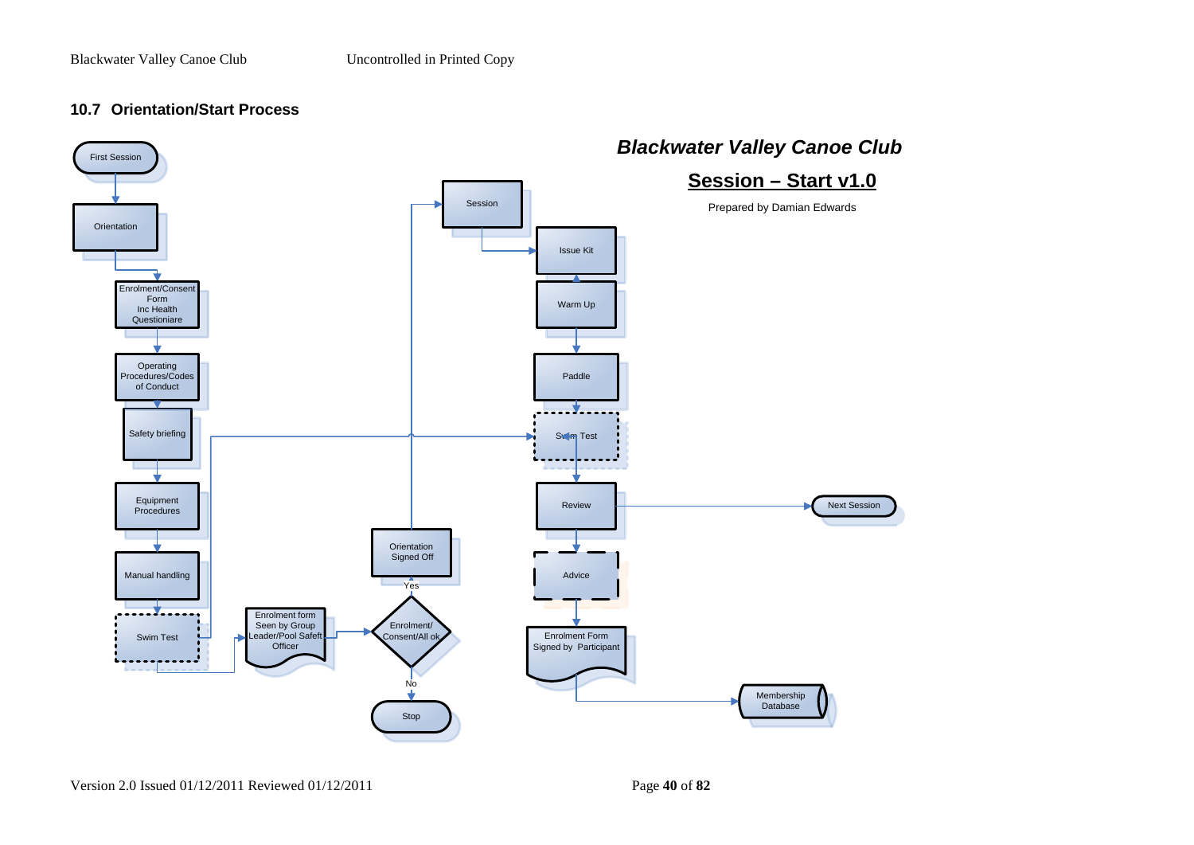## 10.7 Orientation/Start Process

***Blackwater Valley Canoe Club***

**<u>Session – Start v1.0</u>**

Prepared by Damian Edwards

First Session

Orientation

Enrolment/Consent Form Inc Health Questioniare

Operating Procedures/Codes of Conduct

Safety briefing

Equipment Procedures

Manual handling

Swim Test

Enrolment form Seen by Group Leader/Pool Safeft Officer

Enrolment/ Consent/All ok

Yes

Orientation Signed Off

No

Stop

Session

Issue Kit

Warm Up

Paddle

Swim Test

Review

Next Session

Advice

Enrolment Form Signed by Participant

Membership Database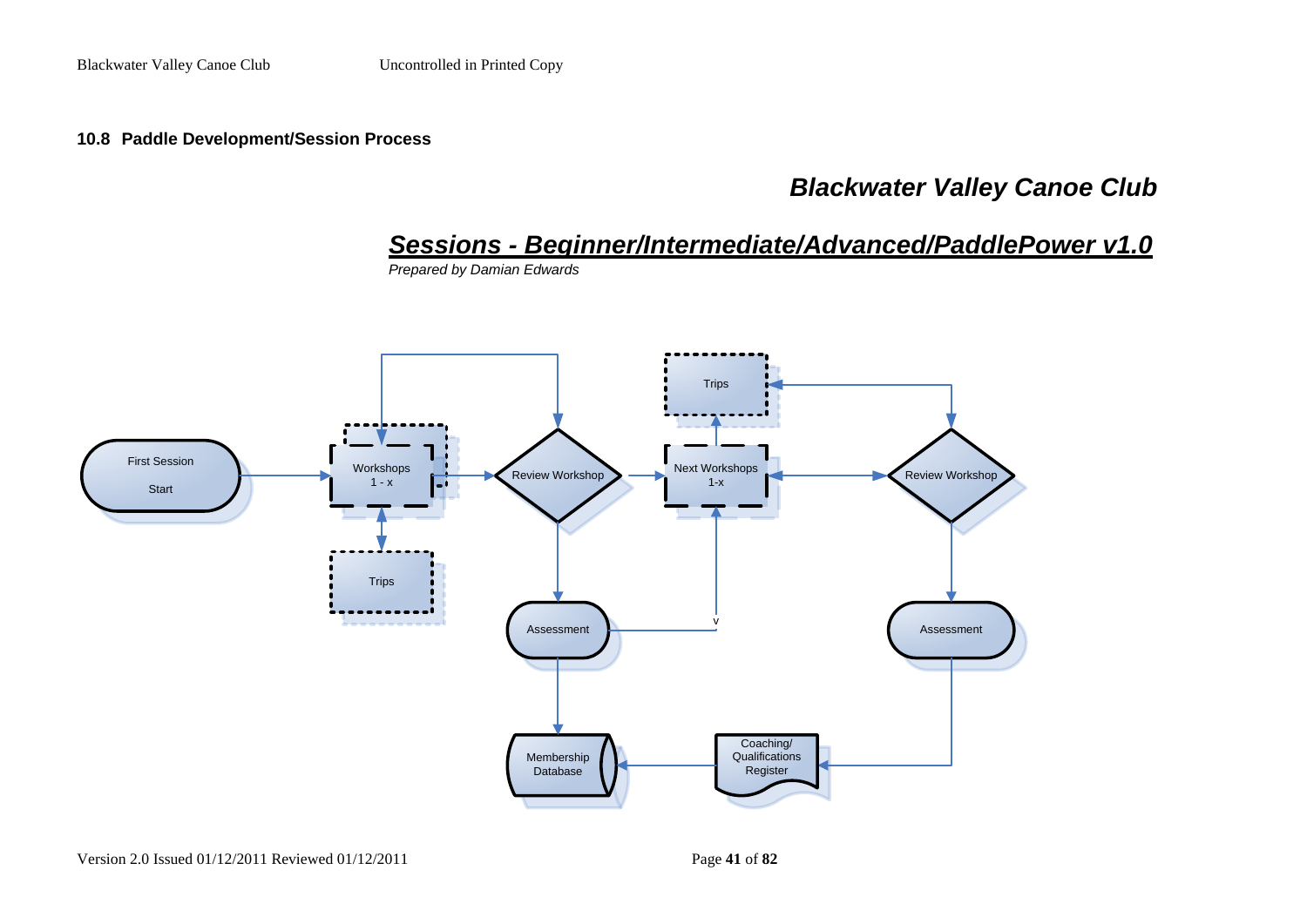### 10.8 Paddle Development/Session Process

***Blackwater Valley Canoe Club***

***Sessions - Beginner/Intermediate/Advanced/PaddlePower v1.0***

*Prepared by Damian Edwards*

First Session

Start

Workshops 1 - x

Trips

Review Workshop

Assessment

Membership Database

Trips

Next Workshops 1-x

Review Workshop

Assessment

Coaching/ Qualifications Register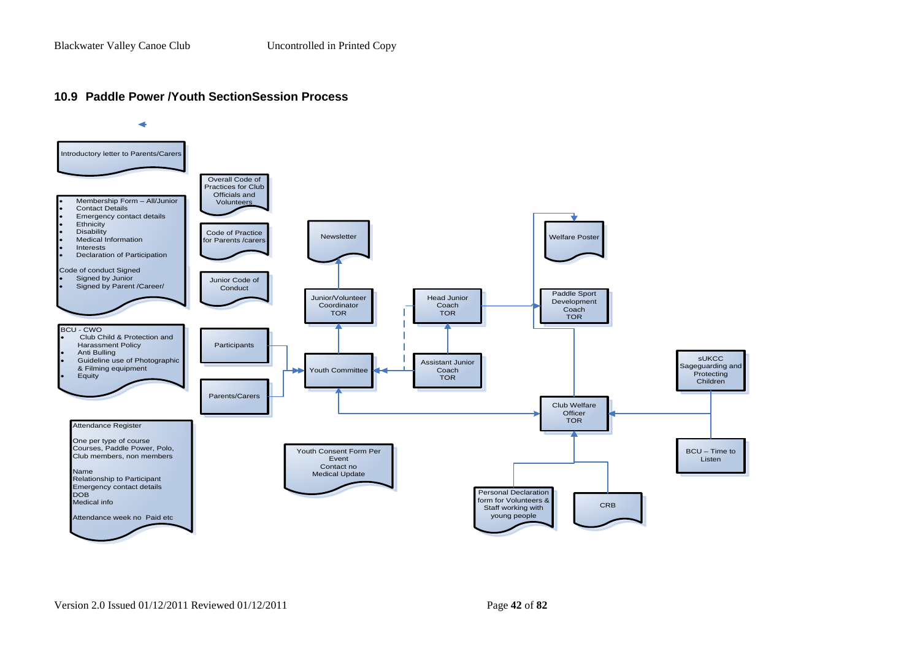## 10.9 Paddle Power /Youth SectionSession Process

Introductory letter to Parents/Carers

- Membership Form – All/Junior
- Contact Details
- Emergency contact details
- Ethnicity
- Disability
- Medical Information
- Interests
- Declaration of Participation

Code of conduct Signed

- Signed by Junior
- Signed by Parent /Career/

BCU - CWO

- Club Child & Protection and Harassment Policy
- Anti Bulling
- Guideline use of Photographic & Filming equipment
- Equity

Attendance Register

One per type of course Courses, Paddle Power, Polo, Club members, non members

Name
Relationship to Participant
Emergency contact details
DOB
Medical info

Attendance week no Paid etc

Overall Code of Practices for Club Officials and Volunteers

Code of Practice for Parents /carers

Junior Code of Conduct

Participants

Parents/Carers

Newsletter

Junior/Volunteer Coordinator TOR

Youth Committee

Youth Consent Form Per Event
Contact no
Medical Update

Head Junior Coach TOR

Assistant Junior Coach TOR

Welfare Poster

Paddle Sport Development Coach TOR

Club Welfare Officer TOR

Personal Declaration form for Volunteers & Staff working with young people

CRB

sUKCC Sageguarding and Protecting Children

BCU – Time to Listen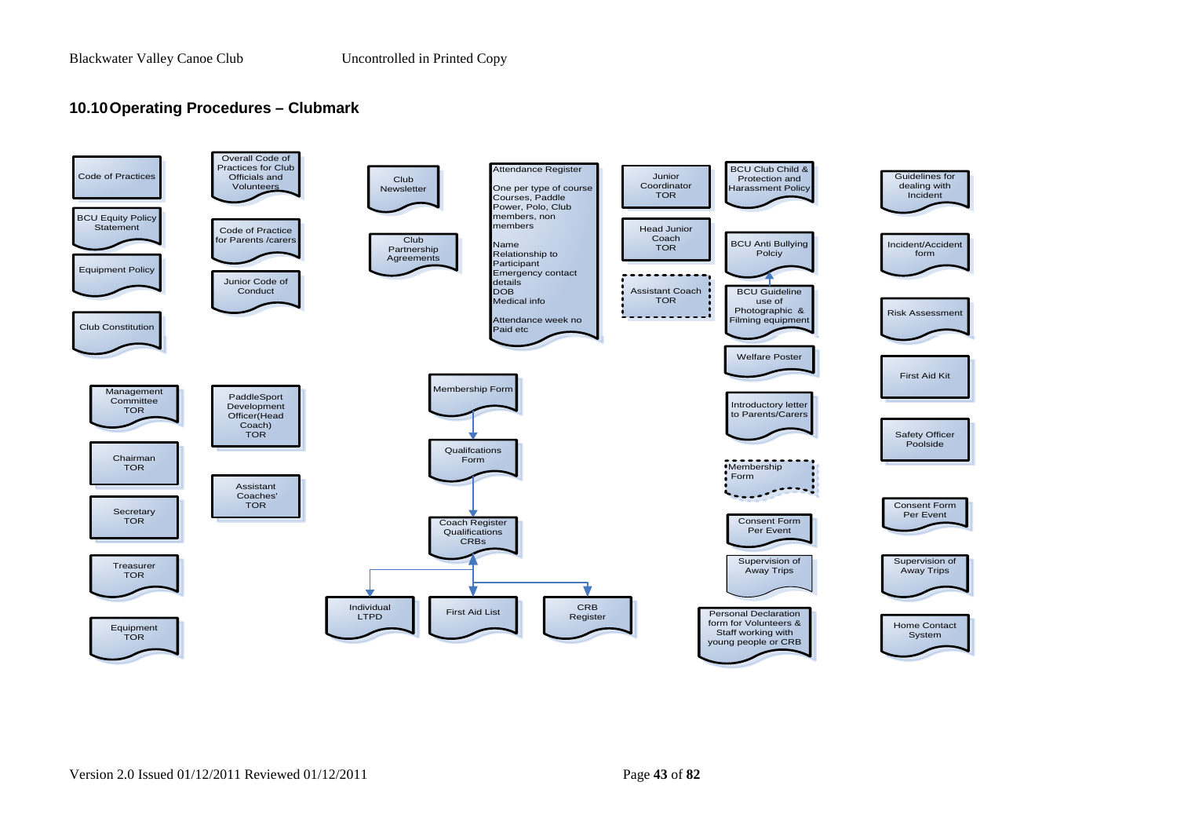## 10.10 Operating Procedures – Clubmark

Code of Practices

BCU Equity Policy Statement

Equipment Policy

Club Constitution

Overall Code of Practices for Club Officials and Volunteers

Code of Practice for Parents /carers

Junior Code of Conduct

Club Newsletter

Club Partnership Agreements

Attendance Register

One per type of course Courses, Paddle Power, Polo, Club members, non members

Name
Relationship to Participant
Emergency contact details
DOB
Medical info

Attendance week no
Paid etc

Junior Coordinator TOR

Head Junior Coach TOR

Assistant Coach TOR

BCU Club Child & Protection and Harassment Policy

BCU Anti Bullying Polciy

BCU Guideline use of Photographic & Filming equipment

Welfare Poster

Introductory letter to Parents/Carers

Membership Form

Consent Form Per Event

Supervision of Away Trips

Personal Declaration form for Volunteers & Staff working with young people or CRB

Guidelines for dealing with Incident

Incident/Accident form

Risk Assessment

First Aid Kit

Safety Officer Poolside

Consent Form Per Event

Supervision of Away Trips

Home Contact System

Management Committee TOR

Chairman TOR

Secretary TOR

Treasurer TOR

Equipment TOR

PaddleSport Development Officer(Head Coach) TOR

Assistant Coaches' TOR

Membership Form → Qualifcations Form → Coach Register Qualifications CRBs → Individual LTPD, First Aid List, CRB Register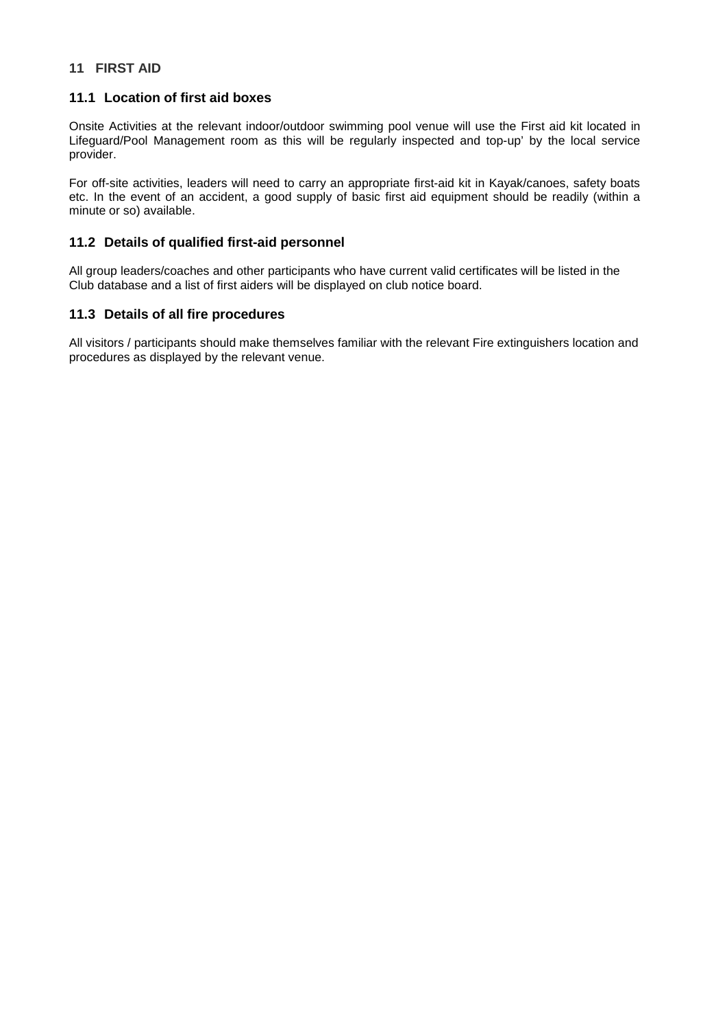## 11 FIRST AID

### 11.1 Location of first aid boxes

Onsite Activities at the relevant indoor/outdoor swimming pool venue will use the First aid kit located in Lifeguard/Pool Management room as this will be regularly inspected and top-up' by the local service provider.

For off-site activities, leaders will need to carry an appropriate first-aid kit in Kayak/canoes, safety boats etc. In the event of an accident, a good supply of basic first aid equipment should be readily (within a minute or so) available.

### 11.2 Details of qualified first-aid personnel

All group leaders/coaches and other participants who have current valid certificates will be listed in the Club database and a list of first aiders will be displayed on club notice board.

### 11.3 Details of all fire procedures

All visitors / participants should make themselves familiar with the relevant Fire extinguishers location and procedures as displayed by the relevant venue.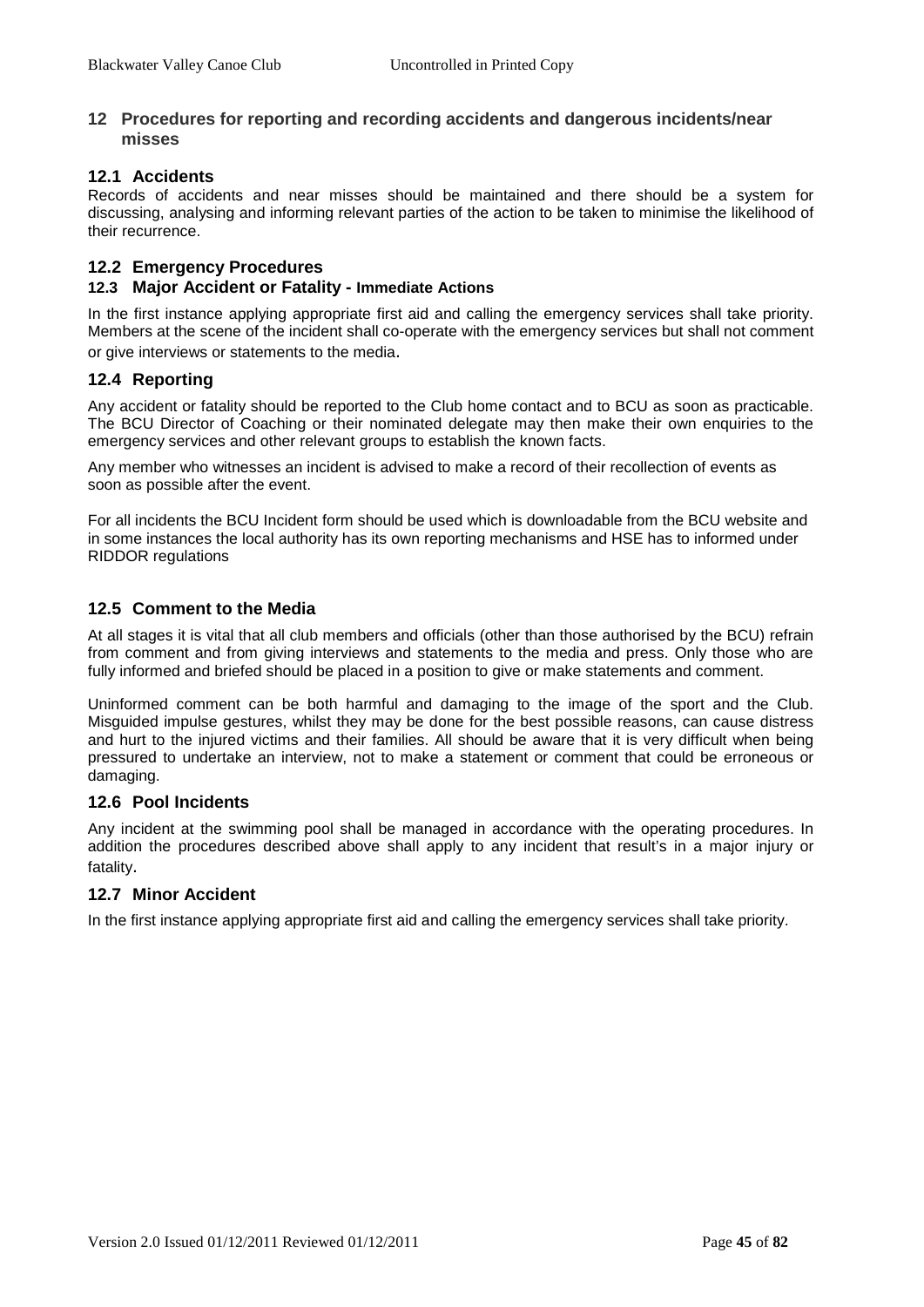## 12 Procedures for reporting and recording accidents and dangerous incidents/near misses

### 12.1 Accidents

Records of accidents and near misses should be maintained and there should be a system for discussing, analysing and informing relevant parties of the action to be taken to minimise the likelihood of their recurrence.

### 12.2 Emergency Procedures

### 12.3 Major Accident or Fatality - Immediate Actions

In the first instance applying appropriate first aid and calling the emergency services shall take priority. Members at the scene of the incident shall co-operate with the emergency services but shall not comment or give interviews or statements to the media.

### 12.4 Reporting

Any accident or fatality should be reported to the Club home contact and to BCU as soon as practicable. The BCU Director of Coaching or their nominated delegate may then make their own enquiries to the emergency services and other relevant groups to establish the known facts.

Any member who witnesses an incident is advised to make a record of their recollection of events as soon as possible after the event.

For all incidents the BCU Incident form should be used which is downloadable from the BCU website and in some instances the local authority has its own reporting mechanisms and HSE has to informed under RIDDOR regulations

### 12.5 Comment to the Media

At all stages it is vital that all club members and officials (other than those authorised by the BCU) refrain from comment and from giving interviews and statements to the media and press. Only those who are fully informed and briefed should be placed in a position to give or make statements and comment.

Uninformed comment can be both harmful and damaging to the image of the sport and the Club. Misguided impulse gestures, whilst they may be done for the best possible reasons, can cause distress and hurt to the injured victims and their families. All should be aware that it is very difficult when being pressured to undertake an interview, not to make a statement or comment that could be erroneous or damaging.

### 12.6 Pool Incidents

Any incident at the swimming pool shall be managed in accordance with the operating procedures. In addition the procedures described above shall apply to any incident that result's in a major injury or fatality.

### 12.7 Minor Accident

In the first instance applying appropriate first aid and calling the emergency services shall take priority.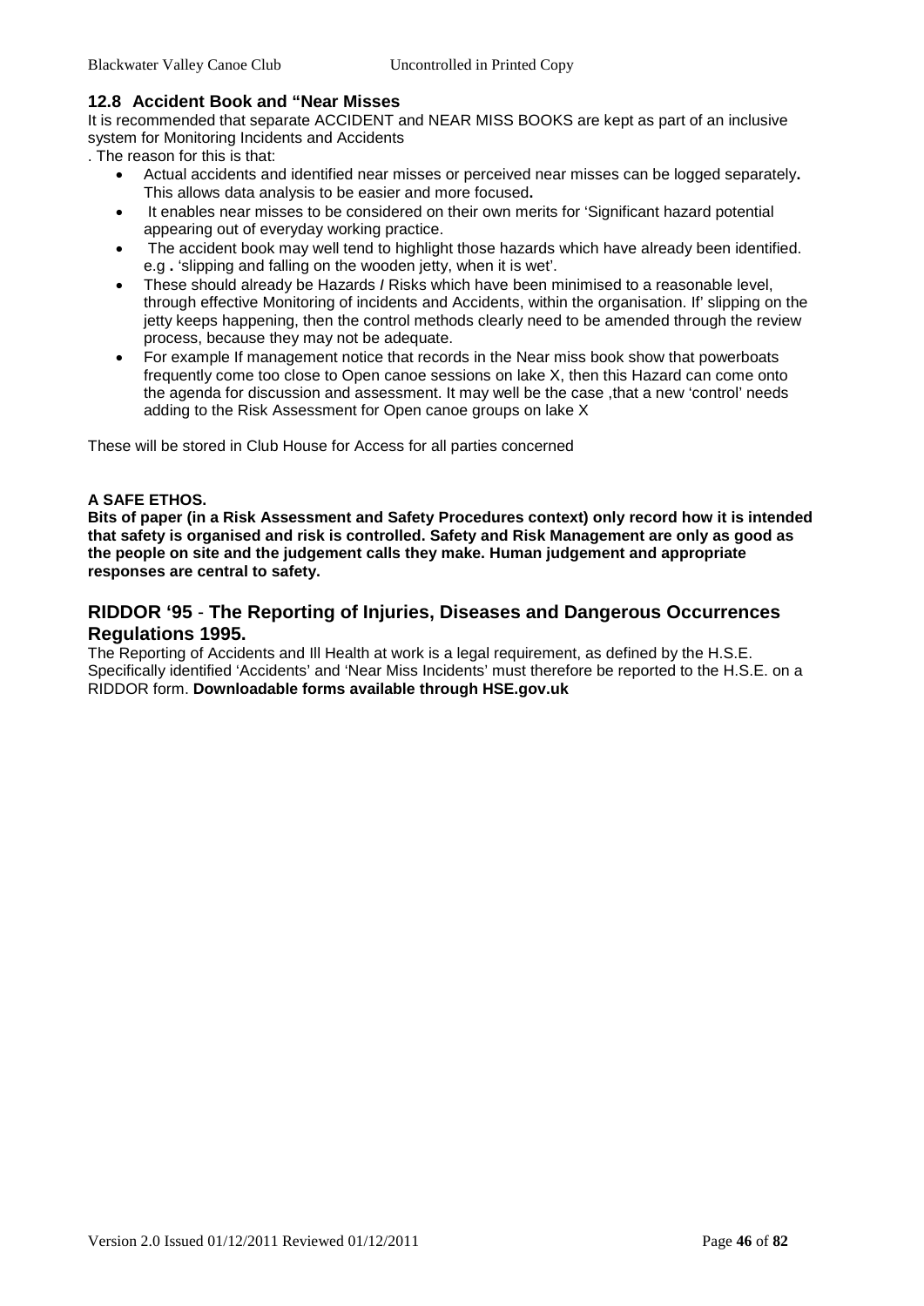### 12.8 Accident Book and "Near Misses

It is recommended that separate ACCIDENT and NEAR MISS BOOKS are kept as part of an inclusive system for Monitoring Incidents and Accidents

. The reason for this is that:

- Actual accidents and identified near misses or perceived near misses can be logged separately**.** This allows data analysis to be easier and more focused**.**
- It enables near misses to be considered on their own merits for 'Significant hazard potential appearing out of everyday working practice.
- The accident book may well tend to highlight those hazards which have already been identified. e.g **.** 'slipping and falling on the wooden jetty, when it is wet'.
- These should already be Hazards **/** Risks which have been minimised to a reasonable level, through effective Monitoring of incidents and Accidents, within the organisation. If' slipping on the jetty keeps happening, then the control methods clearly need to be amended through the review process, because they may not be adequate.
- For example If management notice that records in the Near miss book show that powerboats frequently come too close to Open canoe sessions on lake X, then this Hazard can come onto the agenda for discussion and assessment. It may well be the case ,that a new 'control' needs adding to the Risk Assessment for Open canoe groups on lake X

These will be stored in Club House for Access for all parties concerned

**A SAFE ETHOS.**

**Bits of paper (in a Risk Assessment and Safety Procedures context) only record how it is intended that safety is organised and risk is controlled. Safety and Risk Management are only as good as the people on site and the judgement calls they make. Human judgement and appropriate responses are central to safety.**

## RIDDOR '95 - The Reporting of Injuries, Diseases and Dangerous Occurrences Regulations 1995.

The Reporting of Accidents and Ill Health at work is a legal requirement, as defined by the H.S.E. Specifically identified 'Accidents' and 'Near Miss Incidents' must therefore be reported to the H.S.E. on a RIDDOR form. **Downloadable forms available through HSE.gov.uk**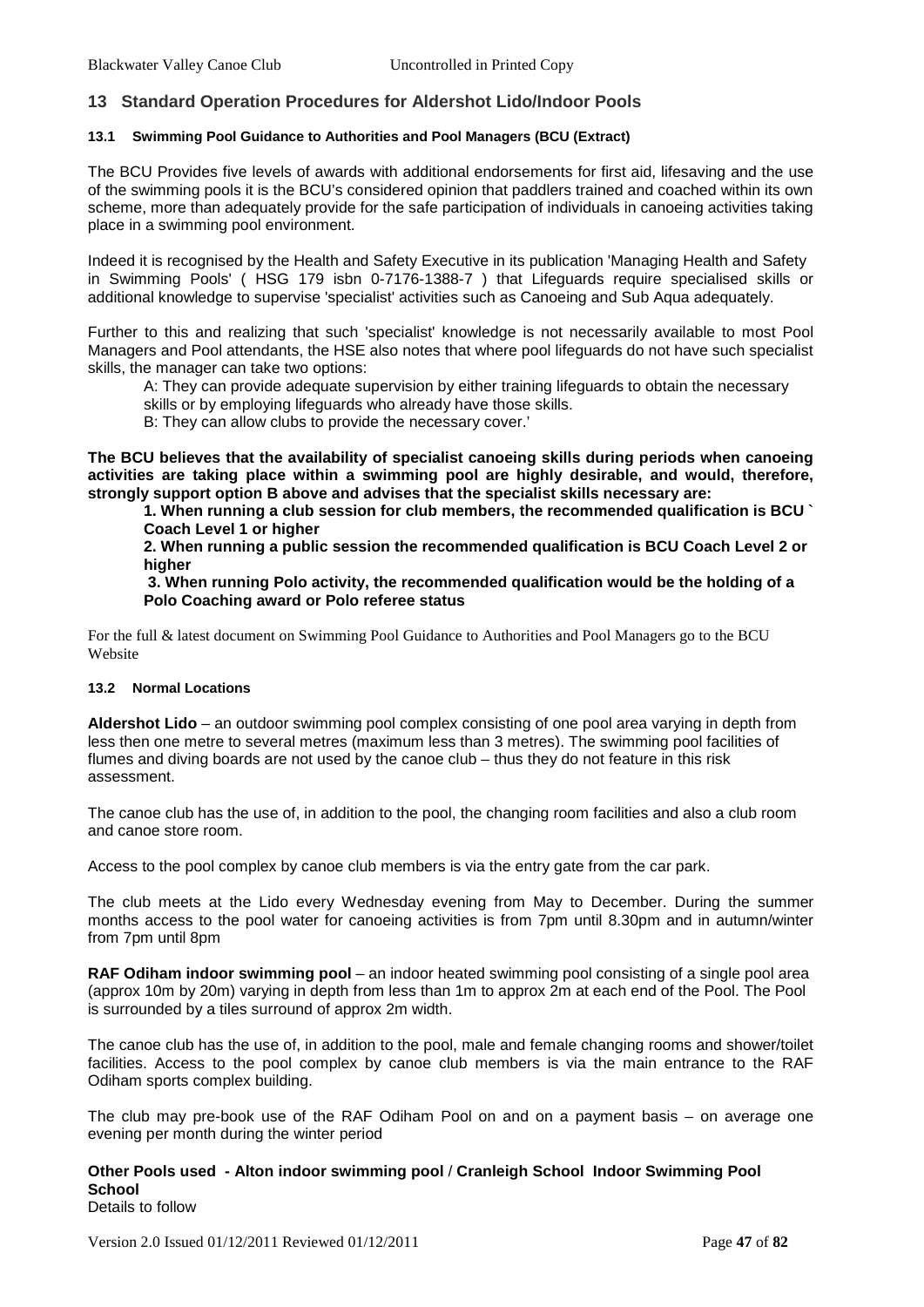## 13 Standard Operation Procedures for Aldershot Lido/Indoor Pools

#### 13.1 Swimming Pool Guidance to Authorities and Pool Managers (BCU (Extract)

The BCU Provides five levels of awards with additional endorsements for first aid, lifesaving and the use of the swimming pools it is the BCU's considered opinion that paddlers trained and coached within its own scheme, more than adequately provide for the safe participation of individuals in canoeing activities taking place in a swimming pool environment.

Indeed it is recognised by the Health and Safety Executive in its publication 'Managing Health and Safety in Swimming Pools' ( HSG 179 isbn 0-7176-1388-7 ) that Lifeguards require specialised skills or additional knowledge to supervise 'specialist' activities such as Canoeing and Sub Aqua adequately.

Further to this and realizing that such 'specialist' knowledge is not necessarily available to most Pool Managers and Pool attendants, the HSE also notes that where pool lifeguards do not have such specialist skills, the manager can take two options:

A: They can provide adequate supervision by either training lifeguards to obtain the necessary skills or by employing lifeguards who already have those skills.
B: They can allow clubs to provide the necessary cover.'

**The BCU believes that the availability of specialist canoeing skills during periods when canoeing activities are taking place within a swimming pool are highly desirable, and would, therefore, strongly support option B above and advises that the specialist skills necessary are:**

**1. When running a club session for club members, the recommended qualification is BCU ` Coach Level 1 or higher**

**2. When running a public session the recommended qualification is BCU Coach Level 2 or higher**

**3. When running Polo activity, the recommended qualification would be the holding of a Polo Coaching award or Polo referee status**

For the full & latest document on Swimming Pool Guidance to Authorities and Pool Managers go to the BCU Website

#### 13.2 Normal Locations

**Aldershot Lido** – an outdoor swimming pool complex consisting of one pool area varying in depth from less then one metre to several metres (maximum less than 3 metres). The swimming pool facilities of flumes and diving boards are not used by the canoe club – thus they do not feature in this risk assessment.

The canoe club has the use of, in addition to the pool, the changing room facilities and also a club room and canoe store room.

Access to the pool complex by canoe club members is via the entry gate from the car park.

The club meets at the Lido every Wednesday evening from May to December. During the summer months access to the pool water for canoeing activities is from 7pm until 8.30pm and in autumn/winter from 7pm until 8pm

**RAF Odiham indoor swimming pool** – an indoor heated swimming pool consisting of a single pool area (approx 10m by 20m) varying in depth from less than 1m to approx 2m at each end of the Pool. The Pool is surrounded by a tiles surround of approx 2m width.

The canoe club has the use of, in addition to the pool, male and female changing rooms and shower/toilet facilities. Access to the pool complex by canoe club members is via the main entrance to the RAF Odiham sports complex building.

The club may pre-book use of the RAF Odiham Pool on and on a payment basis – on average one evening per month during the winter period

**Other Pools used - Alton indoor swimming pool / Cranleigh School Indoor Swimming Pool School**
Details to follow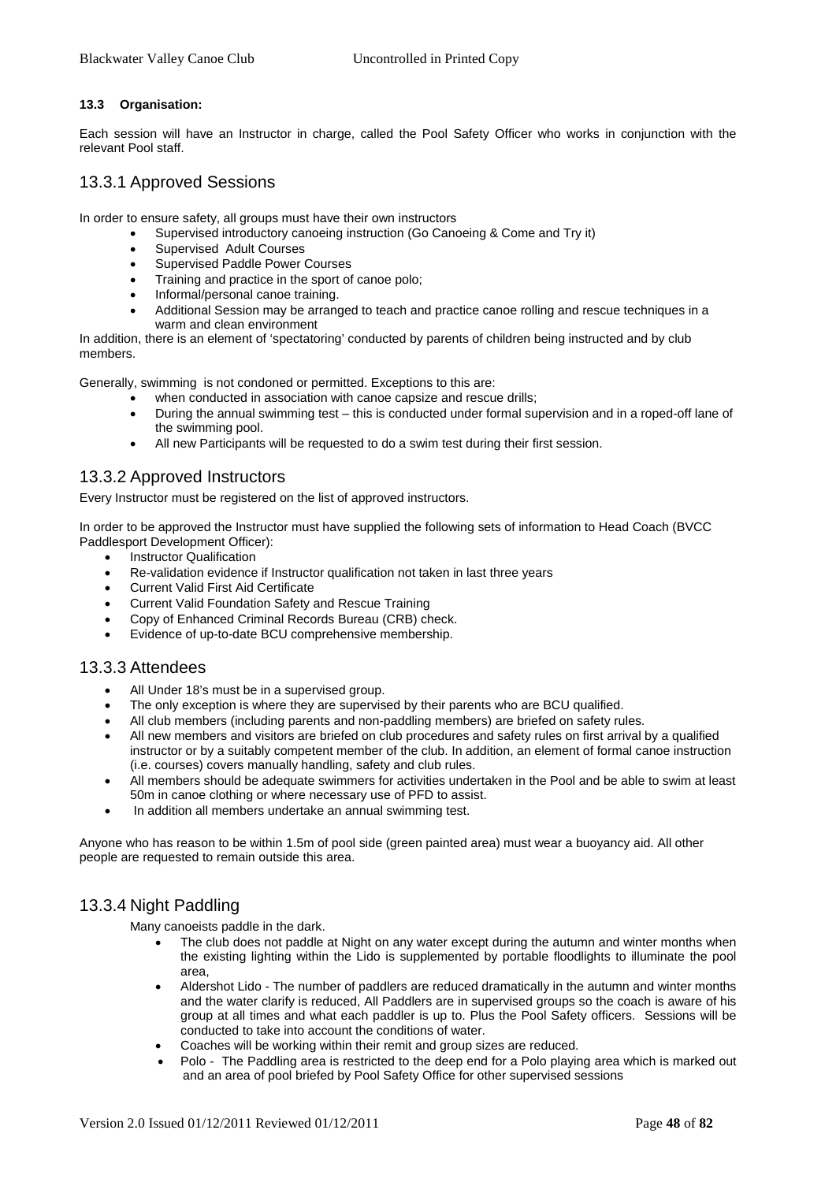### 13.3 Organisation:

Each session will have an Instructor in charge, called the Pool Safety Officer who works in conjunction with the relevant Pool staff.

## 13.3.1 Approved Sessions

In order to ensure safety, all groups must have their own instructors

- Supervised introductory canoeing instruction (Go Canoeing & Come and Try it)
- Supervised Adult Courses
- Supervised Paddle Power Courses
- Training and practice in the sport of canoe polo;
- Informal/personal canoe training.
- Additional Session may be arranged to teach and practice canoe rolling and rescue techniques in a warm and clean environment

In addition, there is an element of 'spectatoring' conducted by parents of children being instructed and by club members.

Generally, swimming is not condoned or permitted. Exceptions to this are:

- when conducted in association with canoe capsize and rescue drills;
- During the annual swimming test – this is conducted under formal supervision and in a roped-off lane of the swimming pool.
- All new Participants will be requested to do a swim test during their first session.

## 13.3.2 Approved Instructors

Every Instructor must be registered on the list of approved instructors.

In order to be approved the Instructor must have supplied the following sets of information to Head Coach (BVCC Paddlesport Development Officer):

- Instructor Qualification
- Re-validation evidence if Instructor qualification not taken in last three years
- Current Valid First Aid Certificate
- Current Valid Foundation Safety and Rescue Training
- Copy of Enhanced Criminal Records Bureau (CRB) check.
- Evidence of up-to-date BCU comprehensive membership.

## 13.3.3 Attendees

- All Under 18's must be in a supervised group.
- The only exception is where they are supervised by their parents who are BCU qualified.
- All club members (including parents and non-paddling members) are briefed on safety rules.
- All new members and visitors are briefed on club procedures and safety rules on first arrival by a qualified instructor or by a suitably competent member of the club. In addition, an element of formal canoe instruction (i.e. courses) covers manually handling, safety and club rules.
- All members should be adequate swimmers for activities undertaken in the Pool and be able to swim at least 50m in canoe clothing or where necessary use of PFD to assist.
- In addition all members undertake an annual swimming test.

Anyone who has reason to be within 1.5m of pool side (green painted area) must wear a buoyancy aid. All other people are requested to remain outside this area.

## 13.3.4 Night Paddling

Many canoeists paddle in the dark.

- The club does not paddle at Night on any water except during the autumn and winter months when the existing lighting within the Lido is supplemented by portable floodlights to illuminate the pool area,
- Aldershot Lido - The number of paddlers are reduced dramatically in the autumn and winter months and the water clarify is reduced, All Paddlers are in supervised groups so the coach is aware of his group at all times and what each paddler is up to. Plus the Pool Safety officers. Sessions will be conducted to take into account the conditions of water.
- Coaches will be working within their remit and group sizes are reduced.
- Polo - The Paddling area is restricted to the deep end for a Polo playing area which is marked out and an area of pool briefed by Pool Safety Office for other supervised sessions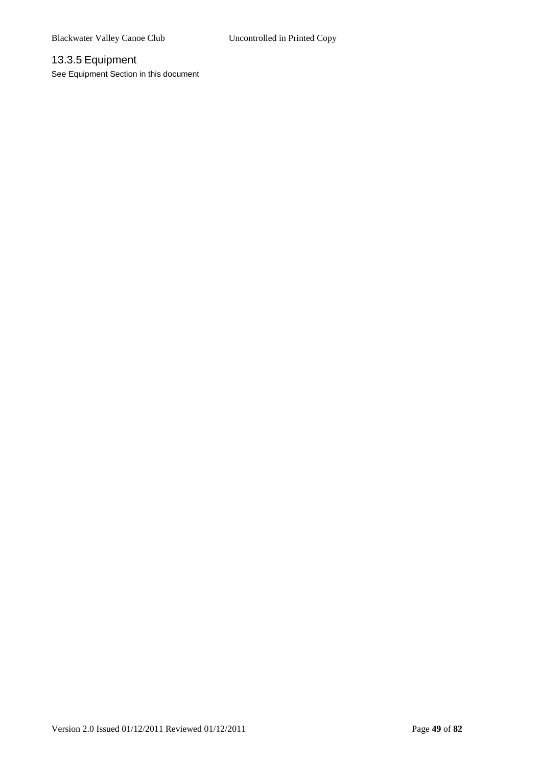### 13.3.5 Equipment

See Equipment Section in this document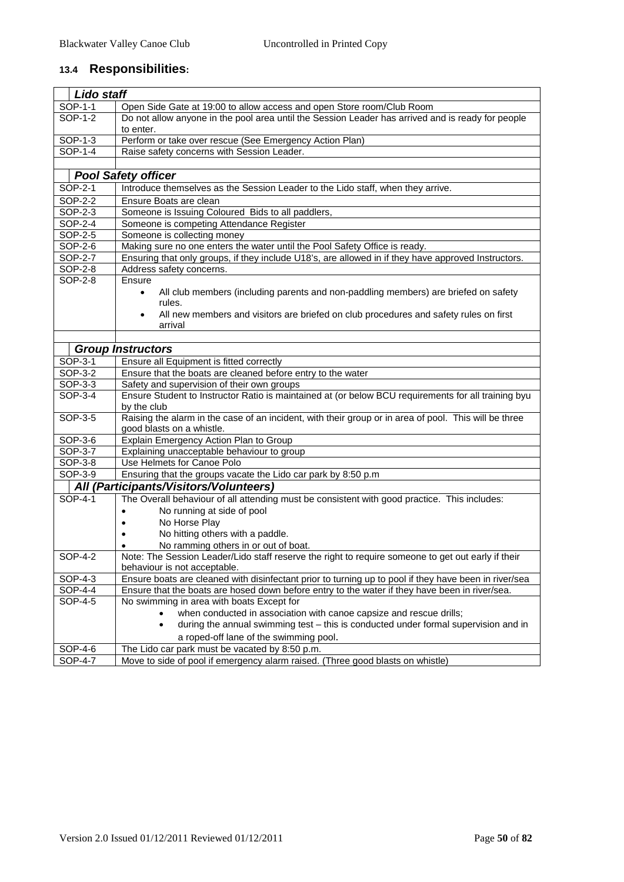## 13.4 Responsibilities:

| | ***Lido staff*** |
|---|---|
| SOP-1-1 | Open Side Gate at 19:00 to allow access and open Store room/Club Room |
| SOP-1-2 | Do not allow anyone in the pool area until the Session Leader has arrived and is ready for people to enter. |
| SOP-1-3 | Perform or take over rescue (See Emergency Action Plan) |
| SOP-1-4 | Raise safety concerns with Session Leader. |
| | |
| | ***Pool Safety officer*** |
| SOP-2-1 | Introduce themselves as the Session Leader to the Lido staff, when they arrive. |
| SOP-2-2 | Ensure Boats are clean |
| SOP-2-3 | Someone is Issuing Coloured Bids to all paddlers, |
| SOP-2-4 | Someone is competing Attendance Register |
| SOP-2-5 | Someone is collecting money |
| SOP-2-6 | Making sure no one enters the water until the Pool Safety Office is ready. |
| SOP-2-7 | Ensuring that only groups, if they include U18's, are allowed in if they have approved Instructors. |
| SOP-2-8 | Address safety concerns. |
| SOP-2-8 | Ensure<br>• All club members (including parents and non-paddling members) are briefed on safety rules.<br>• All new members and visitors are briefed on club procedures and safety rules on first arrival |
| | |
| | ***Group Instructors*** |
| SOP-3-1 | Ensure all Equipment is fitted correctly |
| SOP-3-2 | Ensure that the boats are cleaned before entry to the water |
| SOP-3-3 | Safety and supervision of their own groups |
| SOP-3-4 | Ensure Student to Instructor Ratio is maintained at (or below BCU requirements for all training byu by the club |
| SOP-3-5 | Raising the alarm in the case of an incident, with their group or in area of pool. This will be three good blasts on a whistle. |
| SOP-3-6 | Explain Emergency Action Plan to Group |
| SOP-3-7 | Explaining unacceptable behaviour to group |
| SOP-3-8 | Use Helmets for Canoe Polo |
| SOP-3-9 | Ensuring that the groups vacate the Lido car park by 8:50 p.m |
| | ***All (Participants/Visitors/Volunteers)*** |
| SOP-4-1 | The Overall behaviour of all attending must be consistent with good practice. This includes:<br>• No running at side of pool<br>• No Horse Play<br>• No hitting others with a paddle.<br>• No ramming others in or out of boat. |
| SOP-4-2 | Note: The Session Leader/Lido staff reserve the right to require someone to get out early if their behaviour is not acceptable. |
| SOP-4-3 | Ensure boats are cleaned with disinfectant prior to turning up to pool if they have been in river/sea |
| SOP-4-4 | Ensure that the boats are hosed down before entry to the water if they have been in river/sea. |
| SOP-4-5 | No swimming in area with boats Except for<br>• when conducted in association with canoe capsize and rescue drills;<br>• during the annual swimming test – this is conducted under formal supervision and in a roped-off lane of the swimming pool. |
| SOP-4-6 | The Lido car park must be vacated by 8:50 p.m. |
| SOP-4-7 | Move to side of pool if emergency alarm raised. (Three good blasts on whistle) |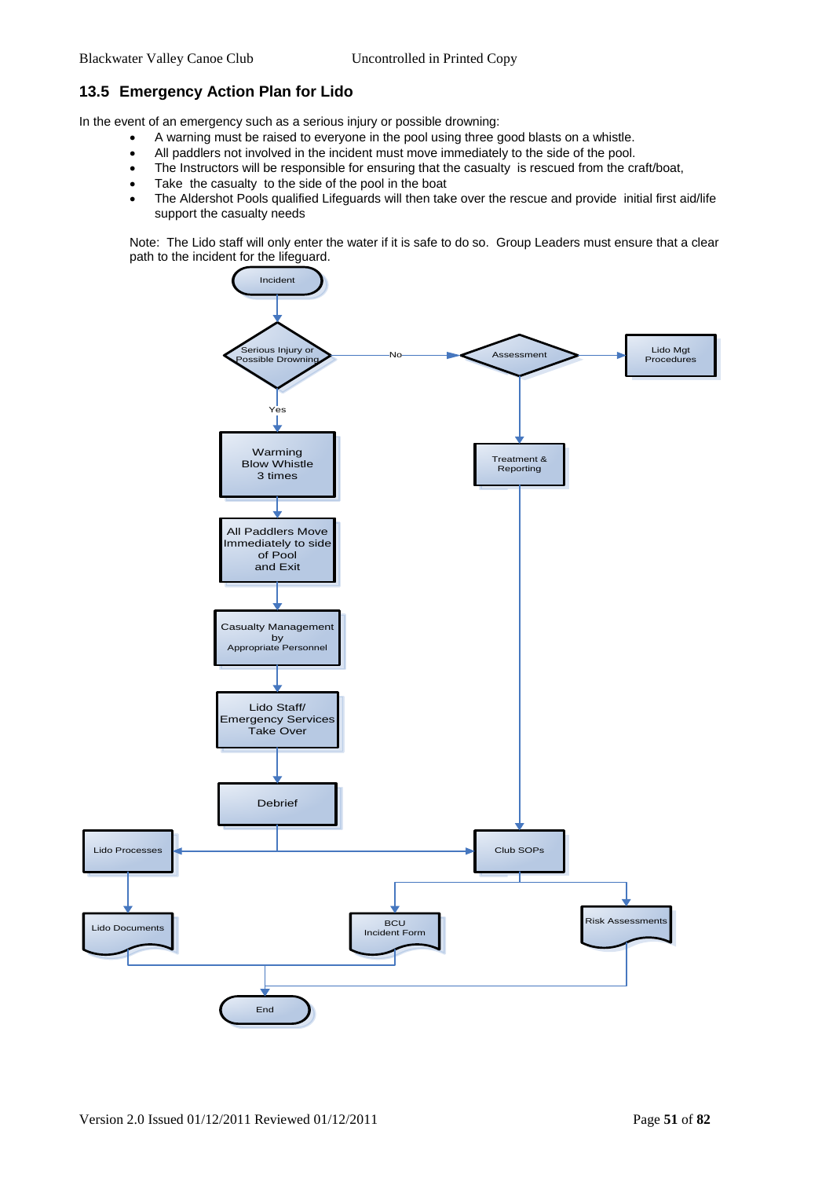## 13.5 Emergency Action Plan for Lido

In the event of an emergency such as a serious injury or possible drowning:

- A warning must be raised to everyone in the pool using three good blasts on a whistle.
- All paddlers not involved in the incident must move immediately to the side of the pool.
- The Instructors will be responsible for ensuring that the casualty is rescued from the craft/boat,
- Take the casualty to the side of the pool in the boat
- The Aldershot Pools qualified Lifeguards will then take over the rescue and provide initial first aid/life support the casualty needs

Note: The Lido staff will only enter the water if it is safe to do so. Group Leaders must ensure that a clear path to the incident for the lifeguard.

Incident

Serious Injury or Possible Drowning

No → Assessment → Lido Mgt Procedures

Assessment → Treatment & Reporting → Club SOPs

Yes → Warning Blow Whistle 3 times

All Paddlers Move Immediately to side of Pool and Exit

Casualty Management by Appropriate Personnel

Lido Staff/ Emergency Services Take Over

Debrief → Lido Processes; Debrief → Club SOPs

Lido Processes → Lido Documents

Club SOPs → BCU Incident Form; Club SOPs → Risk Assessments

Lido Documents, BCU Incident Form, Risk Assessments → End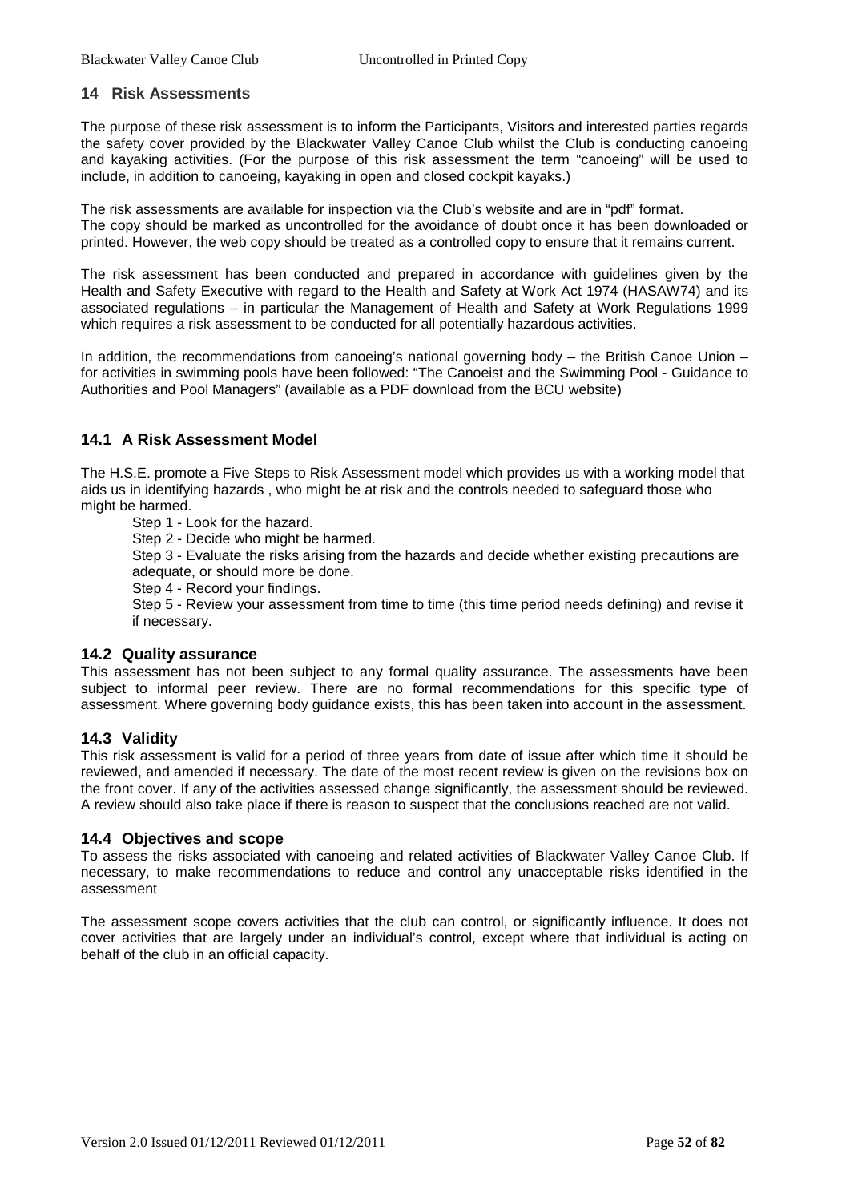## 14 Risk Assessments

The purpose of these risk assessment is to inform the Participants, Visitors and interested parties regards the safety cover provided by the Blackwater Valley Canoe Club whilst the Club is conducting canoeing and kayaking activities. (For the purpose of this risk assessment the term "canoeing" will be used to include, in addition to canoeing, kayaking in open and closed cockpit kayaks.)

The risk assessments are available for inspection via the Club's website and are in "pdf" format.
The copy should be marked as uncontrolled for the avoidance of doubt once it has been downloaded or printed. However, the web copy should be treated as a controlled copy to ensure that it remains current.

The risk assessment has been conducted and prepared in accordance with guidelines given by the Health and Safety Executive with regard to the Health and Safety at Work Act 1974 (HASAW74) and its associated regulations – in particular the Management of Health and Safety at Work Regulations 1999 which requires a risk assessment to be conducted for all potentially hazardous activities.

In addition, the recommendations from canoeing's national governing body – the British Canoe Union – for activities in swimming pools have been followed: "The Canoeist and the Swimming Pool - Guidance to Authorities and Pool Managers" (available as a PDF download from the BCU website)

### 14.1 A Risk Assessment Model

The H.S.E. promote a Five Steps to Risk Assessment model which provides us with a working model that aids us in identifying hazards , who might be at risk and the controls needed to safeguard those who might be harmed.

Step 1 - Look for the hazard.
Step 2 - Decide who might be harmed.
Step 3 - Evaluate the risks arising from the hazards and decide whether existing precautions are adequate, or should more be done.
Step 4 - Record your findings.
Step 5 - Review your assessment from time to time (this time period needs defining) and revise it if necessary.

### 14.2 Quality assurance

This assessment has not been subject to any formal quality assurance. The assessments have been subject to informal peer review. There are no formal recommendations for this specific type of assessment. Where governing body guidance exists, this has been taken into account in the assessment.

### 14.3 Validity

This risk assessment is valid for a period of three years from date of issue after which time it should be reviewed, and amended if necessary. The date of the most recent review is given on the revisions box on the front cover. If any of the activities assessed change significantly, the assessment should be reviewed. A review should also take place if there is reason to suspect that the conclusions reached are not valid.

### 14.4 Objectives and scope

To assess the risks associated with canoeing and related activities of Blackwater Valley Canoe Club. If necessary, to make recommendations to reduce and control any unacceptable risks identified in the assessment

The assessment scope covers activities that the club can control, or significantly influence. It does not cover activities that are largely under an individual's control, except where that individual is acting on behalf of the club in an official capacity.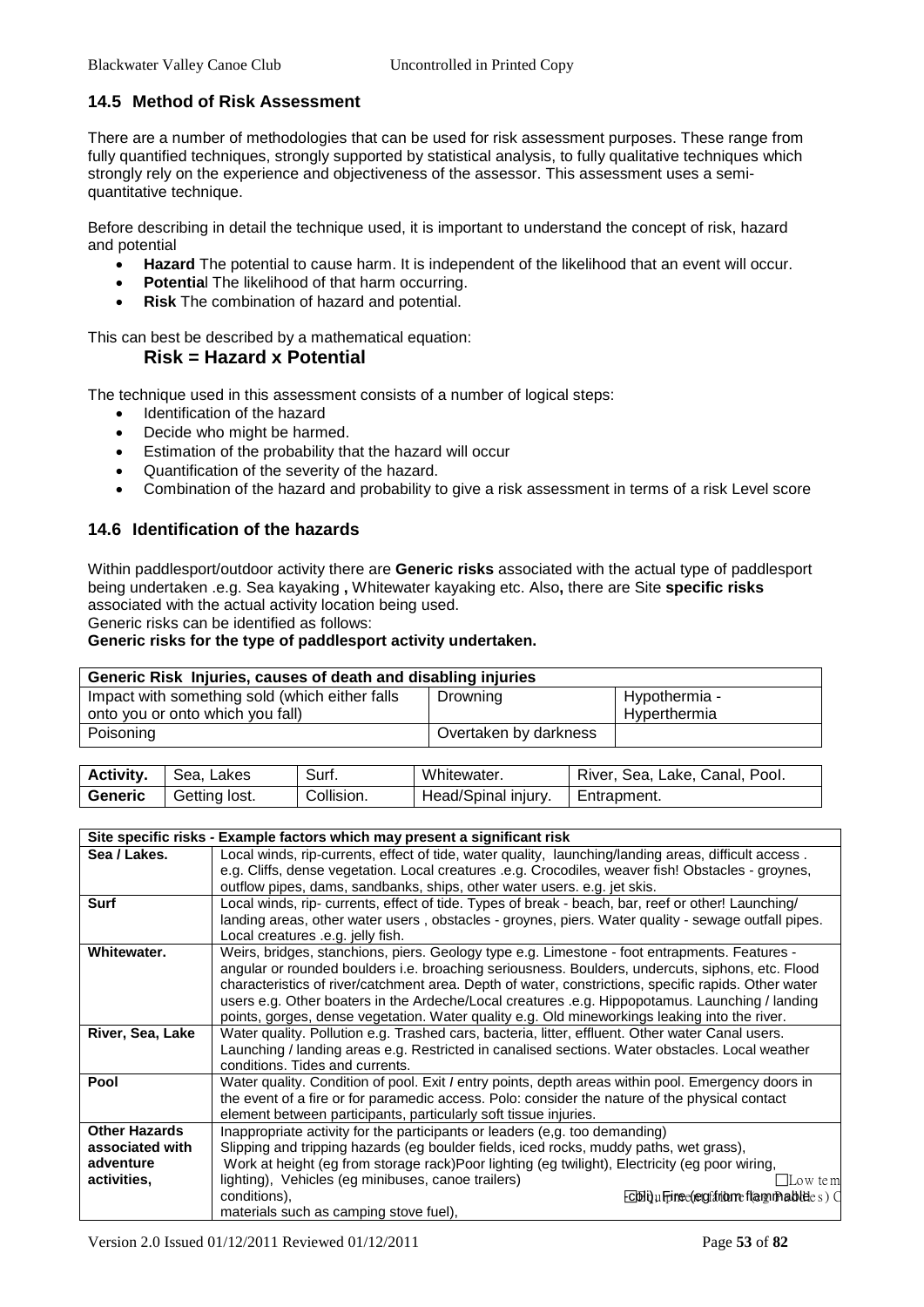## 14.5 Method of Risk Assessment

There are a number of methodologies that can be used for risk assessment purposes. These range from fully quantified techniques, strongly supported by statistical analysis, to fully qualitative techniques which strongly rely on the experience and objectiveness of the assessor. This assessment uses a semi-quantitative technique.

Before describing in detail the technique used, it is important to understand the concept of risk, hazard and potential

- **Hazard** The potential to cause harm. It is independent of the likelihood that an event will occur.
- **Potentia**l The likelihood of that harm occurring.
- **Risk** The combination of hazard and potential.

This can best be described by a mathematical equation:

**Risk = Hazard x Potential**

The technique used in this assessment consists of a number of logical steps:

- Identification of the hazard
- Decide who might be harmed.
- Estimation of the probability that the hazard will occur
- Quantification of the severity of the hazard.
- Combination of the hazard and probability to give a risk assessment in terms of a risk Level score

## 14.6 Identification of the hazards

Within paddlesport/outdoor activity there are **Generic risks** associated with the actual type of paddlesport being undertaken .e.g. Sea kayaking **,** Whitewater kayaking etc. Also**,** there are Site **specific risks** associated with the actual activity location being used.

Generic risks can be identified as follows:

**Generic risks for the type of paddlesport activity undertaken.**

| **Generic Risk Injuries, causes of death and disabling injuries** | | |
|---|---|---|
| Impact with something sold (which either falls onto you or onto which you fall) | Drowning | Hypothermia - Hyperthermia |
| Poisoning | Overtaken by darkness | |

| **Activity.** | Sea, Lakes | Surf. | Whitewater. | River, Sea, Lake, Canal, Pool. |
|---|---|---|---|---|
| **Generic** | Getting lost. | Collision. | Head/Spinal injury. | Entrapment. |

| **Site specific risks - Example factors which may present a significant risk** | |
|---|---|
| **Sea / Lakes.** | Local winds, rip-currents, effect of tide, water quality, launching/landing areas, difficult access . e.g. Cliffs, dense vegetation. Local creatures .e.g. Crocodiles, weaver fish! Obstacles - groynes, outflow pipes, dams, sandbanks, ships, other water users. e.g. jet skis. |
| **Surf** | Local winds, rip- currents, effect of tide. Types of break - beach, bar, reef or other! Launching/ landing areas, other water users , obstacles - groynes, piers. Water quality - sewage outfall pipes. Local creatures .e.g. jelly fish. |
| **Whitewater.** | Weirs, bridges, stanchions, piers. Geology type e.g. Limestone - foot entrapments. Features - angular or rounded boulders i.e. broaching seriousness. Boulders, undercuts, siphons, etc. Flood characteristics of river/catchment area. Depth of water, constrictions, specific rapids. Other water users e.g. Other boaters in the Ardeche/Local creatures .e.g. Hippopotamus. Launching / landing points, gorges, dense vegetation. Water quality e.g. Old mineworkings leaking into the river. |
| **River, Sea, Lake** | Water quality. Pollution e.g. Trashed cars, bacteria, litter, effluent. Other water Canal users. Launching / landing areas e.g. Restricted in canalised sections. Water obstacles. Local weather conditions. Tides and currents. |
| **Pool** | Water quality. Condition of pool. Exit / entry points, depth areas within pool. Emergency doors in the event of a fire or for paramedic access. Polo: consider the nature of the physical contact element between participants, particularly soft tissue injuries. |
| **Other Hazards associated with adventure activities,** | Inappropriate activity for the participants or leaders (e,g. too demanding) Slipping and tripping hazards (eg boulder fields, iced rocks, muddy paths, wet grass), Work at height (eg from storage rack)Poor lighting (eg twilight), Electricity (eg poor wiring, lighting), Vehicles (eg minibuses, canoe trailers) Low tem conditions), Fire (eg from flammable materials such as camping stove fuel), |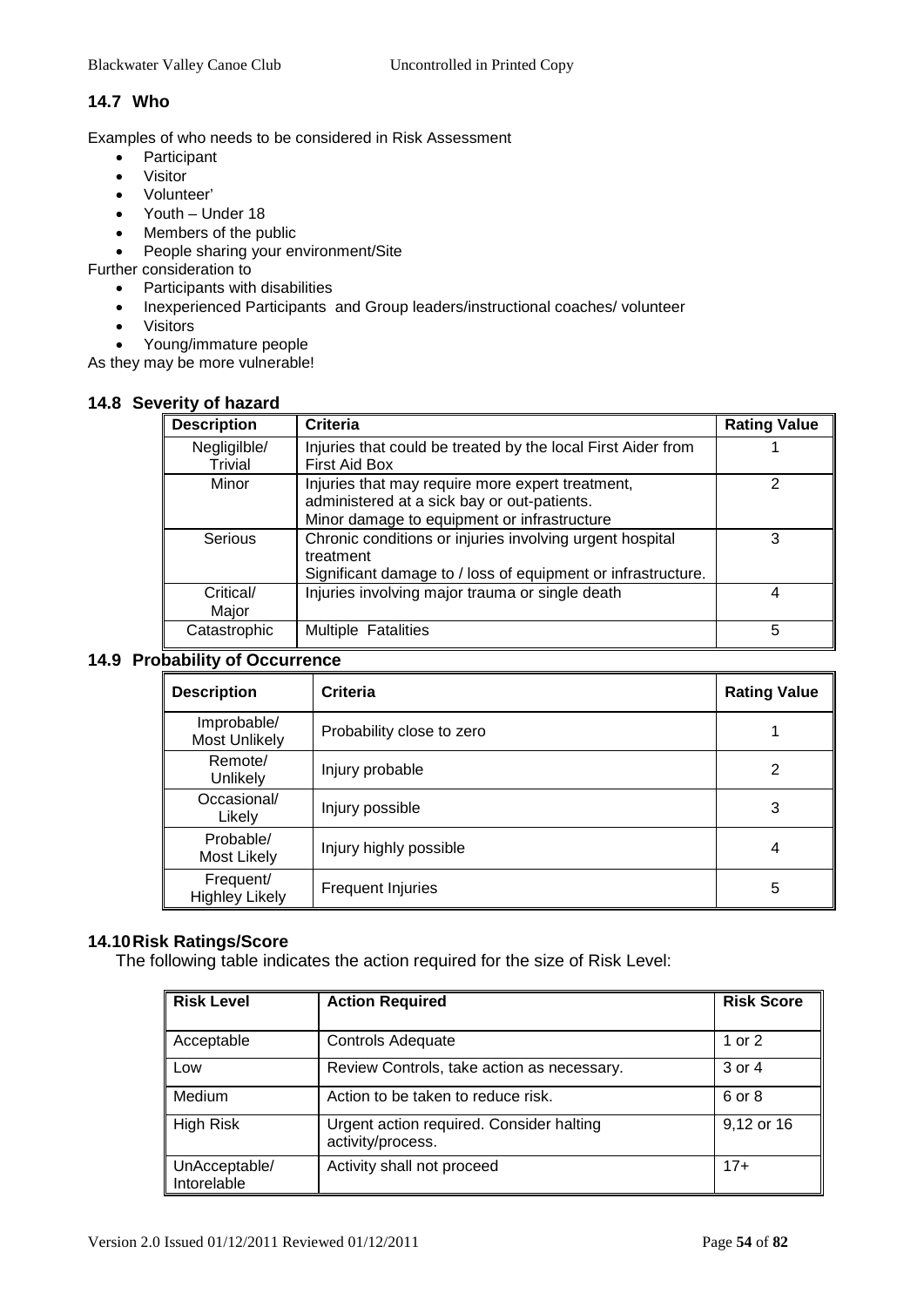## 14.7 Who

Examples of who needs to be considered in Risk Assessment

- Participant
- Visitor
- Volunteer'
- Youth – Under 18
- Members of the public
- People sharing your environment/Site

Further consideration to

- Participants with disabilities
- Inexperienced Participants and Group leaders/instructional coaches/ volunteer
- Visitors
- Young/immature people

As they may be more vulnerable!

## 14.8 Severity of hazard

| Description | Criteria | Rating Value |
|---|---|---|
| Negligilble/ Trivial | Injuries that could be treated by the local First Aider from First Aid Box | 1 |
| Minor | Injuries that may require more expert treatment, administered at a sick bay or out-patients. Minor damage to equipment or infrastructure | 2 |
| Serious | Chronic conditions or injuries involving urgent hospital treatment Significant damage to / loss of equipment or infrastructure. | 3 |
| Critical/ Major | Injuries involving major trauma or single death | 4 |
| Catastrophic | Multiple Fatalities | 5 |

## 14.9 Probability of Occurrence

| Description | Criteria | Rating Value |
|---|---|---|
| Improbable/ Most Unlikely | Probability close to zero | 1 |
| Remote/ Unlikely | Injury probable | 2 |
| Occasional/ Likely | Injury possible | 3 |
| Probable/ Most Likely | Injury highly possible | 4 |
| Frequent/ Highley Likely | Frequent Injuries | 5 |

## 14.10 Risk Ratings/Score

The following table indicates the action required for the size of Risk Level:

| Risk Level | Action Required | Risk Score |
|---|---|---|
| Acceptable | Controls Adequate | 1 or 2 |
| Low | Review Controls, take action as necessary. | 3 or 4 |
| Medium | Action to be taken to reduce risk. | 6 or 8 |
| High Risk | Urgent action required. Consider halting activity/process. | 9,12 or 16 |
| UnAcceptable/ Intorelable | Activity shall not proceed | 17+ |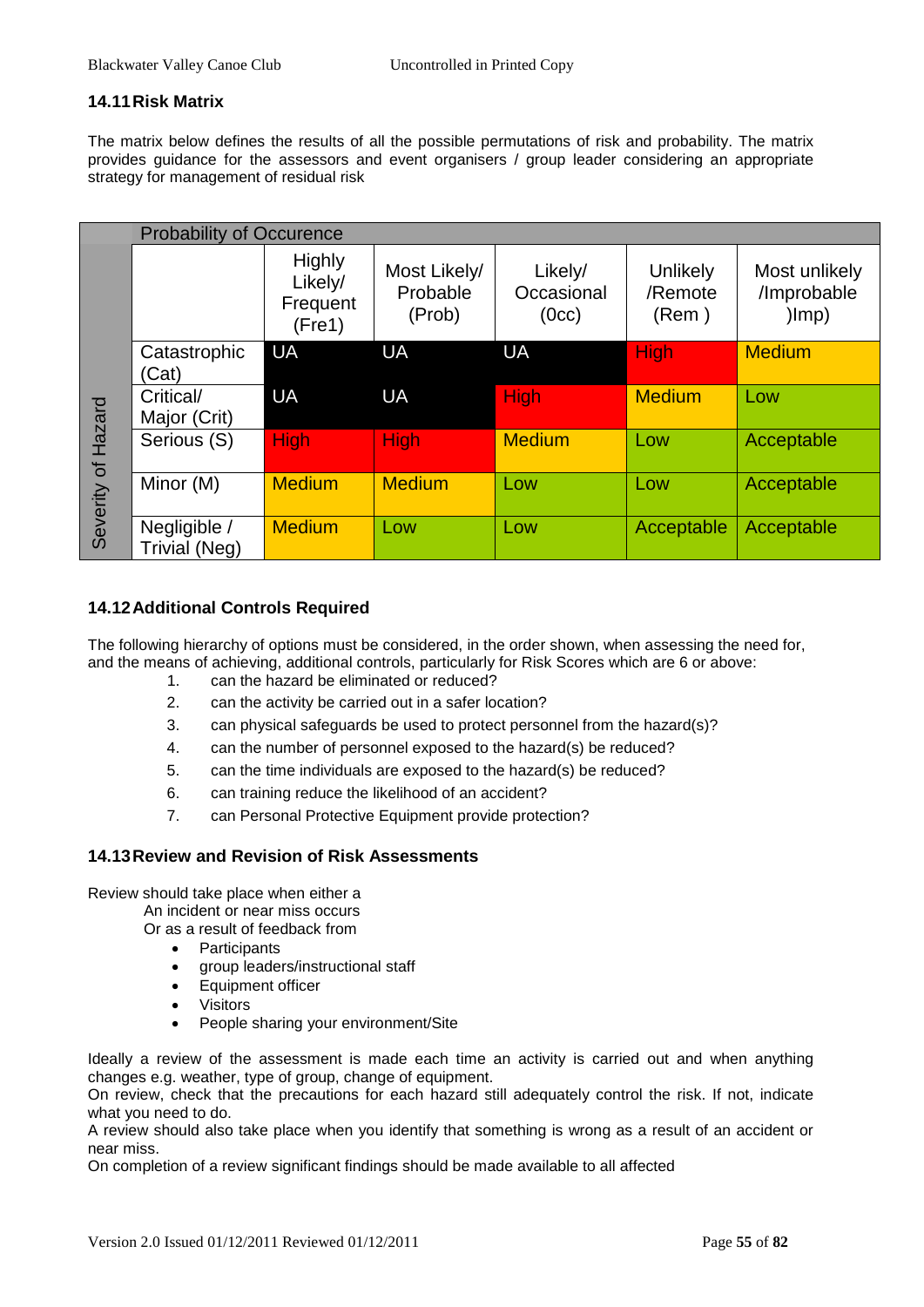### 14.11 Risk Matrix

The matrix below defines the results of all the possible permutations of risk and probability. The matrix provides guidance for the assessors and event organisers / group leader considering an appropriate strategy for management of residual risk

| Severity of Hazard | Probability of Occurence | | | | | |
|---|---|---|---|---|---|---|
| | | Highly Likely/ Frequent (Fre1) | Most Likely/ Probable (Prob) | Likely/ Occasional (0cc) | Unlikely /Remote (Rem ) | Most unlikely /Improbable )Imp) |
| | Catastrophic (Cat) | UA | UA | UA | High | Medium |
| | Critical/ Major (Crit) | UA | UA | High | Medium | Low |
| | Serious (S) | High | High | Medium | Low | Acceptable |
| | Minor (M) | Medium | Medium | Low | Low | Acceptable |
| | Negligible / Trivial (Neg) | Medium | Low | Low | Acceptable | Acceptable |

### 14.12 Additional Controls Required

The following hierarchy of options must be considered, in the order shown, when assessing the need for, and the means of achieving, additional controls, particularly for Risk Scores which are 6 or above:

1. can the hazard be eliminated or reduced?
2. can the activity be carried out in a safer location?
3. can physical safeguards be used to protect personnel from the hazard(s)?
4. can the number of personnel exposed to the hazard(s) be reduced?
5. can the time individuals are exposed to the hazard(s) be reduced?
6. can training reduce the likelihood of an accident?
7. can Personal Protective Equipment provide protection?

### 14.13 Review and Revision of Risk Assessments

Review should take place when either a

An incident or near miss occurs

Or as a result of feedback from

- Participants
- group leaders/instructional staff
- Equipment officer
- Visitors
- People sharing your environment/Site

Ideally a review of the assessment is made each time an activity is carried out and when anything changes e.g. weather, type of group, change of equipment.

On review, check that the precautions for each hazard still adequately control the risk. If not, indicate what you need to do.

A review should also take place when you identify that something is wrong as a result of an accident or near miss.

On completion of a review significant findings should be made available to all affected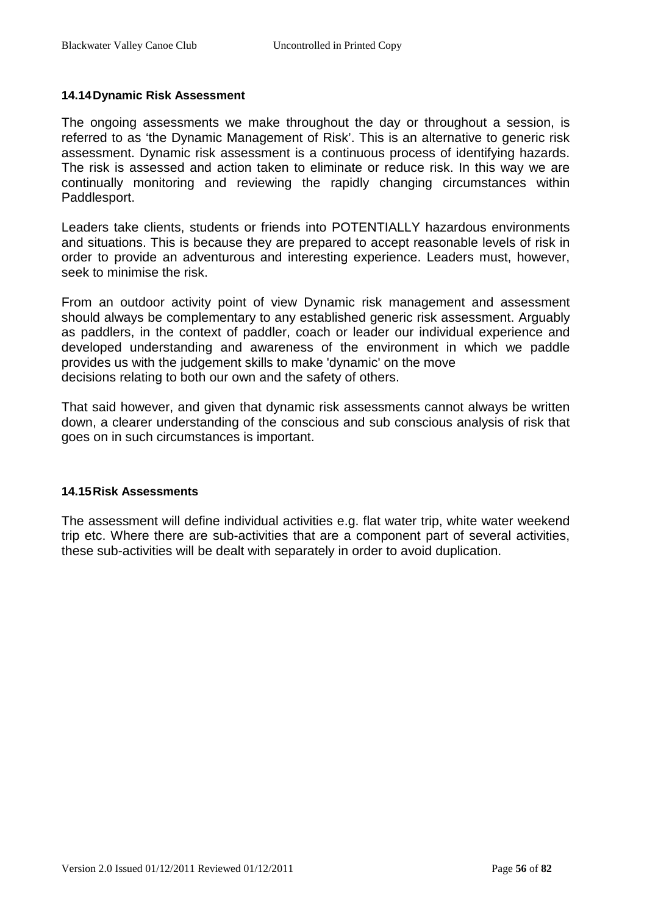### 14.14 Dynamic Risk Assessment

The ongoing assessments we make throughout the day or throughout a session, is referred to as 'the Dynamic Management of Risk'. This is an alternative to generic risk assessment. Dynamic risk assessment is a continuous process of identifying hazards. The risk is assessed and action taken to eliminate or reduce risk. In this way we are continually monitoring and reviewing the rapidly changing circumstances within Paddlesport.

Leaders take clients, students or friends into POTENTIALLY hazardous environments and situations. This is because they are prepared to accept reasonable levels of risk in order to provide an adventurous and interesting experience. Leaders must, however, seek to minimise the risk.

From an outdoor activity point of view Dynamic risk management and assessment should always be complementary to any established generic risk assessment. Arguably as paddlers, in the context of paddler, coach or leader our individual experience and developed understanding and awareness of the environment in which we paddle provides us with the judgement skills to make 'dynamic' on the move decisions relating to both our own and the safety of others.

That said however, and given that dynamic risk assessments cannot always be written down, a clearer understanding of the conscious and sub conscious analysis of risk that goes on in such circumstances is important.

### 14.15 Risk Assessments

The assessment will define individual activities e.g. flat water trip, white water weekend trip etc. Where there are sub-activities that are a component part of several activities, these sub-activities will be dealt with separately in order to avoid duplication.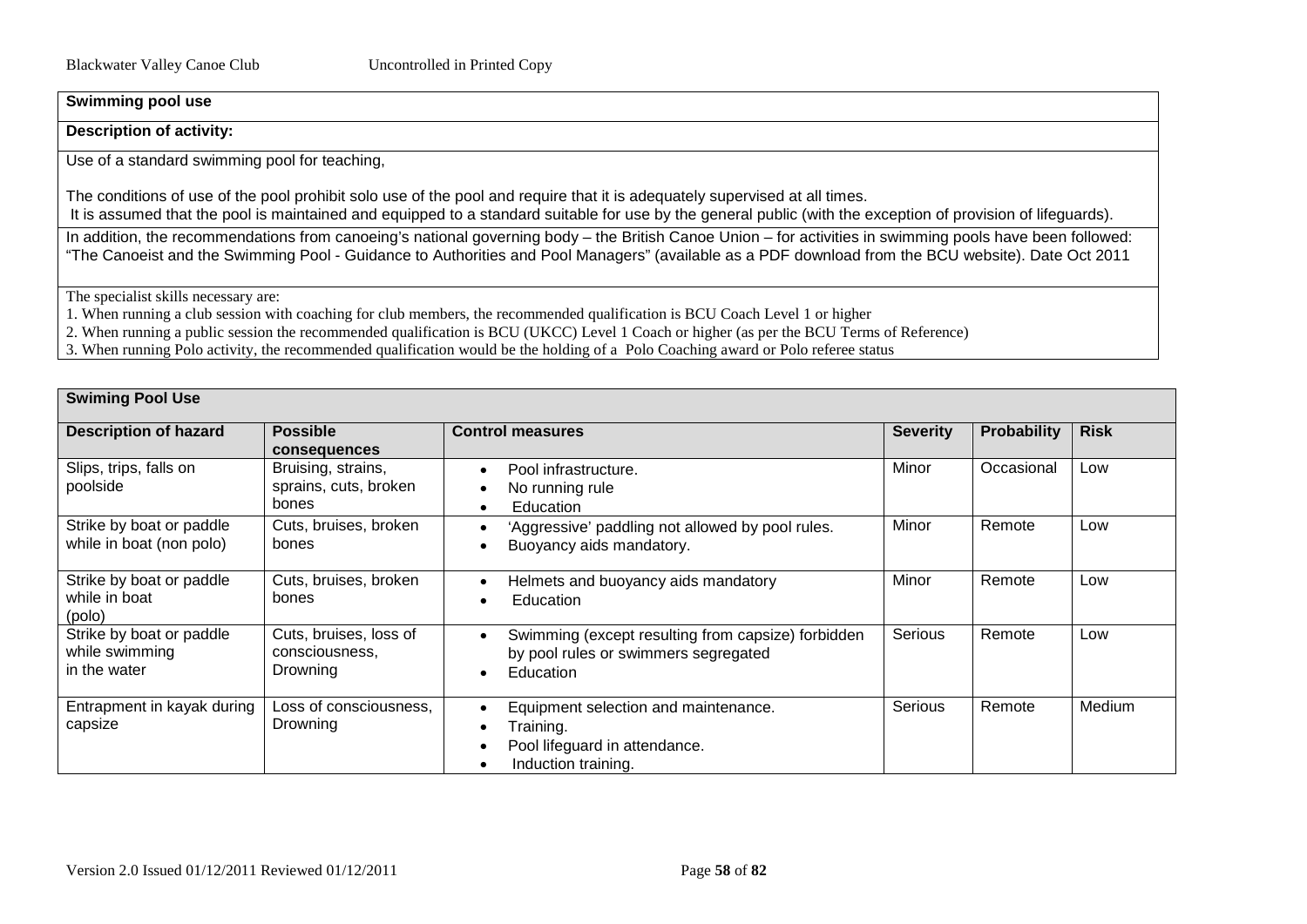**Swimming pool use**

**Description of activity:**

Use of a standard swimming pool for teaching,

The conditions of use of the pool prohibit solo use of the pool and require that it is adequately supervised at all times.
It is assumed that the pool is maintained and equipped to a standard suitable for use by the general public (with the exception of provision of lifeguards).

In addition, the recommendations from canoeing's national governing body – the British Canoe Union – for activities in swimming pools have been followed: "The Canoeist and the Swimming Pool - Guidance to Authorities and Pool Managers" (available as a PDF download from the BCU website). Date Oct 2011

The specialist skills necessary are:

1. When running a club session with coaching for club members, the recommended qualification is BCU Coach Level 1 or higher
2. When running a public session the recommended qualification is BCU (UKCC) Level 1 Coach or higher (as per the BCU Terms of Reference)
3. When running Polo activity, the recommended qualification would be the holding of a Polo Coaching award or Polo referee status

**Swiming Pool Use**

| Description of hazard | Possible consequences | Control measures | Severity | Probability | Risk |
|---|---|---|---|---|---|
| Slips, trips, falls on poolside | Bruising, strains, sprains, cuts, broken bones | • Pool infrastructure.<br>• No running rule<br>• Education | Minor | Occasional | Low |
| Strike by boat or paddle while in boat (non polo) | Cuts, bruises, broken bones | • 'Aggressive' paddling not allowed by pool rules.<br>• Buoyancy aids mandatory. | Minor | Remote | Low |
| Strike by boat or paddle while in boat (polo) | Cuts, bruises, broken bones | • Helmets and buoyancy aids mandatory<br>• Education | Minor | Remote | Low |
| Strike by boat or paddle while swimming in the water | Cuts, bruises, loss of consciousness, Drowning | • Swimming (except resulting from capsize) forbidden by pool rules or swimmers segregated<br>• Education | Serious | Remote | Low |
| Entrapment in kayak during capsize | Loss of consciousness, Drowning | • Equipment selection and maintenance.<br>• Training.<br>• Pool lifeguard in attendance.<br>• Induction training. | Serious | Remote | Medium |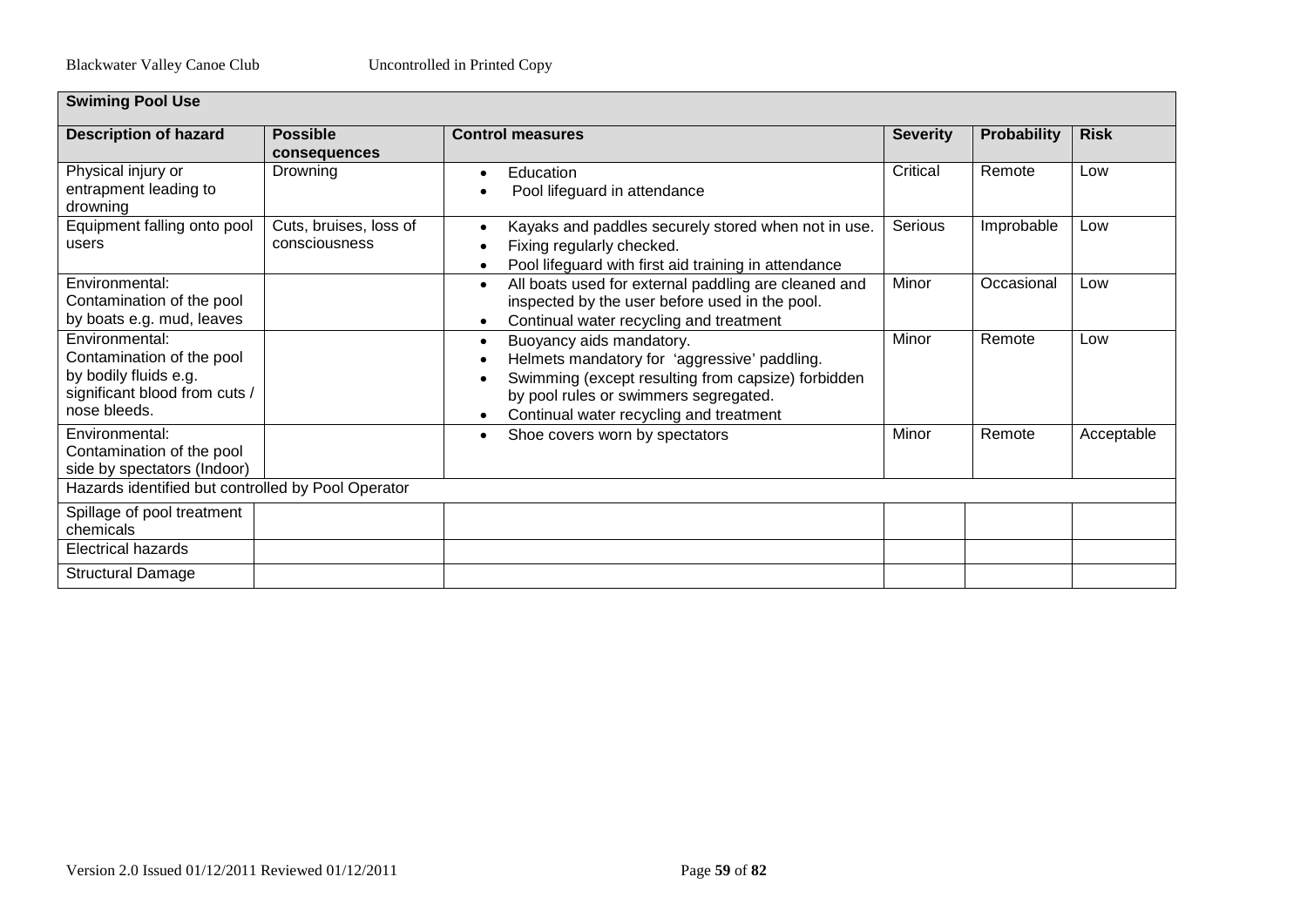| Swiming Pool Use | | | | | |
|---|---|---|---|---|---|
| **Description of hazard** | **Possible consequences** | **Control measures** | **Severity** | **Probability** | **Risk** |
| Physical injury or entrapment leading to drowning | Drowning | • Education<br>• Pool lifeguard in attendance | Critical | Remote | Low |
| Equipment falling onto pool users | Cuts, bruises, loss of consciousness | • Kayaks and paddles securely stored when not in use.<br>• Fixing regularly checked.<br>• Pool lifeguard with first aid training in attendance | Serious | Improbable | Low |
| Environmental: Contamination of the pool by boats e.g. mud, leaves | | • All boats used for external paddling are cleaned and inspected by the user before used in the pool.<br>• Continual water recycling and treatment | Minor | Occasional | Low |
| Environmental: Contamination of the pool by bodily fluids e.g. significant blood from cuts / nose bleeds. | | • Buoyancy aids mandatory.<br>• Helmets mandatory for 'aggressive' paddling.<br>• Swimming (except resulting from capsize) forbidden by pool rules or swimmers segregated.<br>• Continual water recycling and treatment | Minor | Remote | Low |
| Environmental: Contamination of the pool side by spectators (Indoor) | | • Shoe covers worn by spectators | Minor | Remote | Acceptable |
| Hazards identified but controlled by Pool Operator | | | | | |
| Spillage of pool treatment chemicals | | | | | |
| Electrical hazards | | | | | |
| Structural Damage | | | | | |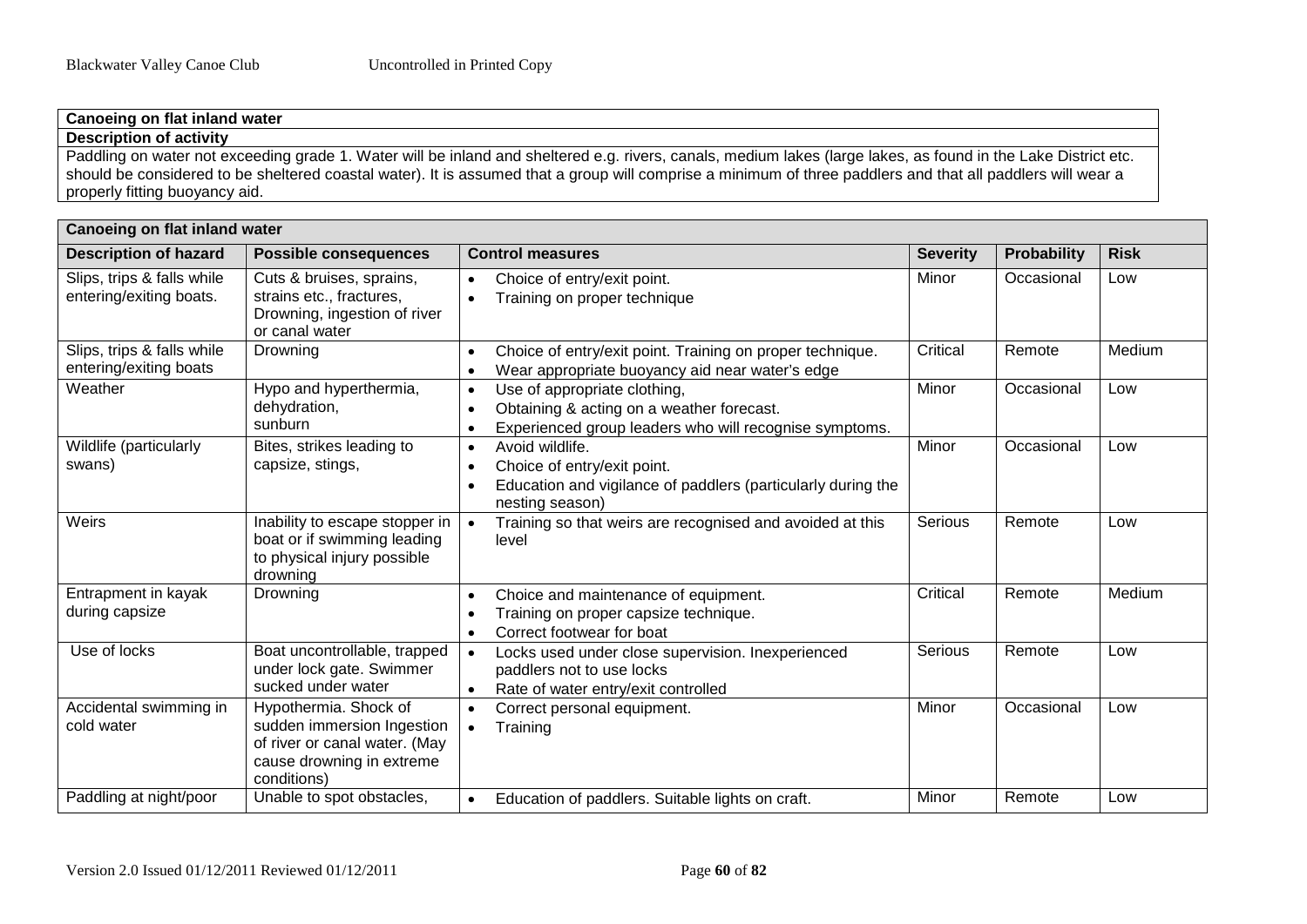| Canoeing on flat inland water |
|---|
| **Description of activity** |
| Paddling on water not exceeding grade 1. Water will be inland and sheltered e.g. rivers, canals, medium lakes (large lakes, as found in the Lake District etc. should be considered to be sheltered coastal water). It is assumed that a group will comprise a minimum of three paddlers and that all paddlers will wear a properly fitting buoyancy aid. |

| **Canoeing on flat inland water** | | | | | |
|---|---|---|---|---|---|
| **Description of hazard** | **Possible consequences** | **Control measures** | **Severity** | **Probability** | **Risk** |
| Slips, trips & falls while entering/exiting boats. | Cuts & bruises, sprains, strains etc., fractures, Drowning, ingestion of river or canal water | • Choice of entry/exit point.<br>• Training on proper technique | Minor | Occasional | Low |
| Slips, trips & falls while entering/exiting boats | Drowning | • Choice of entry/exit point. Training on proper technique.<br>• Wear appropriate buoyancy aid near water's edge | Critical | Remote | Medium |
| Weather | Hypo and hyperthermia, dehydration, sunburn | • Use of appropriate clothing,<br>• Obtaining & acting on a weather forecast.<br>• Experienced group leaders who will recognise symptoms. | Minor | Occasional | Low |
| Wildlife (particularly swans) | Bites, strikes leading to capsize, stings, | • Avoid wildlife.<br>• Choice of entry/exit point.<br>• Education and vigilance of paddlers (particularly during the nesting season) | Minor | Occasional | Low |
| Weirs | Inability to escape stopper in boat or if swimming leading to physical injury possible drowning | • Training so that weirs are recognised and avoided at this level | Serious | Remote | Low |
| Entrapment in kayak during capsize | Drowning | • Choice and maintenance of equipment.<br>• Training on proper capsize technique.<br>• Correct footwear for boat | Critical | Remote | Medium |
| Use of locks | Boat uncontrollable, trapped under lock gate. Swimmer sucked under water | • Locks used under close supervision. Inexperienced paddlers not to use locks<br>• Rate of water entry/exit controlled | Serious | Remote | Low |
| Accidental swimming in cold water | Hypothermia. Shock of sudden immersion Ingestion of river or canal water. (May cause drowning in extreme conditions) | • Correct personal equipment.<br>• Training | Minor | Occasional | Low |
| Paddling at night/poor | Unable to spot obstacles, | • Education of paddlers. Suitable lights on craft. | Minor | Remote | Low |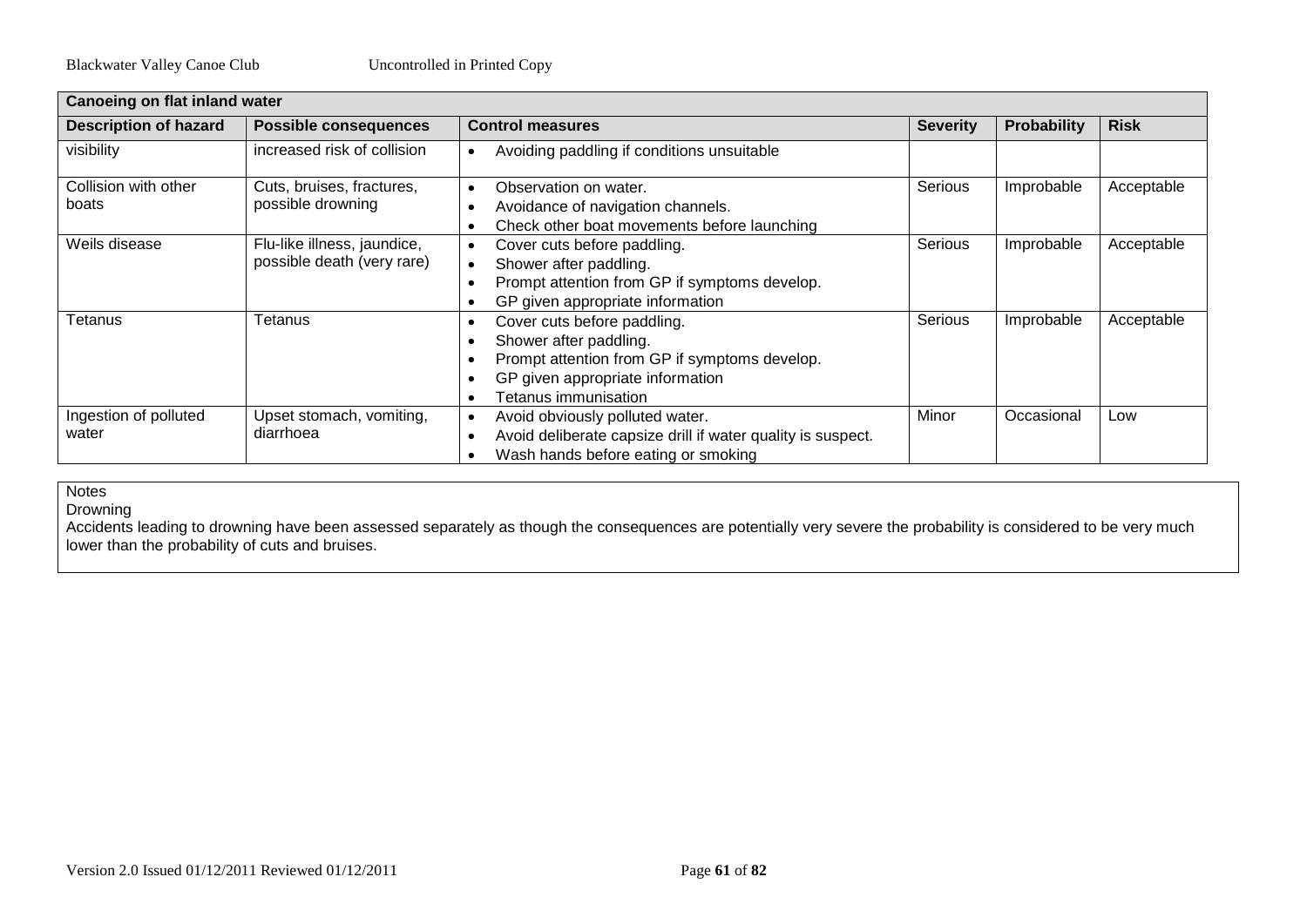| Canoeing on flat inland water | | | | | |
|---|---|---|---|---|---|
| **Description of hazard** | **Possible consequences** | **Control measures** | **Severity** | **Probability** | **Risk** |
| visibility | increased risk of collision | • Avoiding paddling if conditions unsuitable | | | |
| Collision with other boats | Cuts, bruises, fractures, possible drowning | • Observation on water.<br>• Avoidance of navigation channels.<br>• Check other boat movements before launching | Serious | Improbable | Acceptable |
| Weils disease | Flu-like illness, jaundice, possible death (very rare) | • Cover cuts before paddling.<br>• Shower after paddling.<br>• Prompt attention from GP if symptoms develop.<br>• GP given appropriate information | Serious | Improbable | Acceptable |
| Tetanus | Tetanus | • Cover cuts before paddling.<br>• Shower after paddling.<br>• Prompt attention from GP if symptoms develop.<br>• GP given appropriate information<br>• Tetanus immunisation | Serious | Improbable | Acceptable |
| Ingestion of polluted water | Upset stomach, vomiting, diarrhoea | • Avoid obviously polluted water.<br>• Avoid deliberate capsize drill if water quality is suspect.<br>• Wash hands before eating or smoking | Minor | Occasional | Low |

Notes

Drowning

Accidents leading to drowning have been assessed separately as though the consequences are potentially very severe the probability is considered to be very much lower than the probability of cuts and bruises.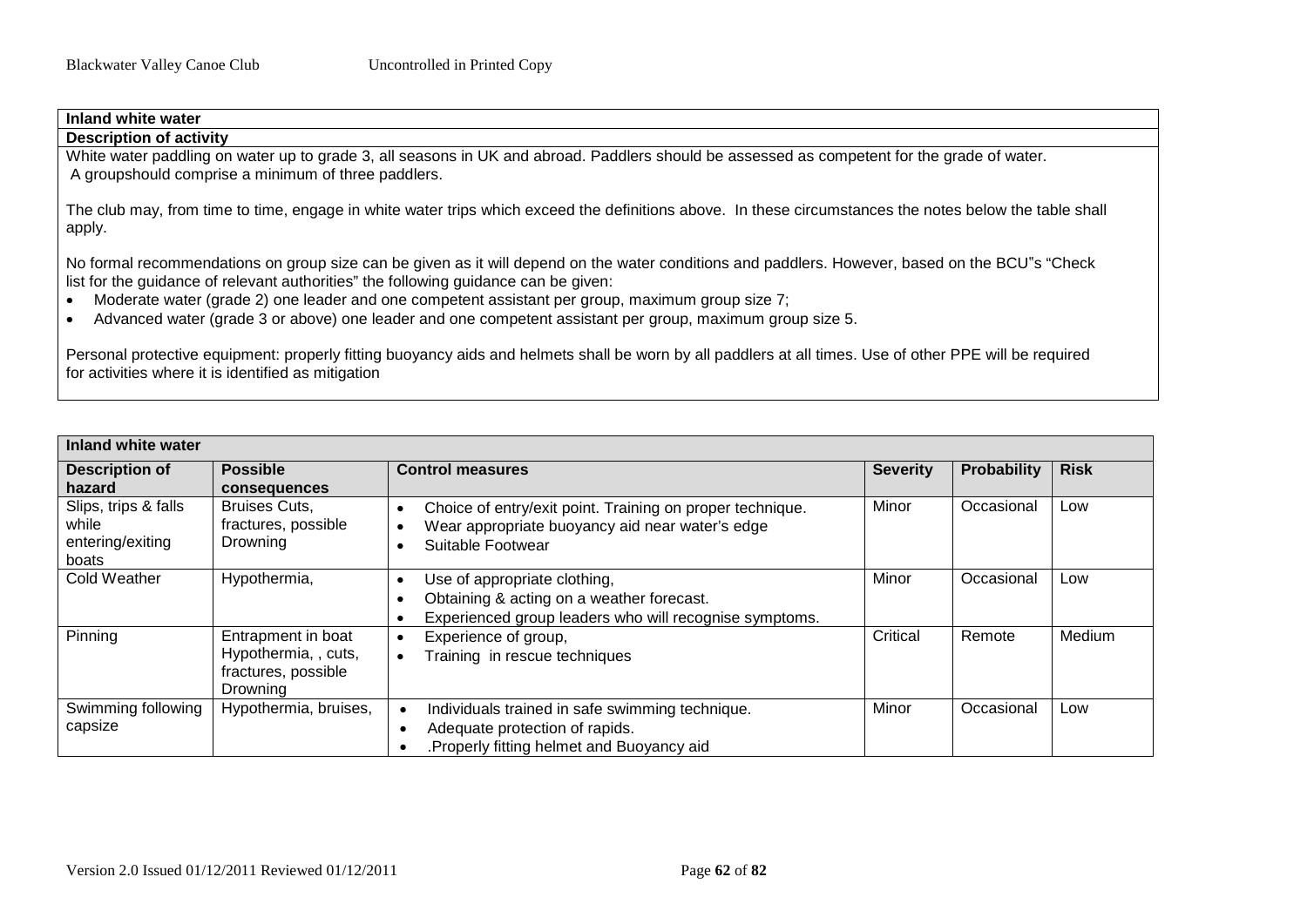**Inland white water**

**Description of activity**

White water paddling on water up to grade 3, all seasons in UK and abroad. Paddlers should be assessed as competent for the grade of water.
A groupshould comprise a minimum of three paddlers.

The club may, from time to time, engage in white water trips which exceed the definitions above. In these circumstances the notes below the table shall apply.

No formal recommendations on group size can be given as it will depend on the water conditions and paddlers. However, based on the BCU"s "Check list for the guidance of relevant authorities" the following guidance can be given:

- Moderate water (grade 2) one leader and one competent assistant per group, maximum group size 7;
- Advanced water (grade 3 or above) one leader and one competent assistant per group, maximum group size 5.

Personal protective equipment: properly fitting buoyancy aids and helmets shall be worn by all paddlers at all times. Use of other PPE will be required for activities where it is identified as mitigation

| **Inland white water** | | | | | |
|---|---|---|---|---|---|
| **Description of hazard** | **Possible consequences** | **Control measures** | **Severity** | **Probability** | **Risk** |
| Slips, trips & falls while entering/exiting boats | Bruises Cuts, fractures, possible Drowning | • Choice of entry/exit point. Training on proper technique.<br>• Wear appropriate buoyancy aid near water's edge<br>• Suitable Footwear | Minor | Occasional | Low |
| Cold Weather | Hypothermia, | • Use of appropriate clothing,<br>• Obtaining & acting on a weather forecast.<br>• Experienced group leaders who will recognise symptoms. | Minor | Occasional | Low |
| Pinning | Entrapment in boat Hypothermia, , cuts, fractures, possible Drowning | • Experience of group,<br>• Training in rescue techniques | Critical | Remote | Medium |
| Swimming following capsize | Hypothermia, bruises, | • Individuals trained in safe swimming technique.<br>• Adequate protection of rapids.<br>• .Properly fitting helmet and Buoyancy aid | Minor | Occasional | Low |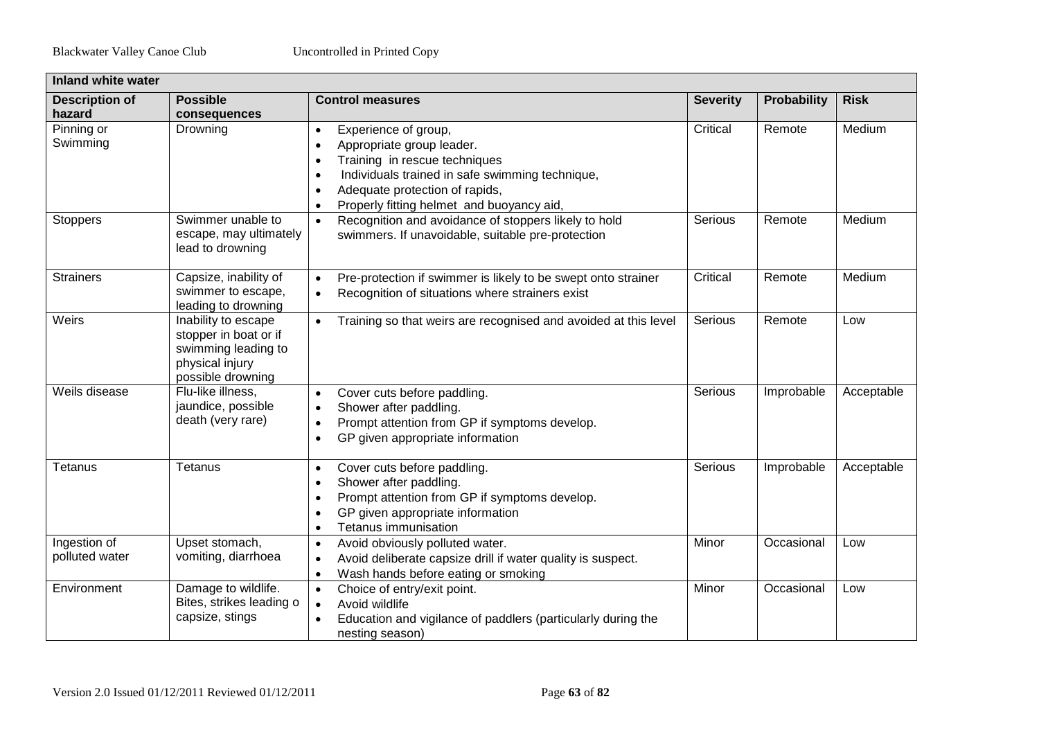| Inland white water | | | | | |
|---|---|---|---|---|---|
| **Description of hazard** | **Possible consequences** | **Control measures** | **Severity** | **Probability** | **Risk** |
| Pinning or Swimming | Drowning | • Experience of group,<br>• Appropriate group leader.<br>• Training in rescue techniques<br>• Individuals trained in safe swimming technique,<br>• Adequate protection of rapids,<br>• Properly fitting helmet and buoyancy aid, | Critical | Remote | Medium |
| Stoppers | Swimmer unable to escape, may ultimately lead to drowning | • Recognition and avoidance of stoppers likely to hold swimmers. If unavoidable, suitable pre-protection | Serious | Remote | Medium |
| Strainers | Capsize, inability of swimmer to escape, leading to drowning | • Pre-protection if swimmer is likely to be swept onto strainer<br>• Recognition of situations where strainers exist | Critical | Remote | Medium |
| Weirs | Inability to escape stopper in boat or if swimming leading to physical injury possible drowning | • Training so that weirs are recognised and avoided at this level | Serious | Remote | Low |
| Weils disease | Flu-like illness, jaundice, possible death (very rare) | • Cover cuts before paddling.<br>• Shower after paddling.<br>• Prompt attention from GP if symptoms develop.<br>• GP given appropriate information | Serious | Improbable | Acceptable |
| Tetanus | Tetanus | • Cover cuts before paddling.<br>• Shower after paddling.<br>• Prompt attention from GP if symptoms develop.<br>• GP given appropriate information<br>• Tetanus immunisation | Serious | Improbable | Acceptable |
| Ingestion of polluted water | Upset stomach, vomiting, diarrhoea | • Avoid obviously polluted water.<br>• Avoid deliberate capsize drill if water quality is suspect.<br>• Wash hands before eating or smoking | Minor | Occasional | Low |
| Environment | Damage to wildlife. Bites, strikes leading o capsize, stings | • Choice of entry/exit point.<br>• Avoid wildlife<br>• Education and vigilance of paddlers (particularly during the nesting season) | Minor | Occasional | Low |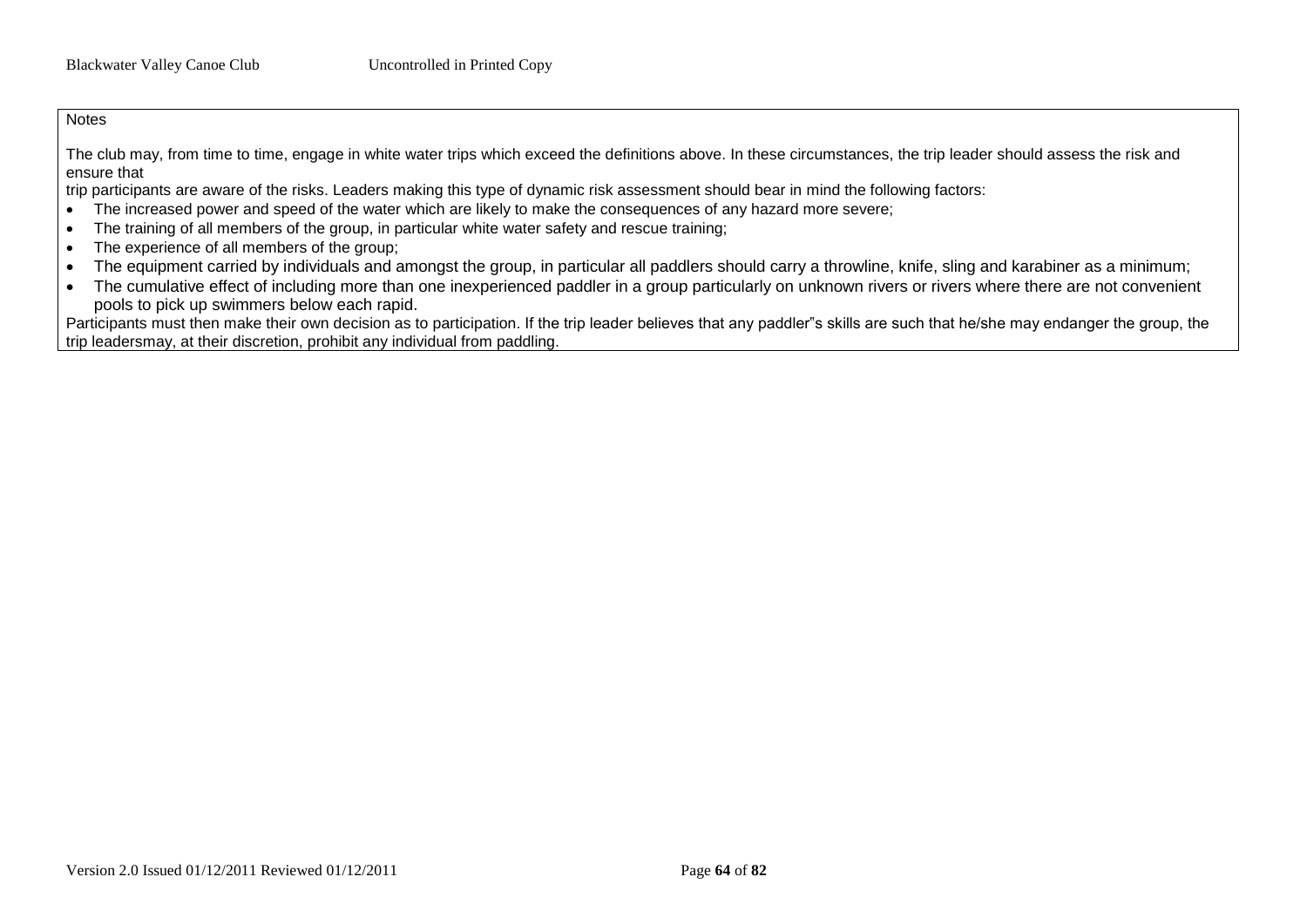Notes

The club may, from time to time, engage in white water trips which exceed the definitions above. In these circumstances, the trip leader should assess the risk and ensure that
trip participants are aware of the risks. Leaders making this type of dynamic risk assessment should bear in mind the following factors:

- The increased power and speed of the water which are likely to make the consequences of any hazard more severe;
- The training of all members of the group, in particular white water safety and rescue training;
- The experience of all members of the group;
- The equipment carried by individuals and amongst the group, in particular all paddlers should carry a throwline, knife, sling and karabiner as a minimum;
- The cumulative effect of including more than one inexperienced paddler in a group particularly on unknown rivers or rivers where there are not convenient pools to pick up swimmers below each rapid.

Participants must then make their own decision as to participation. If the trip leader believes that any paddler"s skills are such that he/she may endanger the group, the trip leadersmay, at their discretion, prohibit any individual from paddling.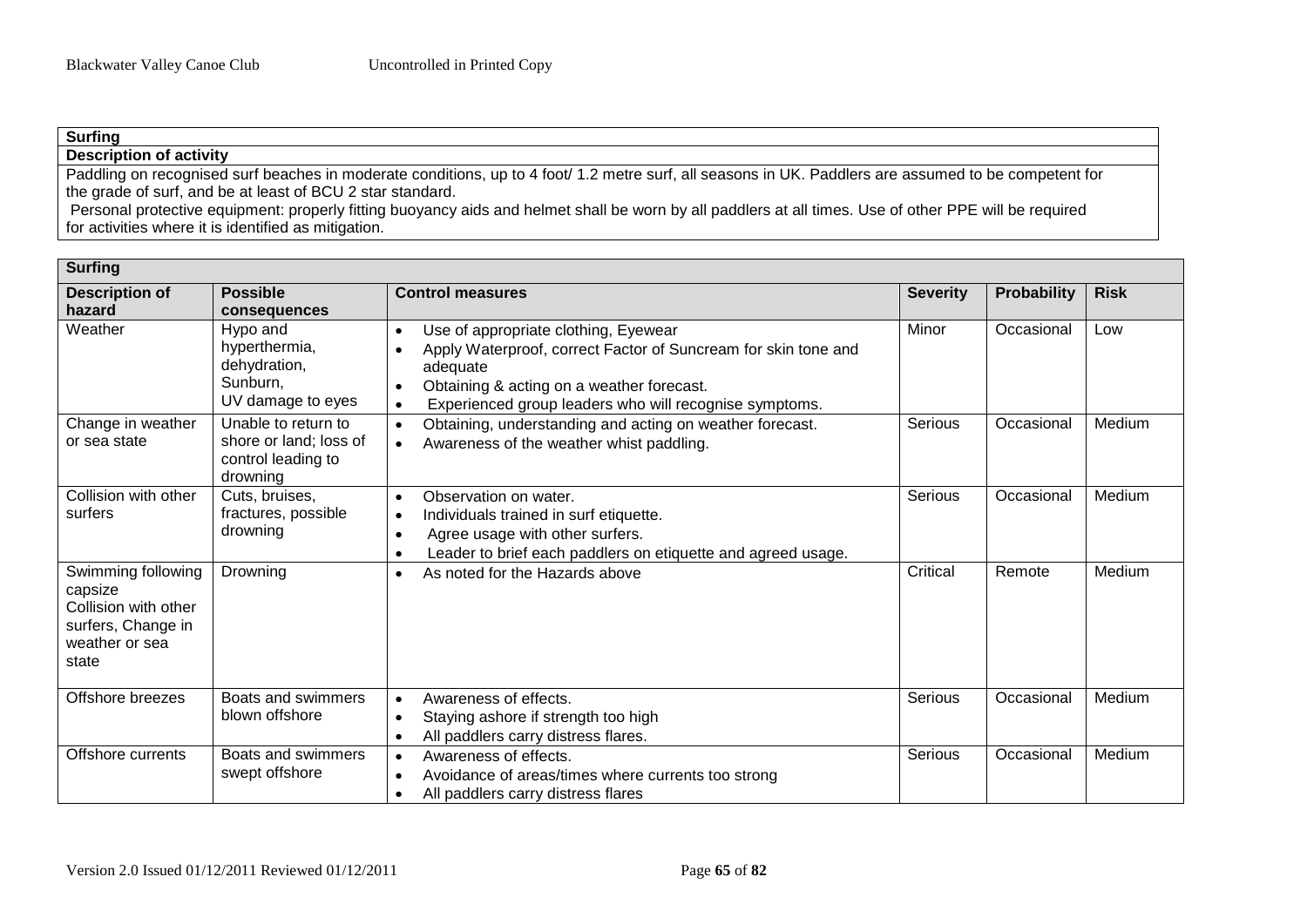| Surfing |
|---|
| **Description of activity** |
| Paddling on recognised surf beaches in moderate conditions, up to 4 foot/ 1.2 metre surf, all seasons in UK. Paddlers are assumed to be competent for the grade of surf, and be at least of BCU 2 star standard.<br>Personal protective equipment: properly fitting buoyancy aids and helmet shall be worn by all paddlers at all times. Use of other PPE will be required for activities where it is identified as mitigation. |

| **Surfing** | | | | | |
|---|---|---|---|---|---|
| **Description of hazard** | **Possible consequences** | **Control measures** | **Severity** | **Probability** | **Risk** |
| Weather | Hypo and hyperthermia, dehydration, Sunburn, UV damage to eyes | • Use of appropriate clothing, Eyewear<br>• Apply Waterproof, correct Factor of Suncream for skin tone and adequate<br>• Obtaining & acting on a weather forecast.<br>• Experienced group leaders who will recognise symptoms. | Minor | Occasional | Low |
| Change in weather or sea state | Unable to return to shore or land; loss of control leading to drowning | • Obtaining, understanding and acting on weather forecast.<br>• Awareness of the weather whist paddling. | Serious | Occasional | Medium |
| Collision with other surfers | Cuts, bruises, fractures, possible drowning | • Observation on water.<br>• Individuals trained in surf etiquette.<br>• Agree usage with other surfers.<br>• Leader to brief each paddlers on etiquette and agreed usage. | Serious | Occasional | Medium |
| Swimming following capsize Collision with other surfers, Change in weather or sea state | Drowning | • As noted for the Hazards above | Critical | Remote | Medium |
| Offshore breezes | Boats and swimmers blown offshore | • Awareness of effects.<br>• Staying ashore if strength too high<br>• All paddlers carry distress flares. | Serious | Occasional | Medium |
| Offshore currents | Boats and swimmers swept offshore | • Awareness of effects.<br>• Avoidance of areas/times where currents too strong<br>• All paddlers carry distress flares | Serious | Occasional | Medium |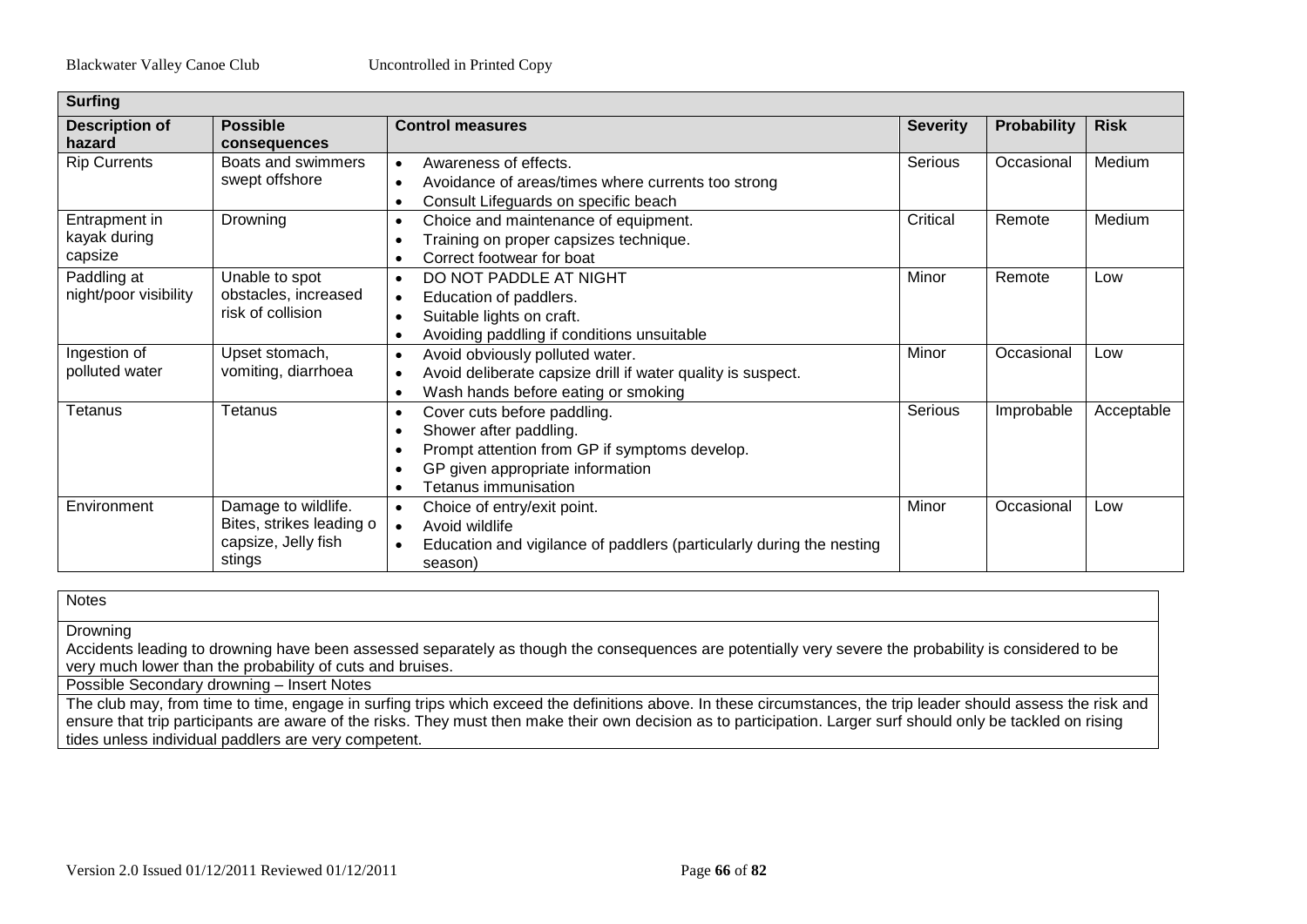| Surfing | | | | | |
|---|---|---|---|---|---|
| **Description of hazard** | **Possible consequences** | **Control measures** | **Severity** | **Probability** | **Risk** |
| Rip Currents | Boats and swimmers swept offshore | • Awareness of effects.<br>• Avoidance of areas/times where currents too strong<br>• Consult Lifeguards on specific beach | Serious | Occasional | Medium |
| Entrapment in kayak during capsize | Drowning | • Choice and maintenance of equipment.<br>• Training on proper capsizes technique.<br>• Correct footwear for boat | Critical | Remote | Medium |
| Paddling at night/poor visibility | Unable to spot obstacles, increased risk of collision | • DO NOT PADDLE AT NIGHT<br>• Education of paddlers.<br>• Suitable lights on craft.<br>• Avoiding paddling if conditions unsuitable | Minor | Remote | Low |
| Ingestion of polluted water | Upset stomach, vomiting, diarrhoea | • Avoid obviously polluted water.<br>• Avoid deliberate capsize drill if water quality is suspect.<br>• Wash hands before eating or smoking | Minor | Occasional | Low |
| Tetanus | Tetanus | • Cover cuts before paddling.<br>• Shower after paddling.<br>• Prompt attention from GP if symptoms develop.<br>• GP given appropriate information<br>• Tetanus immunisation | Serious | Improbable | Acceptable |
| Environment | Damage to wildlife. Bites, strikes leading o capsize, Jelly fish stings | • Choice of entry/exit point.<br>• Avoid wildlife<br>• Education and vigilance of paddlers (particularly during the nesting season) | Minor | Occasional | Low |

| Notes |
|---|
| Drowning<br>Accidents leading to drowning have been assessed separately as though the consequences are potentially very severe the probability is considered to be very much lower than the probability of cuts and bruises. |
| Possible Secondary drowning – Insert Notes |
| The club may, from time to time, engage in surfing trips which exceed the definitions above. In these circumstances, the trip leader should assess the risk and ensure that trip participants are aware of the risks. They must then make their own decision as to participation. Larger surf should only be tackled on rising tides unless individual paddlers are very competent. |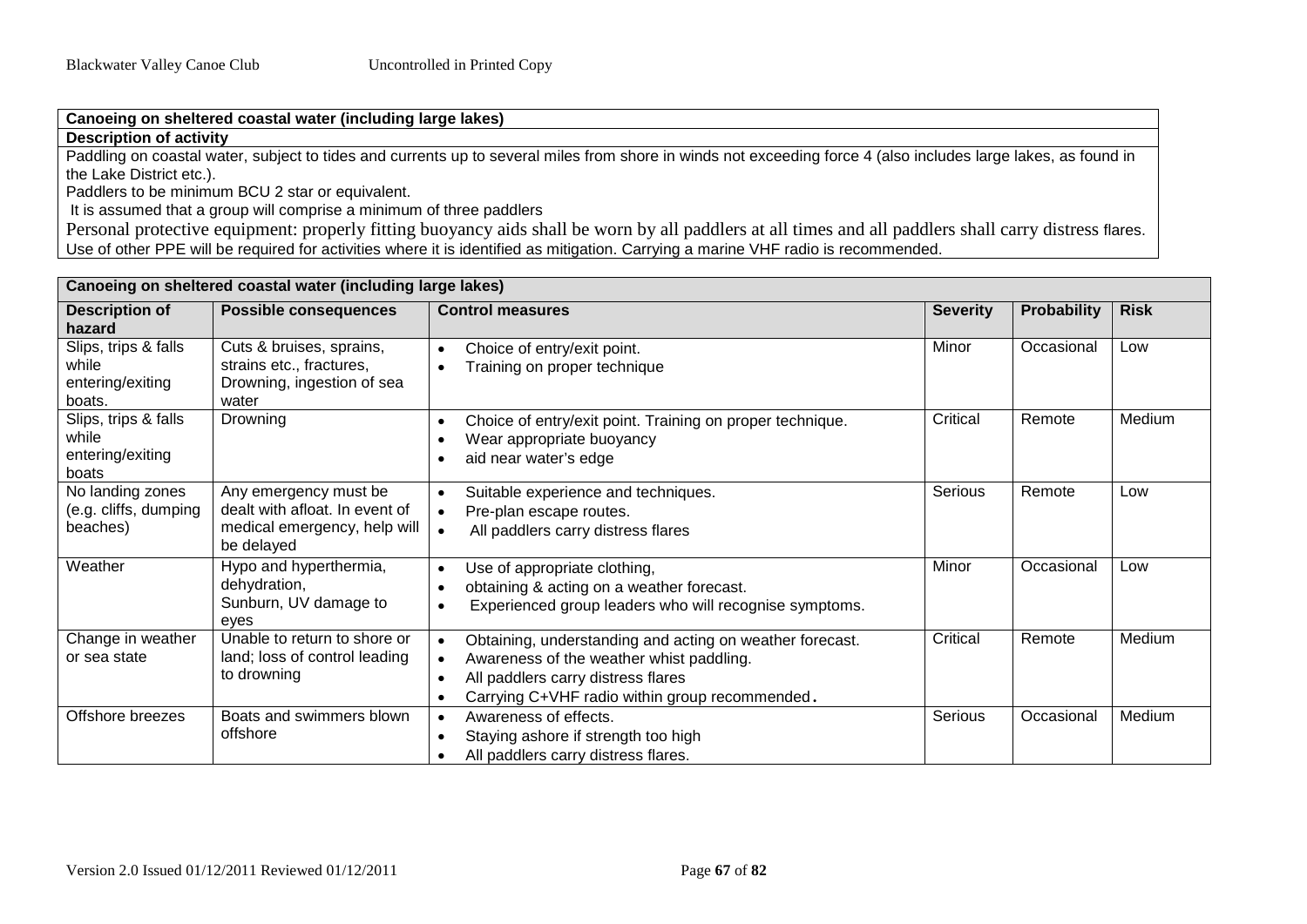**Canoeing on sheltered coastal water (including large lakes)**

**Description of activity**

Paddling on coastal water, subject to tides and currents up to several miles from shore in winds not exceeding force 4 (also includes large lakes, as found in the Lake District etc.).

Paddlers to be minimum BCU 2 star or equivalent.

It is assumed that a group will comprise a minimum of three paddlers

Personal protective equipment: properly fitting buoyancy aids shall be worn by all paddlers at all times and all paddlers shall carry distress flares. Use of other PPE will be required for activities where it is identified as mitigation. Carrying a marine VHF radio is recommended.

**Canoeing on sheltered coastal water (including large lakes)**

| Description of hazard | Possible consequences | Control measures | Severity | Probability | Risk |
|---|---|---|---|---|---|
| Slips, trips & falls while entering/exiting boats. | Cuts & bruises, sprains, strains etc., fractures, Drowning, ingestion of sea water | • Choice of entry/exit point.<br>• Training on proper technique | Minor | Occasional | Low |
| Slips, trips & falls while entering/exiting boats | Drowning | • Choice of entry/exit point. Training on proper technique.<br>• Wear appropriate buoyancy<br>• aid near water's edge | Critical | Remote | Medium |
| No landing zones (e.g. cliffs, dumping beaches) | Any emergency must be dealt with afloat. In event of medical emergency, help will be delayed | • Suitable experience and techniques.<br>• Pre-plan escape routes.<br>• All paddlers carry distress flares | Serious | Remote | Low |
| Weather | Hypo and hyperthermia, dehydration, Sunburn, UV damage to eyes | • Use of appropriate clothing,<br>• obtaining & acting on a weather forecast.<br>• Experienced group leaders who will recognise symptoms. | Minor | Occasional | Low |
| Change in weather or sea state | Unable to return to shore or land; loss of control leading to drowning | • Obtaining, understanding and acting on weather forecast.<br>• Awareness of the weather whist paddling.<br>• All paddlers carry distress flares<br>• Carrying C+VHF radio within group recommended. | Critical | Remote | Medium |
| Offshore breezes | Boats and swimmers blown offshore | • Awareness of effects.<br>• Staying ashore if strength too high<br>• All paddlers carry distress flares. | Serious | Occasional | Medium |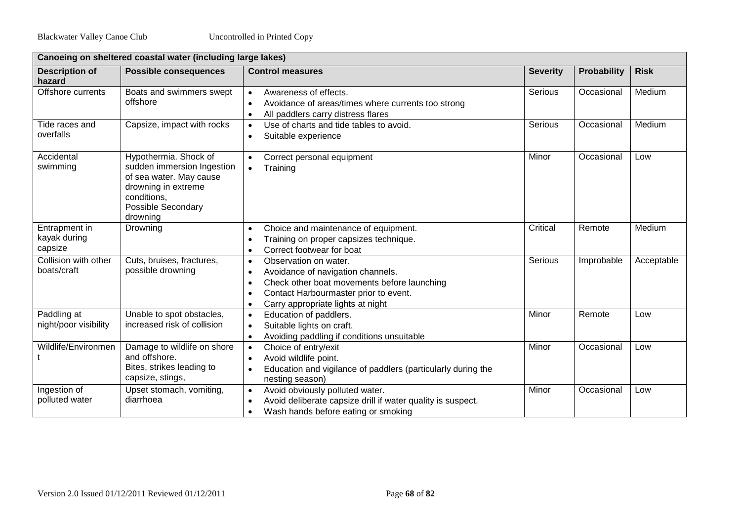| Canoeing on sheltered coastal water (including large lakes) | | | | | |
|---|---|---|---|---|---|
| **Description of hazard** | **Possible consequences** | **Control measures** | **Severity** | **Probability** | **Risk** |
| Offshore currents | Boats and swimmers swept offshore | • Awareness of effects.<br>• Avoidance of areas/times where currents too strong<br>• All paddlers carry distress flares | Serious | Occasional | Medium |
| Tide races and overfalls | Capsize, impact with rocks | • Use of charts and tide tables to avoid.<br>• Suitable experience | Serious | Occasional | Medium |
| Accidental swimming | Hypothermia. Shock of sudden immersion Ingestion of sea water. May cause drowning in extreme conditions, Possible Secondary drowning | • Correct personal equipment<br>• Training | Minor | Occasional | Low |
| Entrapment in kayak during capsize | Drowning | • Choice and maintenance of equipment.<br>• Training on proper capsizes technique.<br>• Correct footwear for boat | Critical | Remote | Medium |
| Collision with other boats/craft | Cuts, bruises, fractures, possible drowning | • Observation on water.<br>• Avoidance of navigation channels.<br>• Check other boat movements before launching<br>• Contact Harbourmaster prior to event.<br>• Carry appropriate lights at night | Serious | Improbable | Acceptable |
| Paddling at night/poor visibility | Unable to spot obstacles, increased risk of collision | • Education of paddlers.<br>• Suitable lights on craft.<br>• Avoiding paddling if conditions unsuitable | Minor | Remote | Low |
| Wildlife/Environment | Damage to wildlife on shore and offshore.<br>Bites, strikes leading to capsize, stings, | • Choice of entry/exit<br>• Avoid wildlife point.<br>• Education and vigilance of paddlers (particularly during the nesting season) | Minor | Occasional | Low |
| Ingestion of polluted water | Upset stomach, vomiting, diarrhoea | • Avoid obviously polluted water.<br>• Avoid deliberate capsize drill if water quality is suspect.<br>• Wash hands before eating or smoking | Minor | Occasional | Low |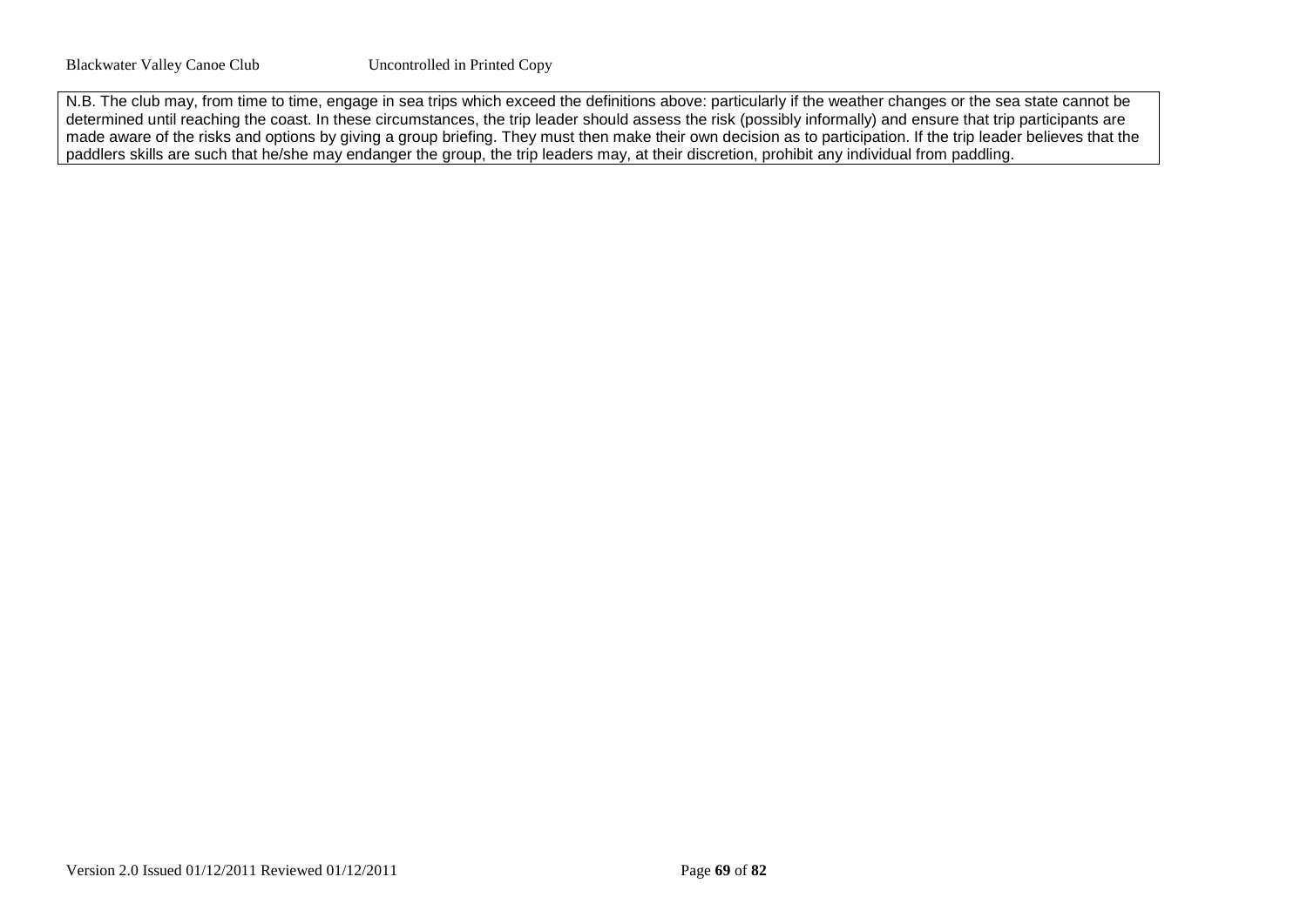N.B. The club may, from time to time, engage in sea trips which exceed the definitions above: particularly if the weather changes or the sea state cannot be determined until reaching the coast. In these circumstances, the trip leader should assess the risk (possibly informally) and ensure that trip participants are made aware of the risks and options by giving a group briefing. They must then make their own decision as to participation. If the trip leader believes that the paddlers skills are such that he/she may endanger the group, the trip leaders may, at their discretion, prohibit any individual from paddling.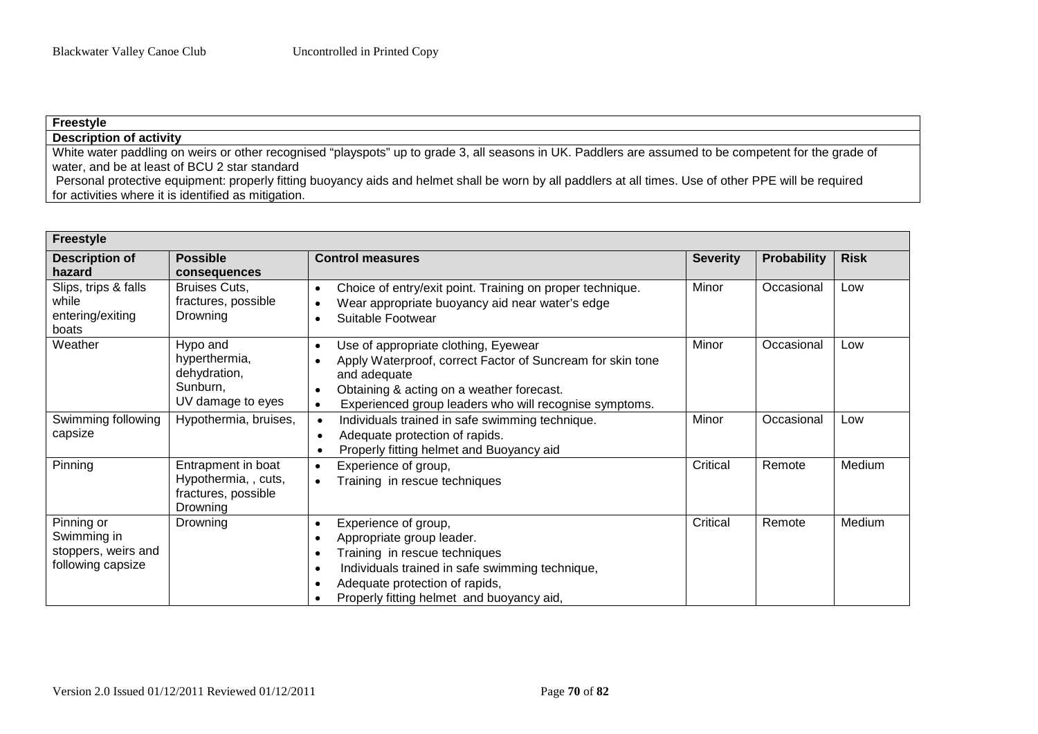| **Freestyle** |
|---|
| **Description of activity** |
| White water paddling on weirs or other recognised "playspots" up to grade 3, all seasons in UK. Paddlers are assumed to be competent for the grade of water, and be at least of BCU 2 star standard<br>Personal protective equipment: properly fitting buoyancy aids and helmet shall be worn by all paddlers at all times. Use of other PPE will be required for activities where it is identified as mitigation. |

| **Freestyle** | | | | | |
|---|---|---|---|---|---|
| **Description of hazard** | **Possible consequences** | **Control measures** | **Severity** | **Probability** | **Risk** |
| Slips, trips & falls while entering/exiting boats | Bruises Cuts, fractures, possible Drowning | • Choice of entry/exit point. Training on proper technique.<br>• Wear appropriate buoyancy aid near water's edge<br>• Suitable Footwear | Minor | Occasional | Low |
| Weather | Hypo and hyperthermia, dehydration, Sunburn, UV damage to eyes | • Use of appropriate clothing, Eyewear<br>• Apply Waterproof, correct Factor of Suncream for skin tone and adequate<br>• Obtaining & acting on a weather forecast.<br>• Experienced group leaders who will recognise symptoms. | Minor | Occasional | Low |
| Swimming following capsize | Hypothermia, bruises, | • Individuals trained in safe swimming technique.<br>• Adequate protection of rapids.<br>• Properly fitting helmet and Buoyancy aid | Minor | Occasional | Low |
| Pinning | Entrapment in boat Hypothermia, , cuts, fractures, possible Drowning | • Experience of group,<br>• Training in rescue techniques | Critical | Remote | Medium |
| Pinning or Swimming in stoppers, weirs and following capsize | Drowning | • Experience of group,<br>• Appropriate group leader.<br>• Training in rescue techniques<br>• Individuals trained in safe swimming technique,<br>• Adequate protection of rapids,<br>• Properly fitting helmet and buoyancy aid, | Critical | Remote | Medium |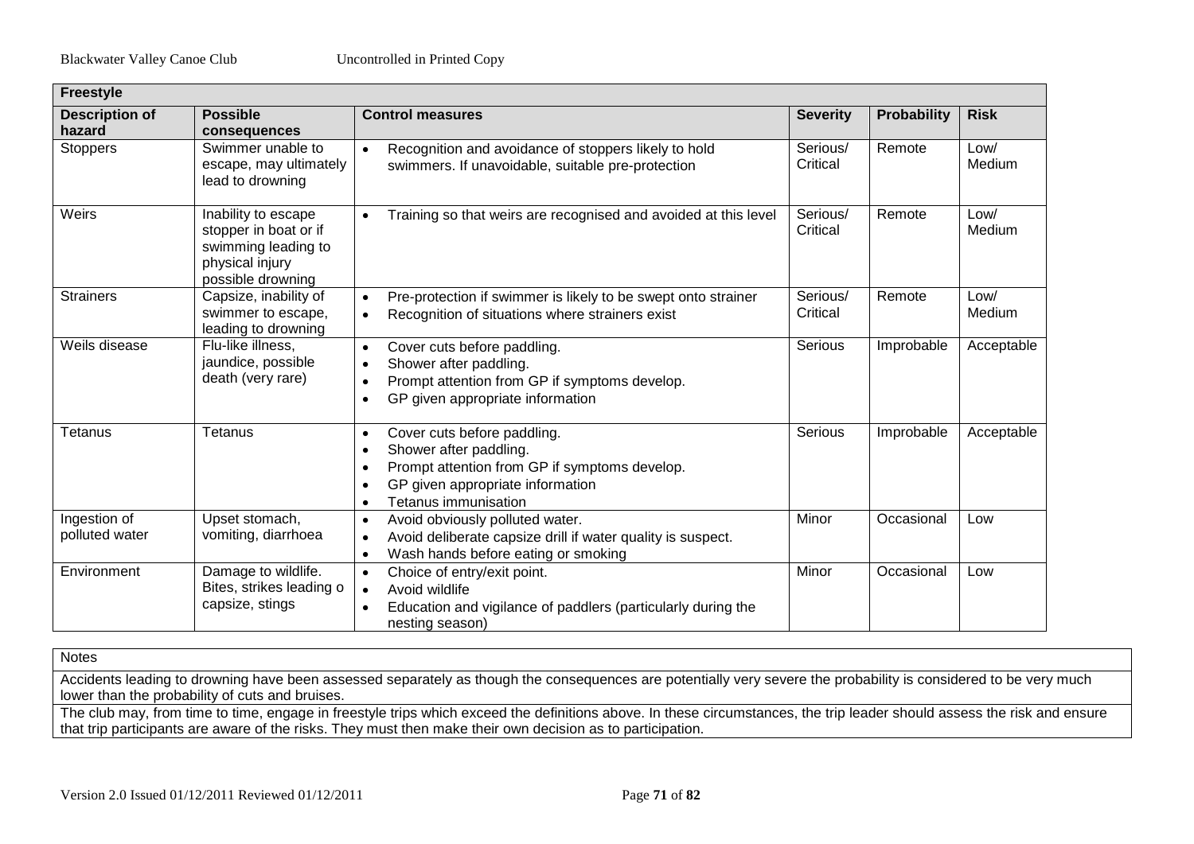| Freestyle | | | | | |
|---|---|---|---|---|---|
| **Description of hazard** | **Possible consequences** | **Control measures** | **Severity** | **Probability** | **Risk** |
| Stoppers | Swimmer unable to escape, may ultimately lead to drowning | • Recognition and avoidance of stoppers likely to hold swimmers. If unavoidable, suitable pre-protection | Serious/ Critical | Remote | Low/ Medium |
| Weirs | Inability to escape stopper in boat or if swimming leading to physical injury possible drowning | • Training so that weirs are recognised and avoided at this level | Serious/ Critical | Remote | Low/ Medium |
| Strainers | Capsize, inability of swimmer to escape, leading to drowning | • Pre-protection if swimmer is likely to be swept onto strainer<br>• Recognition of situations where strainers exist | Serious/ Critical | Remote | Low/ Medium |
| Weils disease | Flu-like illness, jaundice, possible death (very rare) | • Cover cuts before paddling.<br>• Shower after paddling.<br>• Prompt attention from GP if symptoms develop.<br>• GP given appropriate information | Serious | Improbable | Acceptable |
| Tetanus | Tetanus | • Cover cuts before paddling.<br>• Shower after paddling.<br>• Prompt attention from GP if symptoms develop.<br>• GP given appropriate information<br>• Tetanus immunisation | Serious | Improbable | Acceptable |
| Ingestion of polluted water | Upset stomach, vomiting, diarrhoea | • Avoid obviously polluted water.<br>• Avoid deliberate capsize drill if water quality is suspect.<br>• Wash hands before eating or smoking | Minor | Occasional | Low |
| Environment | Damage to wildlife. Bites, strikes leading o capsize, stings | • Choice of entry/exit point.<br>• Avoid wildlife<br>• Education and vigilance of paddlers (particularly during the nesting season) | Minor | Occasional | Low |

| Notes |
|---|
| Accidents leading to drowning have been assessed separately as though the consequences are potentially very severe the probability is considered to be very much lower than the probability of cuts and bruises. |
| The club may, from time to time, engage in freestyle trips which exceed the definitions above. In these circumstances, the trip leader should assess the risk and ensure that trip participants are aware of the risks. They must then make their own decision as to participation. |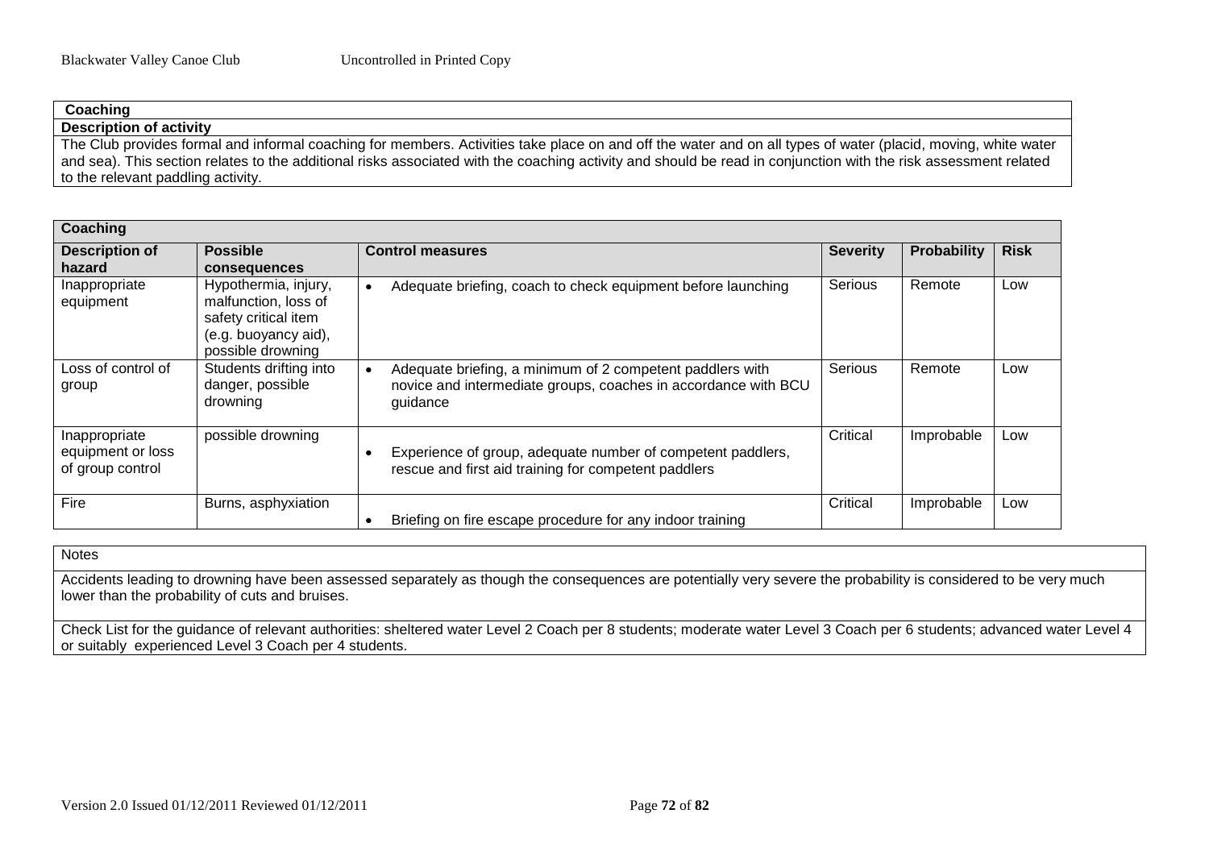**Coaching**

**Description of activity**

The Club provides formal and informal coaching for members. Activities take place on and off the water and on all types of water (placid, moving, white water and sea). This section relates to the additional risks associated with the coaching activity and should be read in conjunction with the risk assessment related to the relevant paddling activity.

| **Coaching** | | | | | |
|---|---|---|---|---|---|
| **Description of hazard** | **Possible consequences** | **Control measures** | **Severity** | **Probability** | **Risk** |
| Inappropriate equipment | Hypothermia, injury, malfunction, loss of safety critical item (e.g. buoyancy aid), possible drowning | • Adequate briefing, coach to check equipment before launching | Serious | Remote | Low |
| Loss of control of group | Students drifting into danger, possible drowning | • Adequate briefing, a minimum of 2 competent paddlers with novice and intermediate groups, coaches in accordance with BCU guidance | Serious | Remote | Low |
| Inappropriate equipment or loss of group control | possible drowning | • Experience of group, adequate number of competent paddlers, rescue and first aid training for competent paddlers | Critical | Improbable | Low |
| Fire | Burns, asphyxiation | • Briefing on fire escape procedure for any indoor training | Critical | Improbable | Low |

Notes

Accidents leading to drowning have been assessed separately as though the consequences are potentially very severe the probability is considered to be very much lower than the probability of cuts and bruises.

Check List for the guidance of relevant authorities: sheltered water Level 2 Coach per 8 students; moderate water Level 3 Coach per 6 students; advanced water Level 4 or suitably experienced Level 3 Coach per 4 students.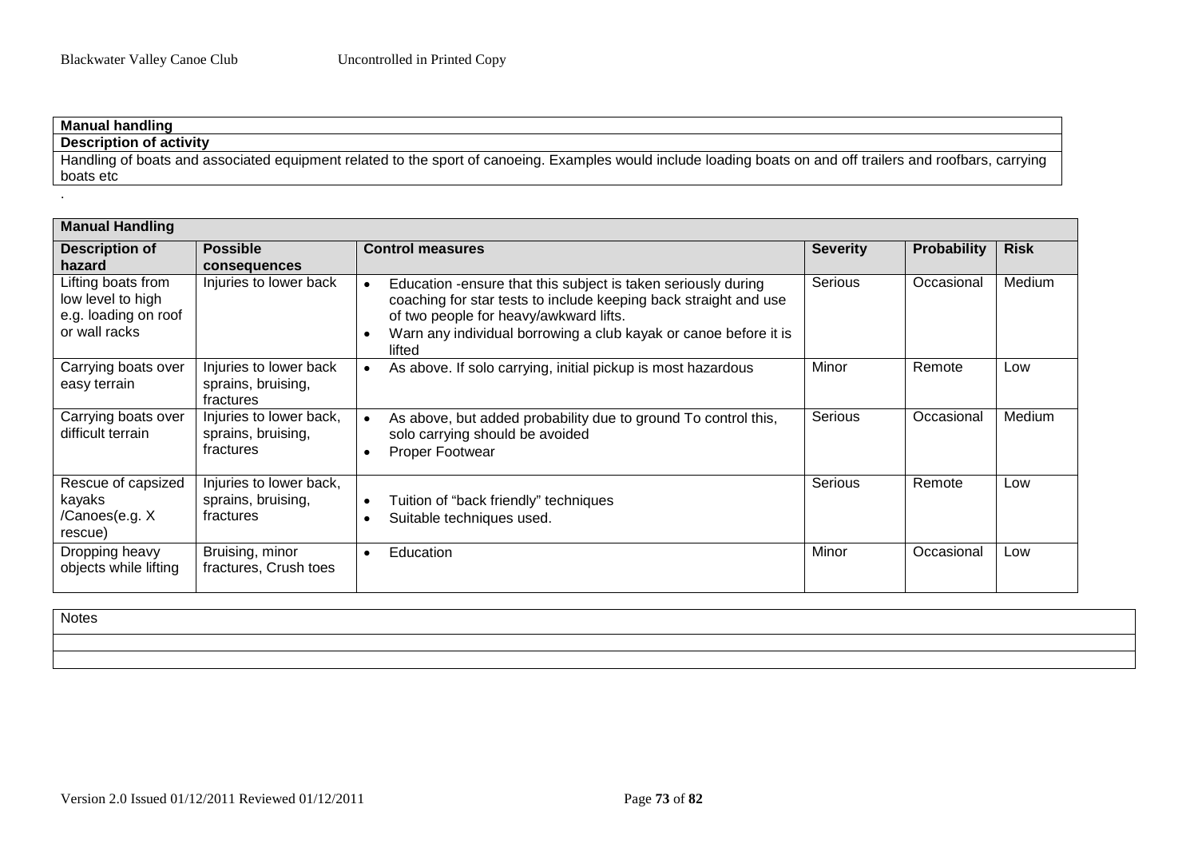**Manual handling**

**Description of activity**

Handling of boats and associated equipment related to the sport of canoeing. Examples would include loading boats on and off trailers and roofbars, carrying boats etc

.

| **Manual Handling** | | | | | |
|---|---|---|---|---|---|
| **Description of hazard** | **Possible consequences** | **Control measures** | **Severity** | **Probability** | **Risk** |
| Lifting boats from low level to high e.g. loading on roof or wall racks | Injuries to lower back | • Education -ensure that this subject is taken seriously during coaching for star tests to include keeping back straight and use of two people for heavy/awkward lifts.<br>• Warn any individual borrowing a club kayak or canoe before it is lifted | Serious | Occasional | Medium |
| Carrying boats over easy terrain | Injuries to lower back sprains, bruising, fractures | • As above. If solo carrying, initial pickup is most hazardous | Minor | Remote | Low |
| Carrying boats over difficult terrain | Injuries to lower back, sprains, bruising, fractures | • As above, but added probability due to ground To control this, solo carrying should be avoided<br>• Proper Footwear | Serious | Occasional | Medium |
| Rescue of capsized kayaks /Canoes(e.g. X rescue) | Injuries to lower back, sprains, bruising, fractures | • Tuition of "back friendly" techniques<br>• Suitable techniques used. | Serious | Remote | Low |
| Dropping heavy objects while lifting | Bruising, minor fractures, Crush toes | • Education | Minor | Occasional | Low |

| Notes |
|---|
| |
| |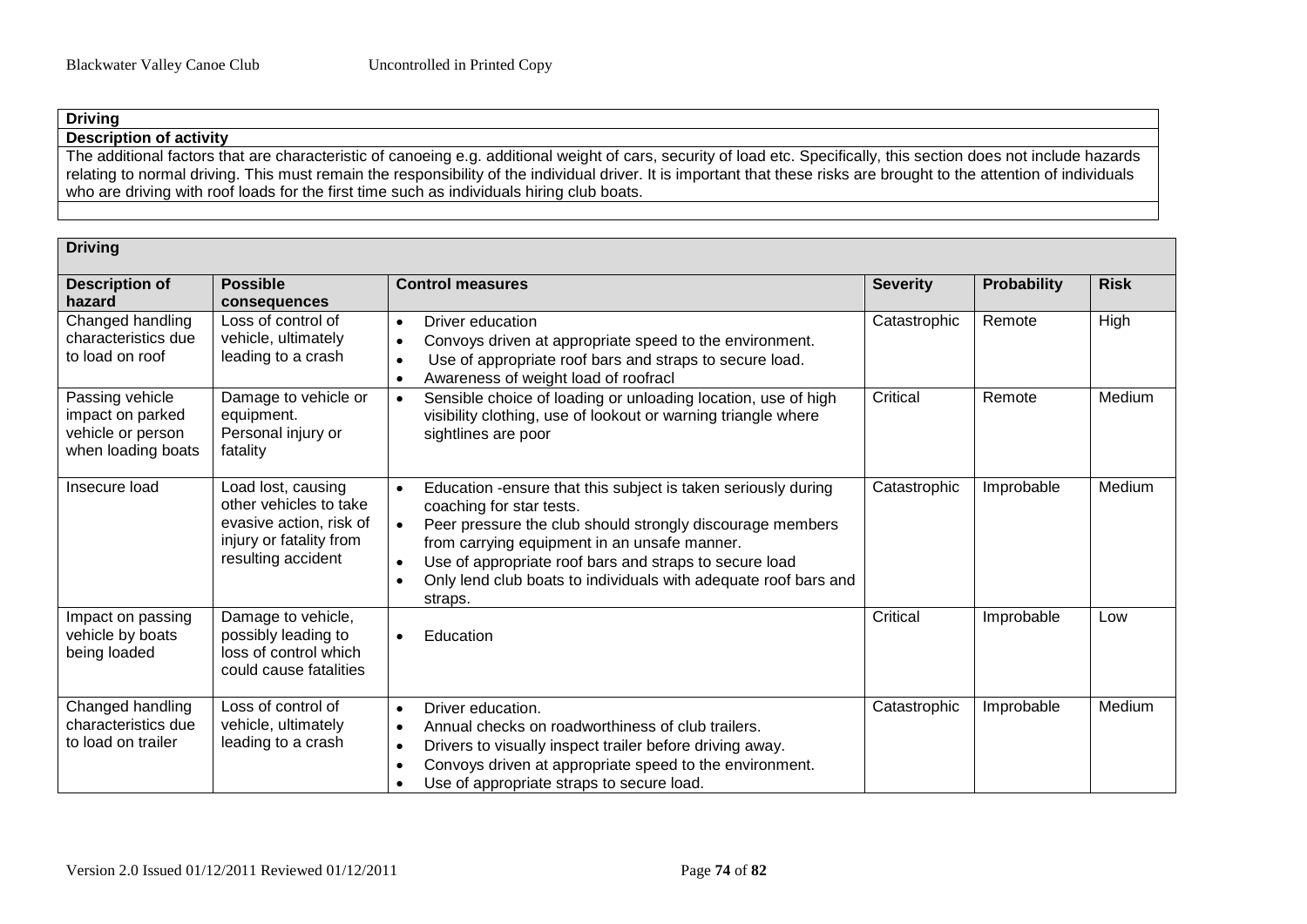| Driving |
|---|
| **Description of activity** |
| The additional factors that are characteristic of canoeing e.g. additional weight of cars, security of load etc. Specifically, this section does not include hazards relating to normal driving. This must remain the responsibility of the individual driver. It is important that these risks are brought to the attention of individuals who are driving with roof loads for the first time such as individuals hiring club boats. |

**Driving**

| Description of hazard | Possible consequences | Control measures | Severity | Probability | Risk |
|---|---|---|---|---|---|
| Changed handling characteristics due to load on roof | Loss of control of vehicle, ultimately leading to a crash | • Driver education<br>• Convoys driven at appropriate speed to the environment.<br>• Use of appropriate roof bars and straps to secure load.<br>• Awareness of weight load of roofracl | Catastrophic | Remote | High |
| Passing vehicle impact on parked vehicle or person when loading boats | Damage to vehicle or equipment.<br>Personal injury or fatality | • Sensible choice of loading or unloading location, use of high visibility clothing, use of lookout or warning triangle where sightlines are poor | Critical | Remote | Medium |
| Insecure load | Load lost, causing other vehicles to take evasive action, risk of injury or fatality from resulting accident | • Education -ensure that this subject is taken seriously during coaching for star tests.<br>• Peer pressure the club should strongly discourage members from carrying equipment in an unsafe manner.<br>• Use of appropriate roof bars and straps to secure load<br>• Only lend club boats to individuals with adequate roof bars and straps. | Catastrophic | Improbable | Medium |
| Impact on passing vehicle by boats being loaded | Damage to vehicle, possibly leading to loss of control which could cause fatalities | • Education | Critical | Improbable | Low |
| Changed handling characteristics due to load on trailer | Loss of control of vehicle, ultimately leading to a crash | • Driver education.<br>• Annual checks on roadworthiness of club trailers.<br>• Drivers to visually inspect trailer before driving away.<br>• Convoys driven at appropriate speed to the environment.<br>• Use of appropriate straps to secure load. | Catastrophic | Improbable | Medium |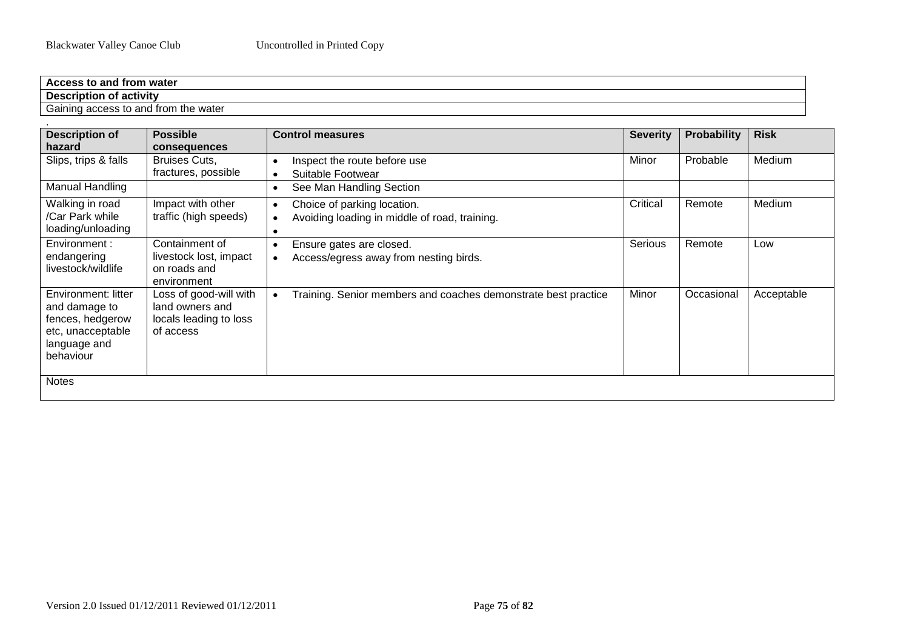| **Access to and from water** |
|---|
| **Description of activity** |
| Gaining access to and from the water |

.

| Description of hazard | Possible consequences | Control measures | Severity | Probability | Risk |
|---|---|---|---|---|---|
| Slips, trips & falls | Bruises Cuts, fractures, possible | • Inspect the route before use<br>• Suitable Footwear | Minor | Probable | Medium |
| Manual Handling | | • See Man Handling Section | | | |
| Walking in road /Car Park while loading/unloading | Impact with other traffic (high speeds) | • Choice of parking location.<br>• Avoiding loading in middle of road, training.<br>• | Critical | Remote | Medium |
| Environment : endangering livestock/wildlife | Containment of livestock lost, impact on roads and environment | • Ensure gates are closed.<br>• Access/egress away from nesting birds. | Serious | Remote | Low |
| Environment: litter and damage to fences, hedgerow etc, unacceptable language and behaviour | Loss of good-will with land owners and locals leading to loss of access | • Training. Senior members and coaches demonstrate best practice | Minor | Occasional | Acceptable |
| Notes | | | | | |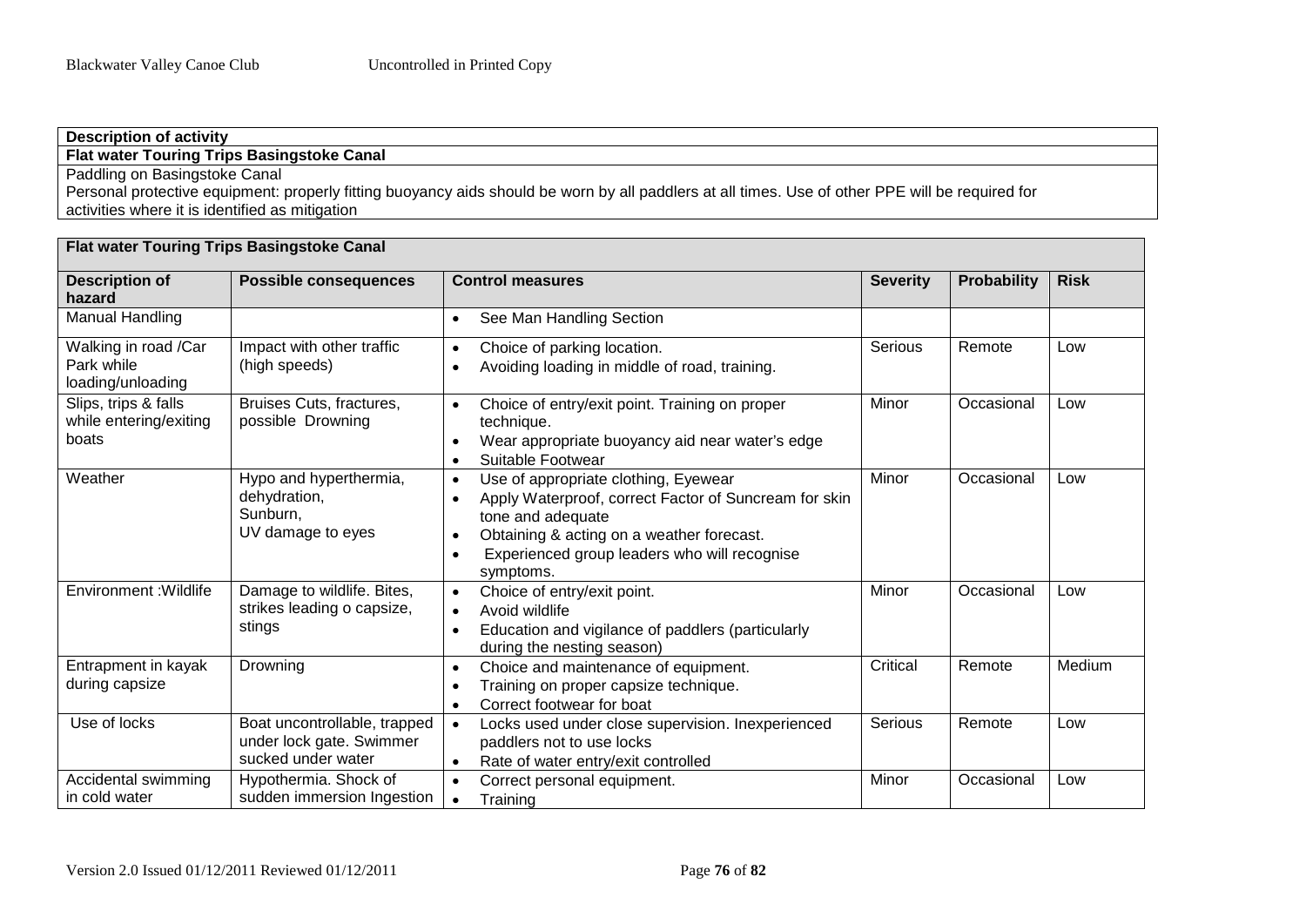| **Description of activity** |
|---|
| **Flat water Touring Trips Basingstoke Canal** |
| Paddling on Basingstoke Canal<br>Personal protective equipment: properly fitting buoyancy aids should be worn by all paddlers at all times. Use of other PPE will be required for activities where it is identified as mitigation |

| **Flat water Touring Trips Basingstoke Canal** | | | | | |
|---|---|---|---|---|---|
| **Description of hazard** | **Possible consequences** | **Control measures** | **Severity** | **Probability** | **Risk** |
| Manual Handling | | • See Man Handling Section | | | |
| Walking in road /Car Park while loading/unloading | Impact with other traffic (high speeds) | • Choice of parking location.<br>• Avoiding loading in middle of road, training. | Serious | Remote | Low |
| Slips, trips & falls while entering/exiting boats | Bruises Cuts, fractures, possible Drowning | • Choice of entry/exit point. Training on proper technique.<br>• Wear appropriate buoyancy aid near water's edge<br>• Suitable Footwear | Minor | Occasional | Low |
| Weather | Hypo and hyperthermia, dehydration, Sunburn, UV damage to eyes | • Use of appropriate clothing, Eyewear<br>• Apply Waterproof, correct Factor of Suncream for skin tone and adequate<br>• Obtaining & acting on a weather forecast.<br>• Experienced group leaders who will recognise symptoms. | Minor | Occasional | Low |
| Environment :Wildlife | Damage to wildlife. Bites, strikes leading o capsize, stings | • Choice of entry/exit point.<br>• Avoid wildlife<br>• Education and vigilance of paddlers (particularly during the nesting season) | Minor | Occasional | Low |
| Entrapment in kayak during capsize | Drowning | • Choice and maintenance of equipment.<br>• Training on proper capsize technique.<br>• Correct footwear for boat | Critical | Remote | Medium |
| Use of locks | Boat uncontrollable, trapped under lock gate. Swimmer sucked under water | • Locks used under close supervision. Inexperienced paddlers not to use locks<br>• Rate of water entry/exit controlled | Serious | Remote | Low |
| Accidental swimming in cold water | Hypothermia. Shock of sudden immersion Ingestion | • Correct personal equipment.<br>• Training | Minor | Occasional | Low |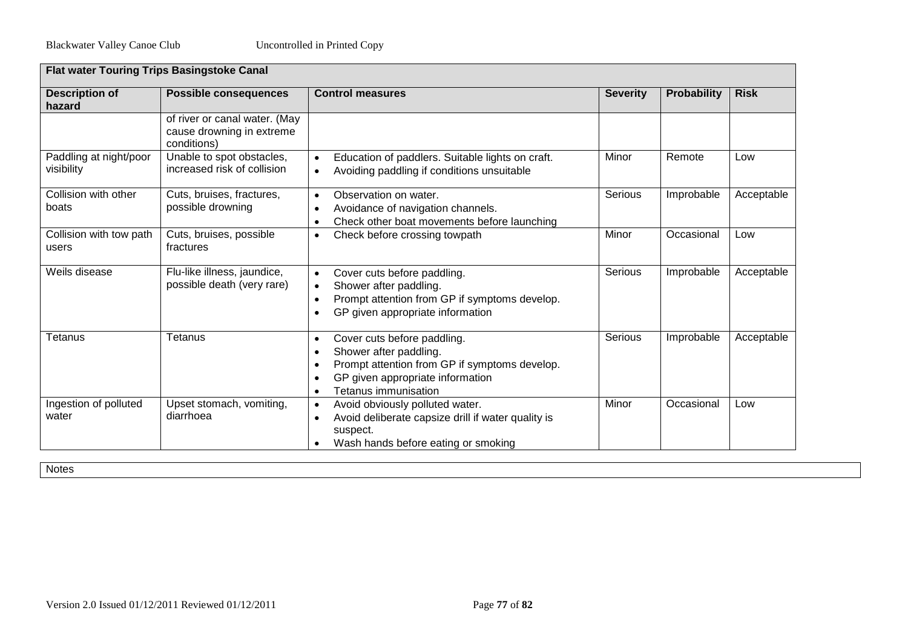| **Flat water Touring Trips Basingstoke Canal** | | | | | |
|---|---|---|---|---|---|
| **Description of hazard** | **Possible consequences** | **Control measures** | **Severity** | **Probability** | **Risk** |
| | of river or canal water. (May cause drowning in extreme conditions) | | | | |
| Paddling at night/poor visibility | Unable to spot obstacles, increased risk of collision | • Education of paddlers. Suitable lights on craft.<br>• Avoiding paddling if conditions unsuitable | Minor | Remote | Low |
| Collision with other boats | Cuts, bruises, fractures, possible drowning | • Observation on water.<br>• Avoidance of navigation channels.<br>• Check other boat movements before launching | Serious | Improbable | Acceptable |
| Collision with tow path users | Cuts, bruises, possible fractures | • Check before crossing towpath | Minor | Occasional | Low |
| Weils disease | Flu-like illness, jaundice, possible death (very rare) | • Cover cuts before paddling.<br>• Shower after paddling.<br>• Prompt attention from GP if symptoms develop.<br>• GP given appropriate information | Serious | Improbable | Acceptable |
| Tetanus | Tetanus | • Cover cuts before paddling.<br>• Shower after paddling.<br>• Prompt attention from GP if symptoms develop.<br>• GP given appropriate information<br>• Tetanus immunisation | Serious | Improbable | Acceptable |
| Ingestion of polluted water | Upset stomach, vomiting, diarrhoea | • Avoid obviously polluted water.<br>• Avoid deliberate capsize drill if water quality is suspect.<br>• Wash hands before eating or smoking | Minor | Occasional | Low |

| Notes |
|---|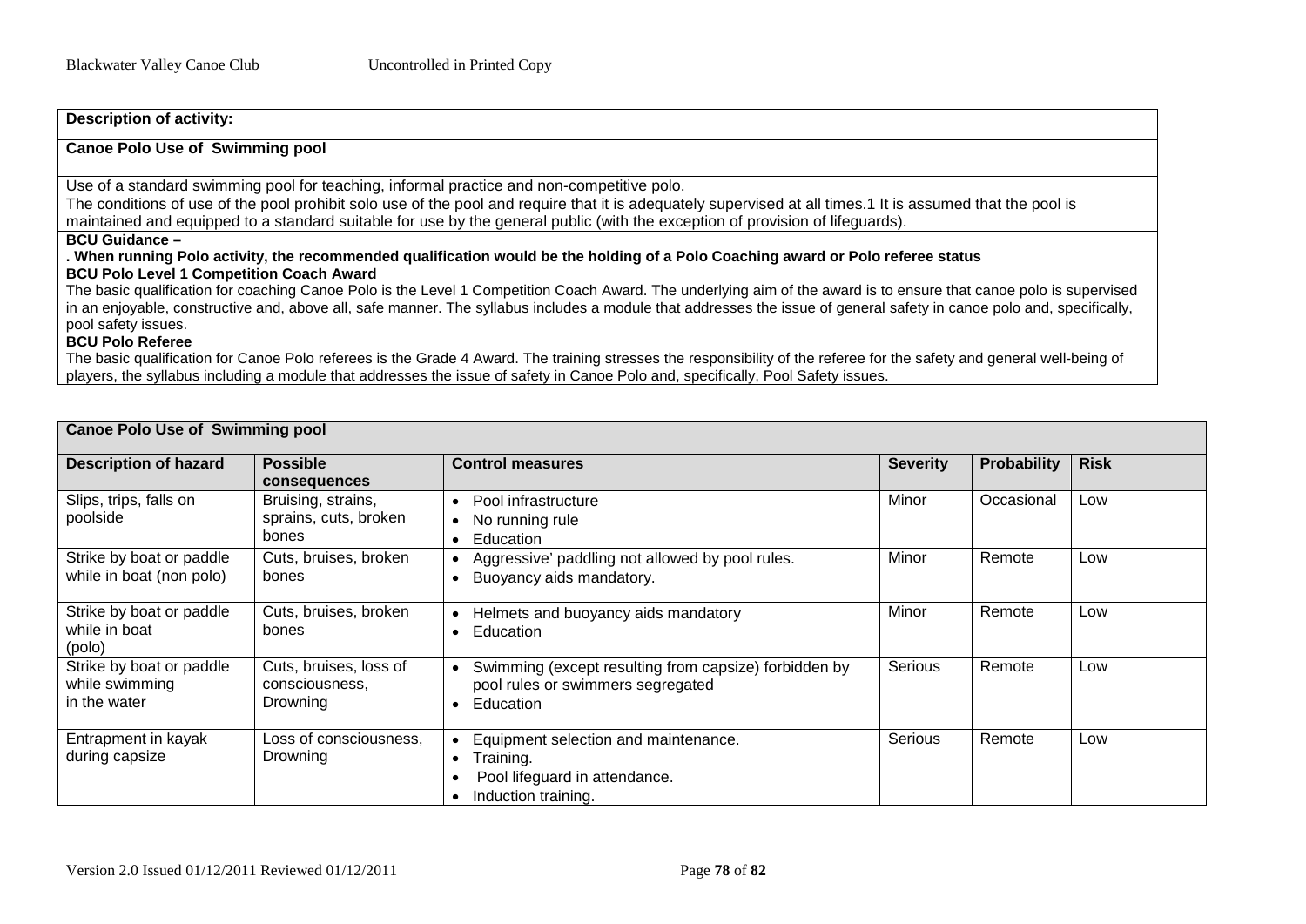**Description of activity:**

**Canoe Polo Use of Swimming pool**

Use of a standard swimming pool for teaching, informal practice and non-competitive polo.
The conditions of use of the pool prohibit solo use of the pool and require that it is adequately supervised at all times.1 It is assumed that the pool is maintained and equipped to a standard suitable for use by the general public (with the exception of provision of lifeguards).

**BCU Guidance –**

**. When running Polo activity, the recommended qualification would be the holding of a Polo Coaching award or Polo referee status**

**BCU Polo Level 1 Competition Coach Award**

The basic qualification for coaching Canoe Polo is the Level 1 Competition Coach Award. The underlying aim of the award is to ensure that canoe polo is supervised in an enjoyable, constructive and, above all, safe manner. The syllabus includes a module that addresses the issue of general safety in canoe polo and, specifically, pool safety issues.

**BCU Polo Referee**

The basic qualification for Canoe Polo referees is the Grade 4 Award. The training stresses the responsibility of the referee for the safety and general well-being of players, the syllabus including a module that addresses the issue of safety in Canoe Polo and, specifically, Pool Safety issues.

**Canoe Polo Use of Swimming pool**

| Description of hazard | Possible consequences | Control measures | Severity | Probability | Risk |
|---|---|---|---|---|---|
| Slips, trips, falls on poolside | Bruising, strains, sprains, cuts, broken bones | • Pool infrastructure<br>• No running rule<br>• Education | Minor | Occasional | Low |
| Strike by boat or paddle while in boat (non polo) | Cuts, bruises, broken bones | • Aggressive' paddling not allowed by pool rules.<br>• Buoyancy aids mandatory. | Minor | Remote | Low |
| Strike by boat or paddle while in boat (polo) | Cuts, bruises, broken bones | • Helmets and buoyancy aids mandatory<br>• Education | Minor | Remote | Low |
| Strike by boat or paddle while swimming in the water | Cuts, bruises, loss of consciousness, Drowning | • Swimming (except resulting from capsize) forbidden by pool rules or swimmers segregated<br>• Education | Serious | Remote | Low |
| Entrapment in kayak during capsize | Loss of consciousness, Drowning | • Equipment selection and maintenance.<br>• Training.<br>• Pool lifeguard in attendance.<br>• Induction training. | Serious | Remote | Low |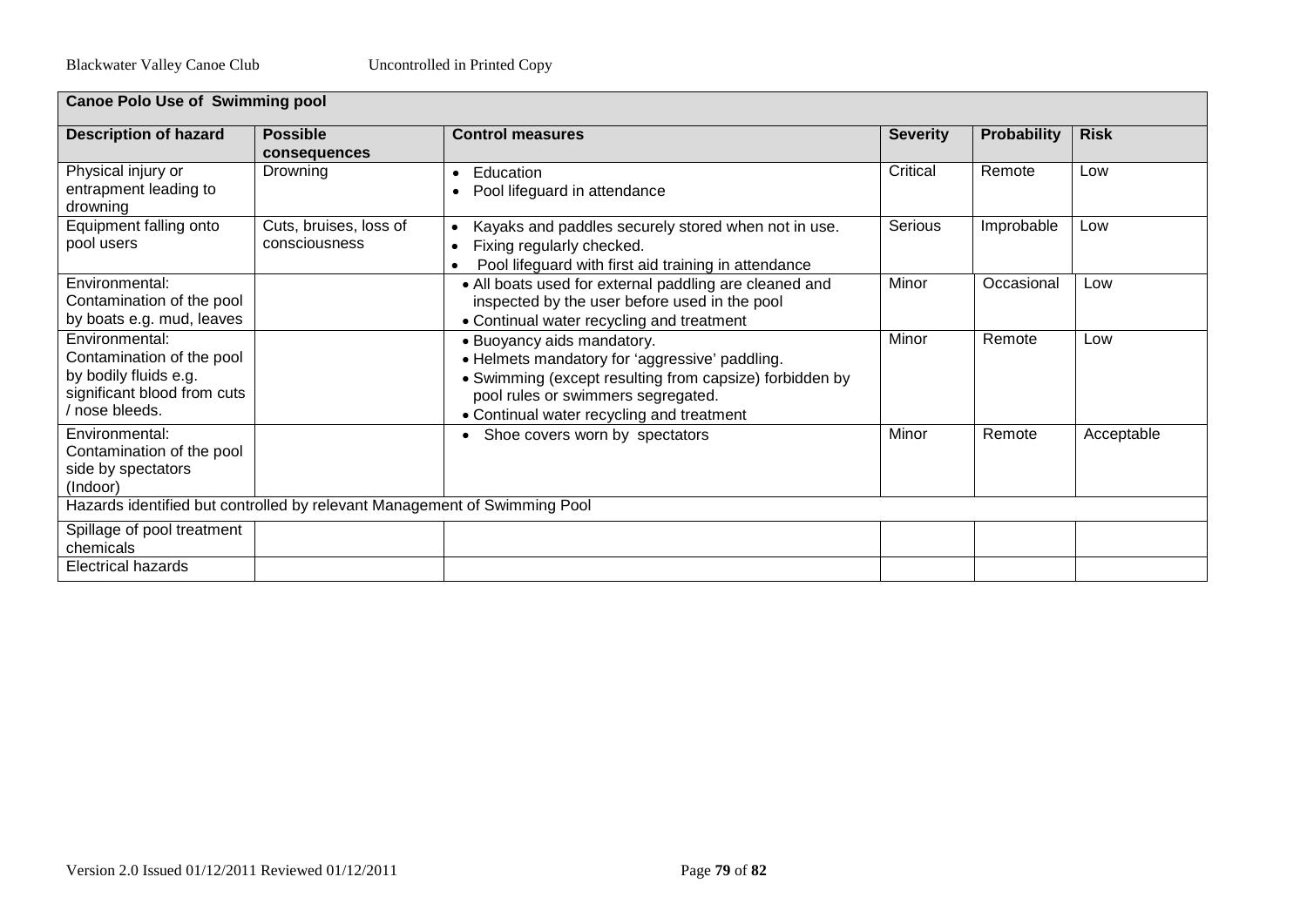| Canoe Polo Use of Swimming pool | | | | | |
|---|---|---|---|---|---|
| **Description of hazard** | **Possible consequences** | **Control measures** | **Severity** | **Probability** | **Risk** |
| Physical injury or entrapment leading to drowning | Drowning | • Education<br>• Pool lifeguard in attendance | Critical | Remote | Low |
| Equipment falling onto pool users | Cuts, bruises, loss of consciousness | • Kayaks and paddles securely stored when not in use.<br>• Fixing regularly checked.<br>• Pool lifeguard with first aid training in attendance | Serious | Improbable | Low |
| Environmental: Contamination of the pool by boats e.g. mud, leaves | | • All boats used for external paddling are cleaned and inspected by the user before used in the pool<br>• Continual water recycling and treatment | Minor | Occasional | Low |
| Environmental: Contamination of the pool by bodily fluids e.g. significant blood from cuts / nose bleeds. | | • Buoyancy aids mandatory.<br>• Helmets mandatory for 'aggressive' paddling.<br>• Swimming (except resulting from capsize) forbidden by pool rules or swimmers segregated.<br>• Continual water recycling and treatment | Minor | Remote | Low |
| Environmental: Contamination of the pool side by spectators (Indoor) | | • Shoe covers worn by spectators | Minor | Remote | Acceptable |
| Hazards identified but controlled by relevant Management of Swimming Pool | | | | | |
| Spillage of pool treatment chemicals | | | | | |
| Electrical hazards | | | | | |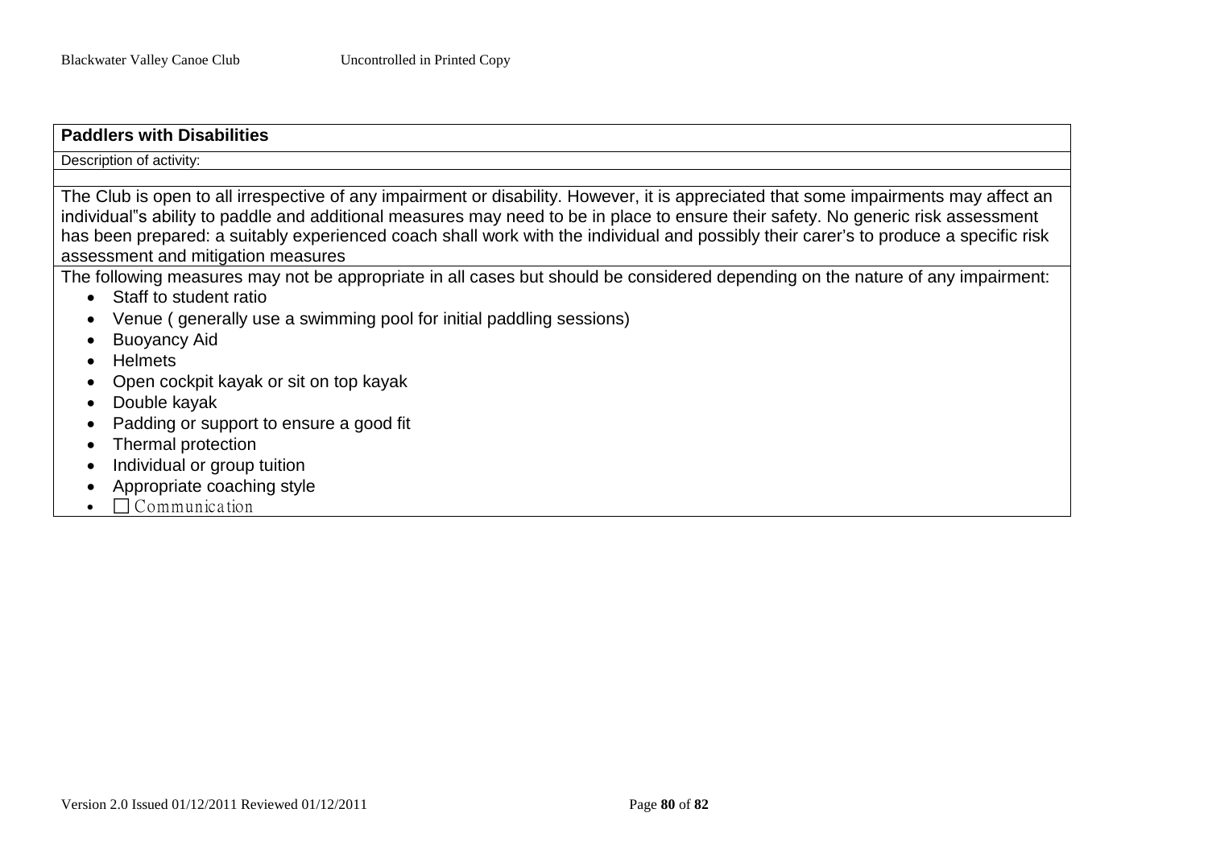**Paddlers with Disabilities**

Description of activity:

The Club is open to all irrespective of any impairment or disability. However, it is appreciated that some impairments may affect an individual"s ability to paddle and additional measures may need to be in place to ensure their safety. No generic risk assessment has been prepared: a suitably experienced coach shall work with the individual and possibly their carer's to produce a specific risk assessment and mitigation measures

The following measures may not be appropriate in all cases but should be considered depending on the nature of any impairment:

- Staff to student ratio
- Venue ( generally use a swimming pool for initial paddling sessions)
- Buoyancy Aid
- Helmets
- Open cockpit kayak or sit on top kayak
- Double kayak
- Padding or support to ensure a good fit
- Thermal protection
- Individual or group tuition
- Appropriate coaching style
- □ Communication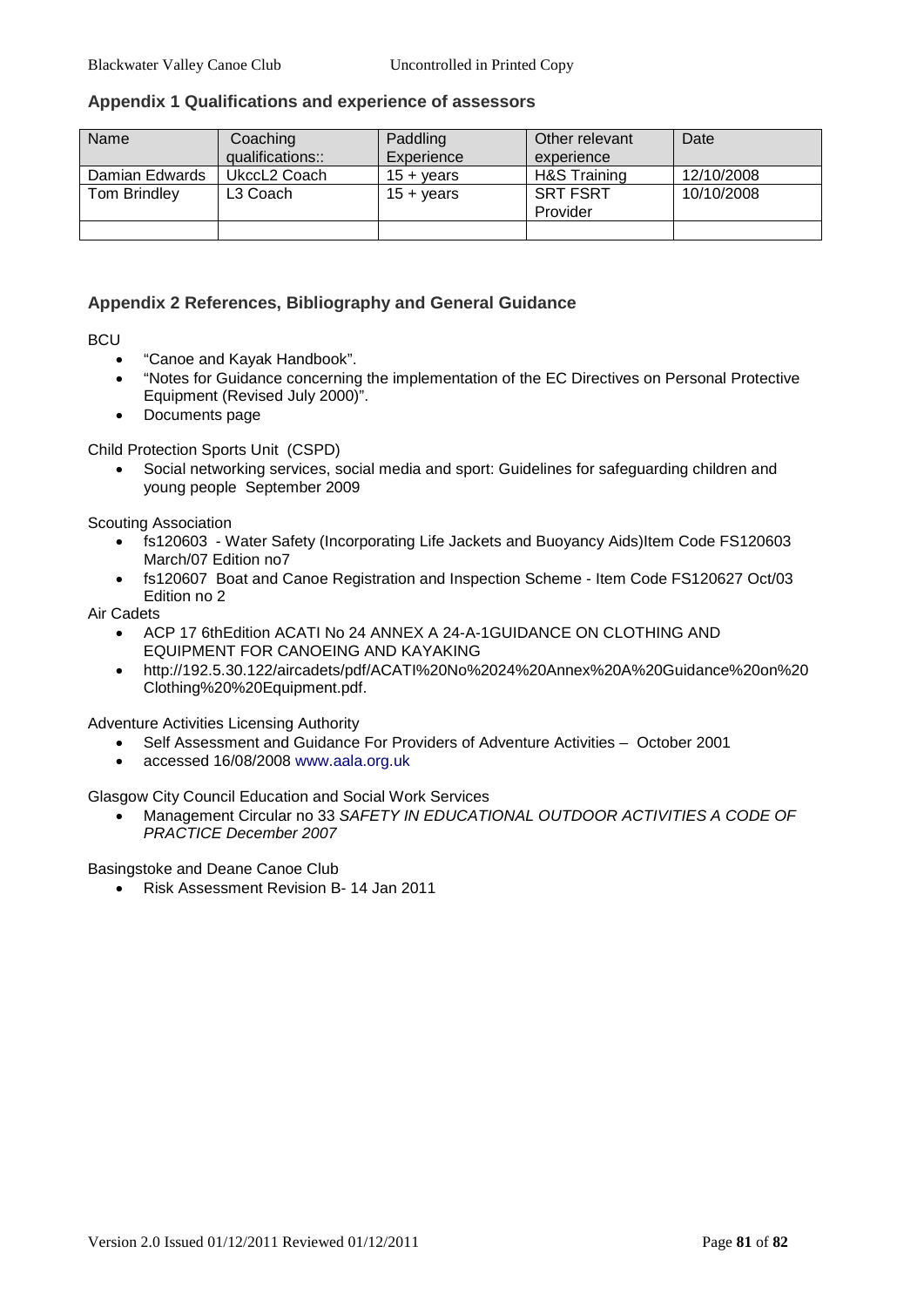## Appendix 1 Qualifications and experience of assessors

| Name | Coaching qualifications:: | Paddling Experience | Other relevant experience | Date |
|---|---|---|---|---|
| Damian Edwards | UkccL2 Coach | 15 + years | H&S Training | 12/10/2008 |
| Tom Brindley | L3 Coach | 15 + years | SRT FSRT Provider | 10/10/2008 |
| | | | | |

## Appendix 2 References, Bibliography and General Guidance

BCU

- "Canoe and Kayak Handbook".
- "Notes for Guidance concerning the implementation of the EC Directives on Personal Protective Equipment (Revised July 2000)".
- Documents page

Child Protection Sports Unit (CSPD)

- Social networking services, social media and sport: Guidelines for safeguarding children and young people September 2009

Scouting Association

- fs120603 - Water Safety (Incorporating Life Jackets and Buoyancy Aids)Item Code FS120603 March/07 Edition no7
- fs120607 Boat and Canoe Registration and Inspection Scheme - Item Code FS120627 Oct/03 Edition no 2

Air Cadets

- ACP 17 6thEdition ACATI No 24 ANNEX A 24-A-1GUIDANCE ON CLOTHING AND EQUIPMENT FOR CANOEING AND KAYAKING
- http://192.5.30.122/aircadets/pdf/ACATI%20No%2024%20Annex%20A%20Guidance%20on%20 Clothing%20%20Equipment.pdf.

Adventure Activities Licensing Authority

- Self Assessment and Guidance For Providers of Adventure Activities – October 2001
- accessed 16/08/2008 www.aala.org.uk

Glasgow City Council Education and Social Work Services

- Management Circular no 33 *SAFETY IN EDUCATIONAL OUTDOOR ACTIVITIES A CODE OF PRACTICE December 2007*

Basingstoke and Deane Canoe Club

- Risk Assessment Revision B- 14 Jan 2011